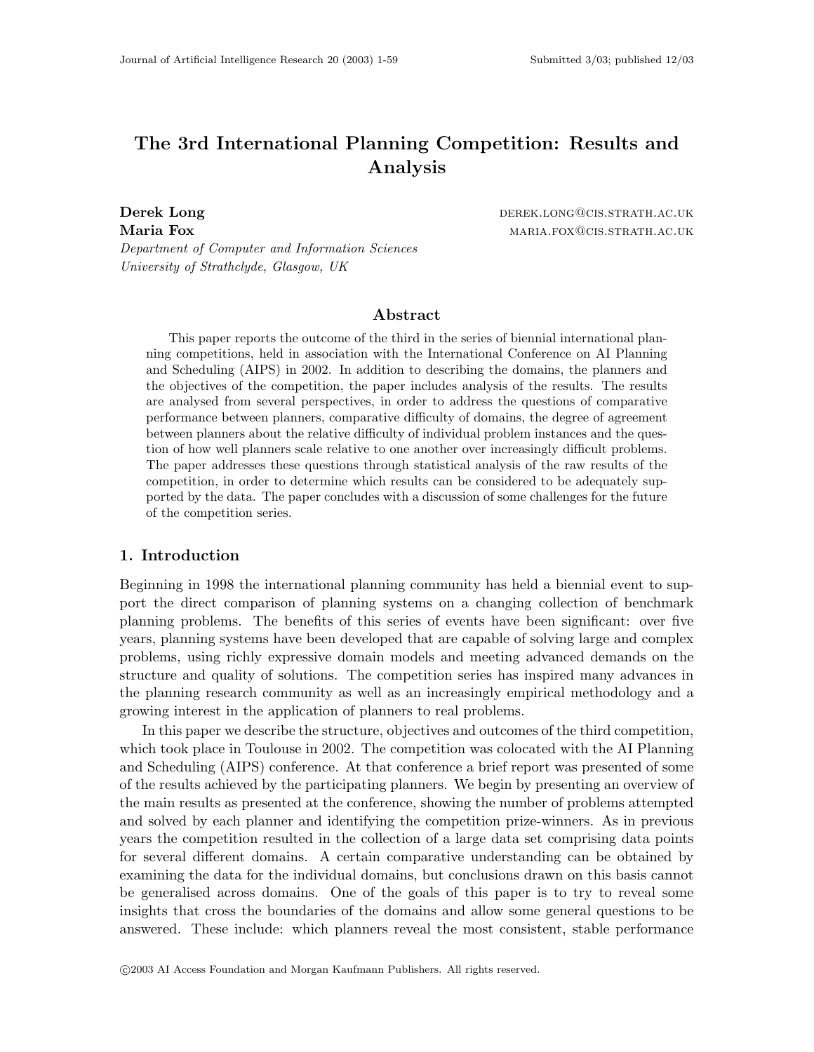# The 3rd International Planning Competition: Results and Analysis

**Derek Long** derek.long@cis.strath.ac.uk
**Maria Fox** maria.fox@cis.strath.ac.uk

*Department of Computer and Information Sciences*
*University of Strathclyde, Glasgow, UK*

## Abstract

This paper reports the outcome of the third in the series of biennial international planning competitions, held in association with the International Conference on AI Planning and Scheduling (AIPS) in 2002. In addition to describing the domains, the planners and the objectives of the competition, the paper includes analysis of the results. The results are analysed from several perspectives, in order to address the questions of comparative performance between planners, comparative difficulty of domains, the degree of agreement between planners about the relative difficulty of individual problem instances and the question of how well planners scale relative to one another over increasingly difficult problems. The paper addresses these questions through statistical analysis of the raw results of the competition, in order to determine which results can be considered to be adequately supported by the data. The paper concludes with a discussion of some challenges for the future of the competition series.

## 1. Introduction

Beginning in 1998 the international planning community has held a biennial event to support the direct comparison of planning systems on a changing collection of benchmark planning problems. The benefits of this series of events have been significant: over five years, planning systems have been developed that are capable of solving large and complex problems, using richly expressive domain models and meeting advanced demands on the structure and quality of solutions. The competition series has inspired many advances in the planning research community as well as an increasingly empirical methodology and a growing interest in the application of planners to real problems.

In this paper we describe the structure, objectives and outcomes of the third competition, which took place in Toulouse in 2002. The competition was colocated with the AI Planning and Scheduling (AIPS) conference. At that conference a brief report was presented of some of the results achieved by the participating planners. We begin by presenting an overview of the main results as presented at the conference, showing the number of problems attempted and solved by each planner and identifying the competition prize-winners. As in previous years the competition resulted in the collection of a large data set comprising data points for several different domains. A certain comparative understanding can be obtained by examining the data for the individual domains, but conclusions drawn on this basis cannot be generalised across domains. One of the goals of this paper is to try to reveal some insights that cross the boundaries of the domains and allow some general questions to be answered. These include: which planners reveal the most consistent, stable performance

©2003 AI Access Foundation and Morgan Kaufmann Publishers. All rights reserved.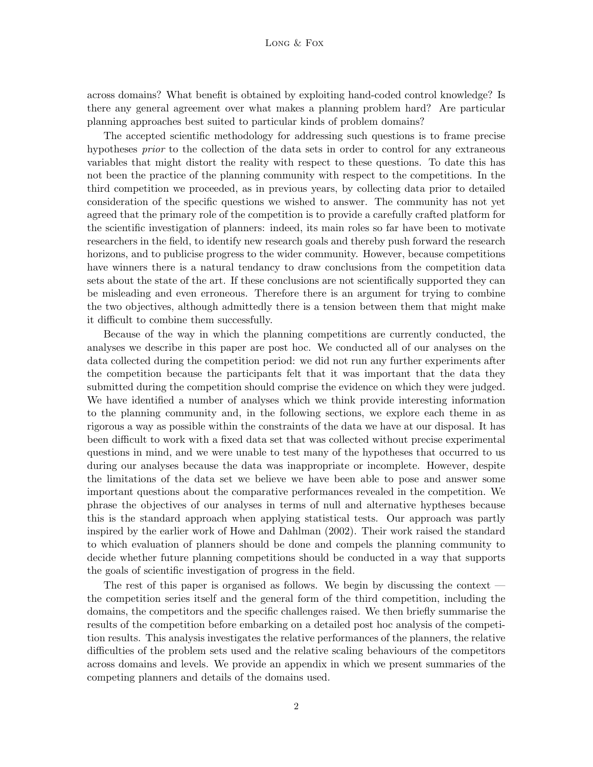across domains? What benefit is obtained by exploiting hand-coded control knowledge? Is there any general agreement over what makes a planning problem hard? Are particular planning approaches best suited to particular kinds of problem domains?

The accepted scientific methodology for addressing such questions is to frame precise hypotheses *prior* to the collection of the data sets in order to control for any extraneous variables that might distort the reality with respect to these questions. To date this has not been the practice of the planning community with respect to the competitions. In the third competition we proceeded, as in previous years, by collecting data prior to detailed consideration of the specific questions we wished to answer. The community has not yet agreed that the primary role of the competition is to provide a carefully crafted platform for the scientific investigation of planners: indeed, its main roles so far have been to motivate researchers in the field, to identify new research goals and thereby push forward the research horizons, and to publicise progress to the wider community. However, because competitions have winners there is a natural tendancy to draw conclusions from the competition data sets about the state of the art. If these conclusions are not scientifically supported they can be misleading and even erroneous. Therefore there is an argument for trying to combine the two objectives, although admittedly there is a tension between them that might make it difficult to combine them successfully.

Because of the way in which the planning competitions are currently conducted, the analyses we describe in this paper are post hoc. We conducted all of our analyses on the data collected during the competition period: we did not run any further experiments after the competition because the participants felt that it was important that the data they submitted during the competition should comprise the evidence on which they were judged. We have identified a number of analyses which we think provide interesting information to the planning community and, in the following sections, we explore each theme in as rigorous a way as possible within the constraints of the data we have at our disposal. It has been difficult to work with a fixed data set that was collected without precise experimental questions in mind, and we were unable to test many of the hypotheses that occurred to us during our analyses because the data was inappropriate or incomplete. However, despite the limitations of the data set we believe we have been able to pose and answer some important questions about the comparative performances revealed in the competition. We phrase the objectives of our analyses in terms of null and alternative hyptheses because this is the standard approach when applying statistical tests. Our approach was partly inspired by the earlier work of Howe and Dahlman (2002). Their work raised the standard to which evaluation of planners should be done and compels the planning community to decide whether future planning competitions should be conducted in a way that supports the goals of scientific investigation of progress in the field.

The rest of this paper is organised as follows. We begin by discussing the context — the competition series itself and the general form of the third competition, including the domains, the competitors and the specific challenges raised. We then briefly summarise the results of the competition before embarking on a detailed post hoc analysis of the competition results. This analysis investigates the relative performances of the planners, the relative difficulties of the problem sets used and the relative scaling behaviours of the competitors across domains and levels. We provide an appendix in which we present summaries of the competing planners and details of the domains used.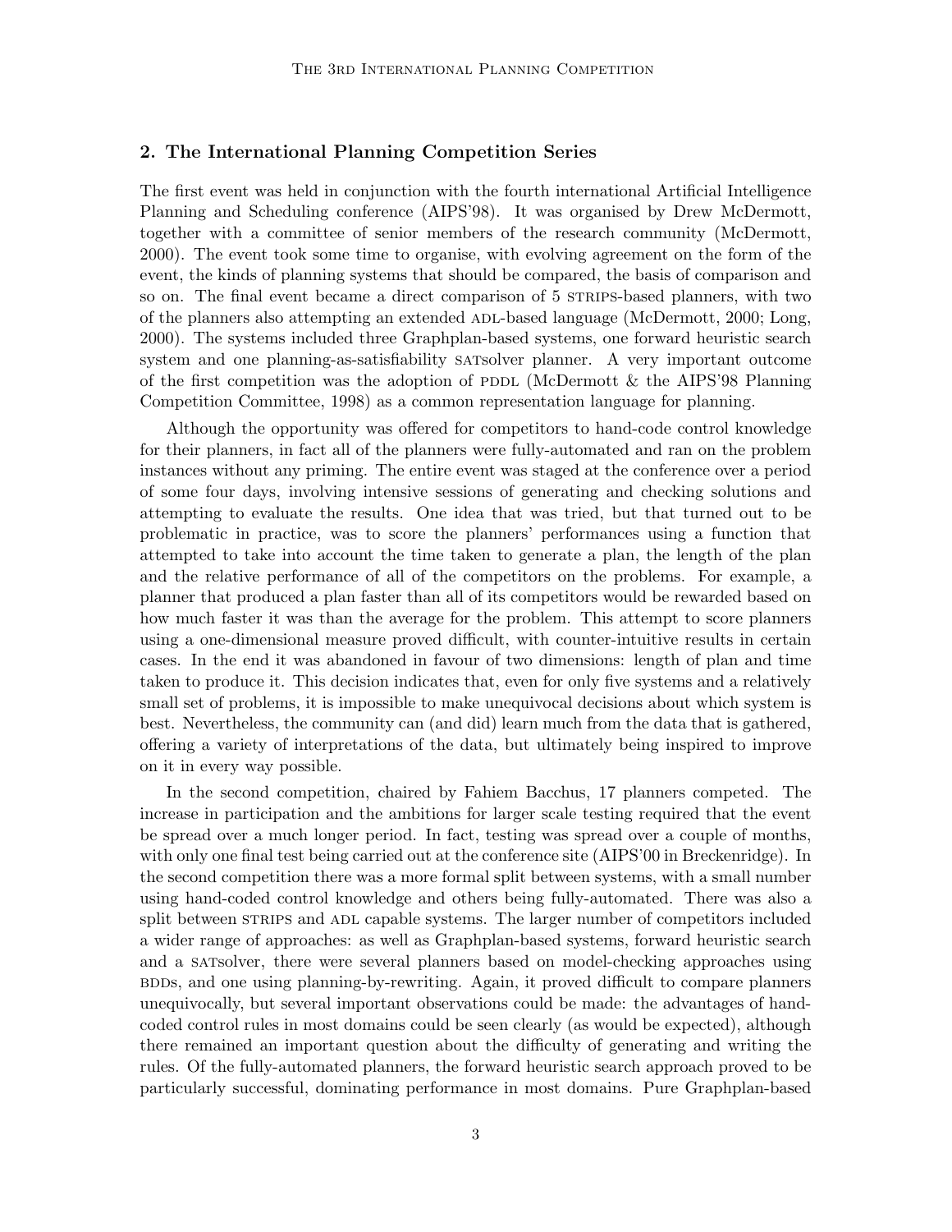## 2. The International Planning Competition Series

The first event was held in conjunction with the fourth international Artificial Intelligence Planning and Scheduling conference (AIPS'98). It was organised by Drew McDermott, together with a committee of senior members of the research community (McDermott, 2000). The event took some time to organise, with evolving agreement on the form of the event, the kinds of planning systems that should be compared, the basis of comparison and so on. The final event became a direct comparison of 5 STRIPS-based planners, with two of the planners also attempting an extended ADL-based language (McDermott, 2000; Long, 2000). The systems included three Graphplan-based systems, one forward heuristic search system and one planning-as-satisfiability SATsolver planner. A very important outcome of the first competition was the adoption of PDDL (McDermott & the AIPS'98 Planning Competition Committee, 1998) as a common representation language for planning.

Although the opportunity was offered for competitors to hand-code control knowledge for their planners, in fact all of the planners were fully-automated and ran on the problem instances without any priming. The entire event was staged at the conference over a period of some four days, involving intensive sessions of generating and checking solutions and attempting to evaluate the results. One idea that was tried, but that turned out to be problematic in practice, was to score the planners' performances using a function that attempted to take into account the time taken to generate a plan, the length of the plan and the relative performance of all of the competitors on the problems. For example, a planner that produced a plan faster than all of its competitors would be rewarded based on how much faster it was than the average for the problem. This attempt to score planners using a one-dimensional measure proved difficult, with counter-intuitive results in certain cases. In the end it was abandoned in favour of two dimensions: length of plan and time taken to produce it. This decision indicates that, even for only five systems and a relatively small set of problems, it is impossible to make unequivocal decisions about which system is best. Nevertheless, the community can (and did) learn much from the data that is gathered, offering a variety of interpretations of the data, but ultimately being inspired to improve on it in every way possible.

In the second competition, chaired by Fahiem Bacchus, 17 planners competed. The increase in participation and the ambitions for larger scale testing required that the event be spread over a much longer period. In fact, testing was spread over a couple of months, with only one final test being carried out at the conference site (AIPS'00 in Breckenridge). In the second competition there was a more formal split between systems, with a small number using hand-coded control knowledge and others being fully-automated. There was also a split between STRIPS and ADL capable systems. The larger number of competitors included a wider range of approaches: as well as Graphplan-based systems, forward heuristic search and a SATsolver, there were several planners based on model-checking approaches using BDDs, and one using planning-by-rewriting. Again, it proved difficult to compare planners unequivocally, but several important observations could be made: the advantages of hand-coded control rules in most domains could be seen clearly (as would be expected), although there remained an important question about the difficulty of generating and writing the rules. Of the fully-automated planners, the forward heuristic search approach proved to be particularly successful, dominating performance in most domains. Pure Graphplan-based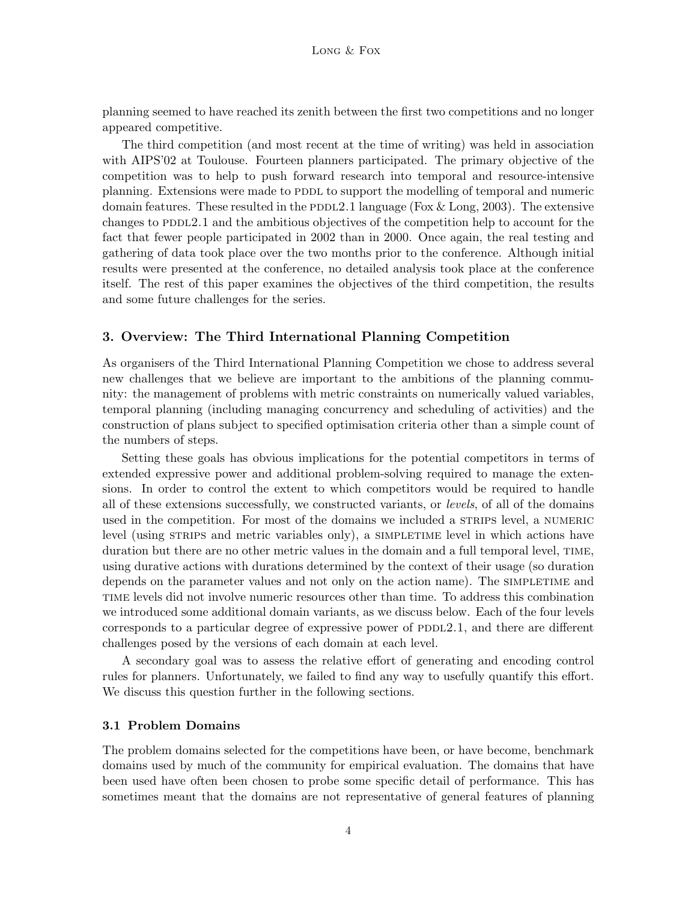planning seemed to have reached its zenith between the first two competitions and no longer appeared competitive.

The third competition (and most recent at the time of writing) was held in association with AIPS'02 at Toulouse. Fourteen planners participated. The primary objective of the competition was to help to push forward research into temporal and resource-intensive planning. Extensions were made to PDDL to support the modelling of temporal and numeric domain features. These resulted in the PDDL2.1 language (Fox & Long, 2003). The extensive changes to PDDL2.1 and the ambitious objectives of the competition help to account for the fact that fewer people participated in 2002 than in 2000. Once again, the real testing and gathering of data took place over the two months prior to the conference. Although initial results were presented at the conference, no detailed analysis took place at the conference itself. The rest of this paper examines the objectives of the third competition, the results and some future challenges for the series.

## 3. Overview: The Third International Planning Competition

As organisers of the Third International Planning Competition we chose to address several new challenges that we believe are important to the ambitions of the planning community: the management of problems with metric constraints on numerically valued variables, temporal planning (including managing concurrency and scheduling of activities) and the construction of plans subject to specified optimisation criteria other than a simple count of the numbers of steps.

Setting these goals has obvious implications for the potential competitors in terms of extended expressive power and additional problem-solving required to manage the extensions. In order to control the extent to which competitors would be required to handle all of these extensions successfully, we constructed variants, or *levels*, of all of the domains used in the competition. For most of the domains we included a STRIPS level, a NUMERIC level (using STRIPS and metric variables only), a SIMPLETIME level in which actions have duration but there are no other metric values in the domain and a full temporal level, TIME, using durative actions with durations determined by the context of their usage (so duration depends on the parameter values and not only on the action name). The SIMPLETIME and TIME levels did not involve numeric resources other than time. To address this combination we introduced some additional domain variants, as we discuss below. Each of the four levels corresponds to a particular degree of expressive power of PDDL2.1, and there are different challenges posed by the versions of each domain at each level.

A secondary goal was to assess the relative effort of generating and encoding control rules for planners. Unfortunately, we failed to find any way to usefully quantify this effort. We discuss this question further in the following sections.

### 3.1 Problem Domains

The problem domains selected for the competitions have been, or have become, benchmark domains used by much of the community for empirical evaluation. The domains that have been used have often been chosen to probe some specific detail of performance. This has sometimes meant that the domains are not representative of general features of planning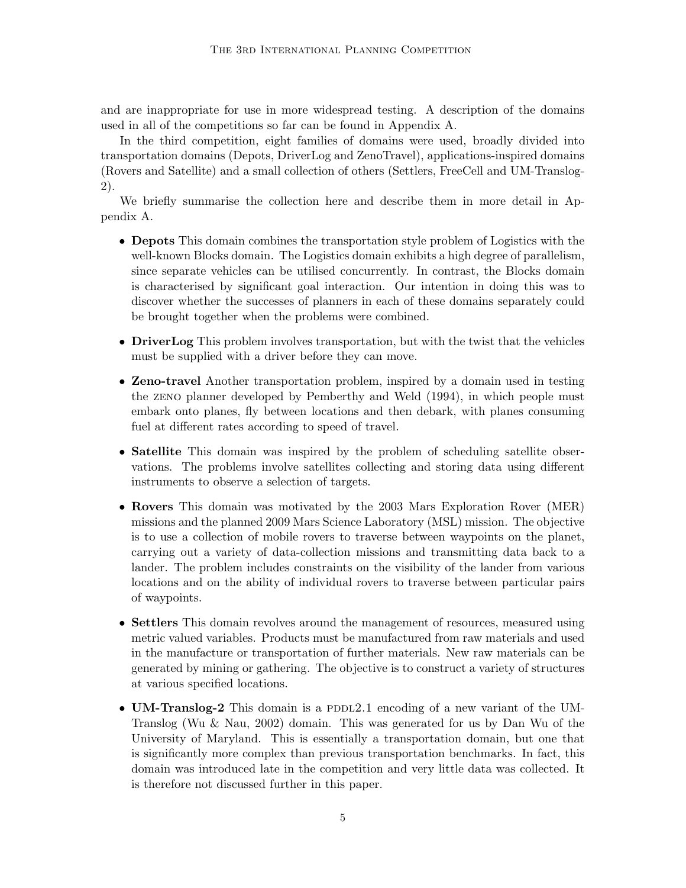and are inappropriate for use in more widespread testing. A description of the domains used in all of the competitions so far can be found in Appendix A.

In the third competition, eight families of domains were used, broadly divided into transportation domains (Depots, DriverLog and ZenoTravel), applications-inspired domains (Rovers and Satellite) and a small collection of others (Settlers, FreeCell and UM-Translog-2).

We briefly summarise the collection here and describe them in more detail in Appendix A.

- **Depots** This domain combines the transportation style problem of Logistics with the well-known Blocks domain. The Logistics domain exhibits a high degree of parallelism, since separate vehicles can be utilised concurrently. In contrast, the Blocks domain is characterised by significant goal interaction. Our intention in doing this was to discover whether the successes of planners in each of these domains separately could be brought together when the problems were combined.
- **DriverLog** This problem involves transportation, but with the twist that the vehicles must be supplied with a driver before they can move.
- **Zeno-travel** Another transportation problem, inspired by a domain used in testing the ZENO planner developed by Pemberthy and Weld (1994), in which people must embark onto planes, fly between locations and then debark, with planes consuming fuel at different rates according to speed of travel.
- **Satellite** This domain was inspired by the problem of scheduling satellite observations. The problems involve satellites collecting and storing data using different instruments to observe a selection of targets.
- **Rovers** This domain was motivated by the 2003 Mars Exploration Rover (MER) missions and the planned 2009 Mars Science Laboratory (MSL) mission. The objective is to use a collection of mobile rovers to traverse between waypoints on the planet, carrying out a variety of data-collection missions and transmitting data back to a lander. The problem includes constraints on the visibility of the lander from various locations and on the ability of individual rovers to traverse between particular pairs of waypoints.
- **Settlers** This domain revolves around the management of resources, measured using metric valued variables. Products must be manufactured from raw materials and used in the manufacture or transportation of further materials. New raw materials can be generated by mining or gathering. The objective is to construct a variety of structures at various specified locations.
- **UM-Translog-2** This domain is a PDDL2.1 encoding of a new variant of the UM-Translog (Wu & Nau, 2002) domain. This was generated for us by Dan Wu of the University of Maryland. This is essentially a transportation domain, but one that is significantly more complex than previous transportation benchmarks. In fact, this domain was introduced late in the competition and very little data was collected. It is therefore not discussed further in this paper.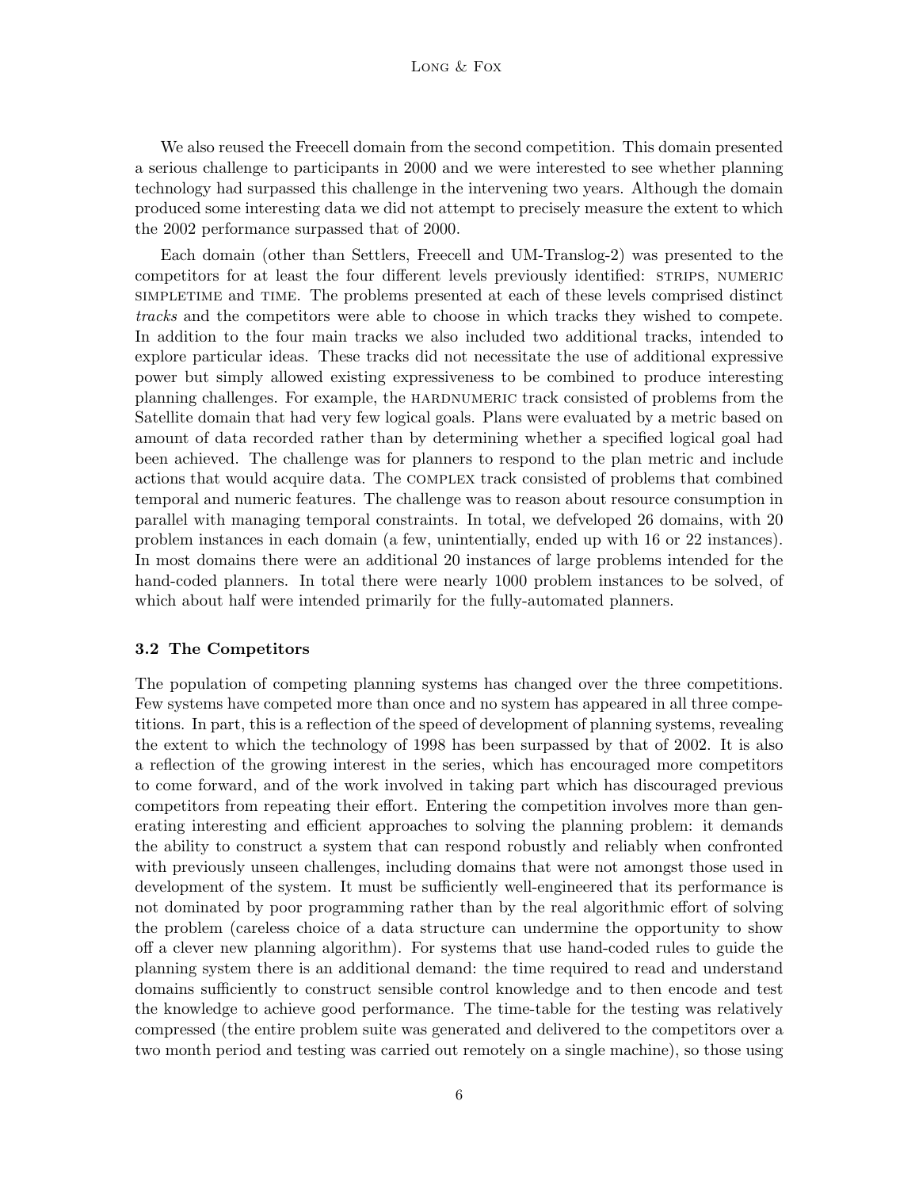We also reused the Freecell domain from the second competition. This domain presented a serious challenge to participants in 2000 and we were interested to see whether planning technology had surpassed this challenge in the intervening two years. Although the domain produced some interesting data we did not attempt to precisely measure the extent to which the 2002 performance surpassed that of 2000.

Each domain (other than Settlers, Freecell and UM-Translog-2) was presented to the competitors for at least the four different levels previously identified: STRIPS, NUMERIC SIMPLETIME and TIME. The problems presented at each of these levels comprised distinct *tracks* and the competitors were able to choose in which tracks they wished to compete. In addition to the four main tracks we also included two additional tracks, intended to explore particular ideas. These tracks did not necessitate the use of additional expressive power but simply allowed existing expressiveness to be combined to produce interesting planning challenges. For example, the HARDNUMERIC track consisted of problems from the Satellite domain that had very few logical goals. Plans were evaluated by a metric based on amount of data recorded rather than by determining whether a specified logical goal had been achieved. The challenge was for planners to respond to the plan metric and include actions that would acquire data. The COMPLEX track consisted of problems that combined temporal and numeric features. The challenge was to reason about resource consumption in parallel with managing temporal constraints. In total, we defveloped 26 domains, with 20 problem instances in each domain (a few, unintentially, ended up with 16 or 22 instances). In most domains there were an additional 20 instances of large problems intended for the hand-coded planners. In total there were nearly 1000 problem instances to be solved, of which about half were intended primarily for the fully-automated planners.

### 3.2 The Competitors

The population of competing planning systems has changed over the three competitions. Few systems have competed more than once and no system has appeared in all three competitions. In part, this is a reflection of the speed of development of planning systems, revealing the extent to which the technology of 1998 has been surpassed by that of 2002. It is also a reflection of the growing interest in the series, which has encouraged more competitors to come forward, and of the work involved in taking part which has discouraged previous competitors from repeating their effort. Entering the competition involves more than generating interesting and efficient approaches to solving the planning problem: it demands the ability to construct a system that can respond robustly and reliably when confronted with previously unseen challenges, including domains that were not amongst those used in development of the system. It must be sufficiently well-engineered that its performance is not dominated by poor programming rather than by the real algorithmic effort of solving the problem (careless choice of a data structure can undermine the opportunity to show off a clever new planning algorithm). For systems that use hand-coded rules to guide the planning system there is an additional demand: the time required to read and understand domains sufficiently to construct sensible control knowledge and to then encode and test the knowledge to achieve good performance. The time-table for the testing was relatively compressed (the entire problem suite was generated and delivered to the competitors over a two month period and testing was carried out remotely on a single machine), so those using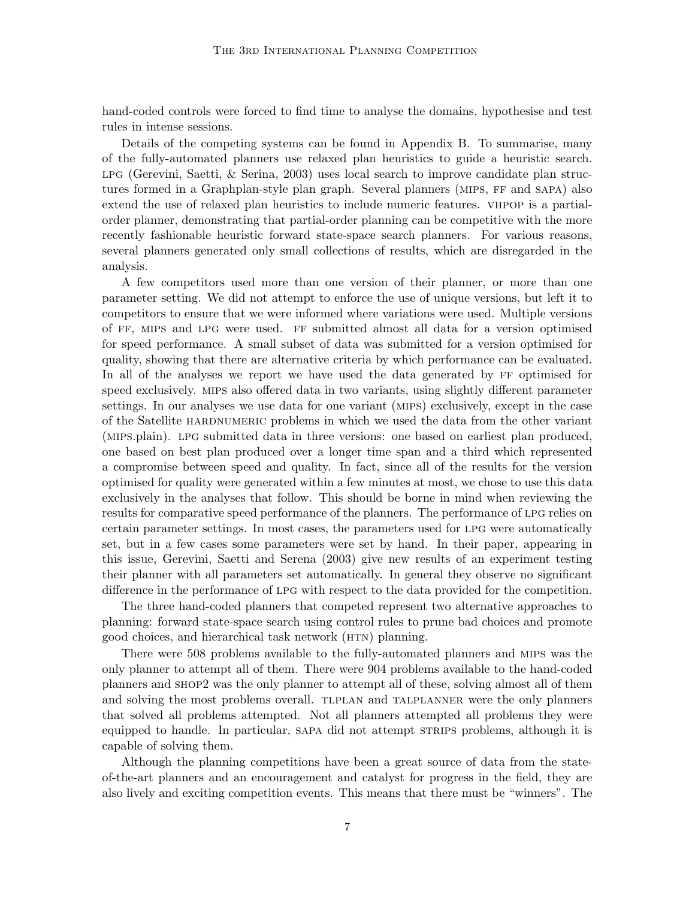hand-coded controls were forced to find time to analyse the domains, hypothesise and test rules in intense sessions.

Details of the competing systems can be found in Appendix B. To summarise, many of the fully-automated planners use relaxed plan heuristics to guide a heuristic search. LPG (Gerevini, Saetti, & Serina, 2003) uses local search to improve candidate plan structures formed in a Graphplan-style plan graph. Several planners (MIPS, FF and SAPA) also extend the use of relaxed plan heuristics to include numeric features. VHPOP is a partial-order planner, demonstrating that partial-order planning can be competitive with the more recently fashionable heuristic forward state-space search planners. For various reasons, several planners generated only small collections of results, which are disregarded in the analysis.

A few competitors used more than one version of their planner, or more than one parameter setting. We did not attempt to enforce the use of unique versions, but left it to competitors to ensure that we were informed where variations were used. Multiple versions of FF, MIPS and LPG were used. FF submitted almost all data for a version optimised for speed performance. A small subset of data was submitted for a version optimised for quality, showing that there are alternative criteria by which performance can be evaluated. In all of the analyses we report we have used the data generated by FF optimised for speed exclusively. MIPS also offered data in two variants, using slightly different parameter settings. In our analyses we use data for one variant (MIPS) exclusively, except in the case of the Satellite HARDNUMERIC problems in which we used the data from the other variant (MIPS.plain). LPG submitted data in three versions: one based on earliest plan produced, one based on best plan produced over a longer time span and a third which represented a compromise between speed and quality. In fact, since all of the results for the version optimised for quality were generated within a few minutes at most, we chose to use this data exclusively in the analyses that follow. This should be borne in mind when reviewing the results for comparative speed performance of the planners. The performance of LPG relies on certain parameter settings. In most cases, the parameters used for LPG were automatically set, but in a few cases some parameters were set by hand. In their paper, appearing in this issue, Gerevini, Saetti and Serena (2003) give new results of an experiment testing their planner with all parameters set automatically. In general they observe no significant difference in the performance of LPG with respect to the data provided for the competition.

The three hand-coded planners that competed represent two alternative approaches to planning: forward state-space search using control rules to prune bad choices and promote good choices, and hierarchical task network (HTN) planning.

There were 508 problems available to the fully-automated planners and MIPS was the only planner to attempt all of them. There were 904 problems available to the hand-coded planners and SHOP2 was the only planner to attempt all of these, solving almost all of them and solving the most problems overall. TLPLAN and TALPLANNER were the only planners that solved all problems attempted. Not all planners attempted all problems they were equipped to handle. In particular, SAPA did not attempt STRIPS problems, although it is capable of solving them.

Although the planning competitions have been a great source of data from the state-of-the-art planners and an encouragement and catalyst for progress in the field, they are also lively and exciting competition events. This means that there must be "winners". The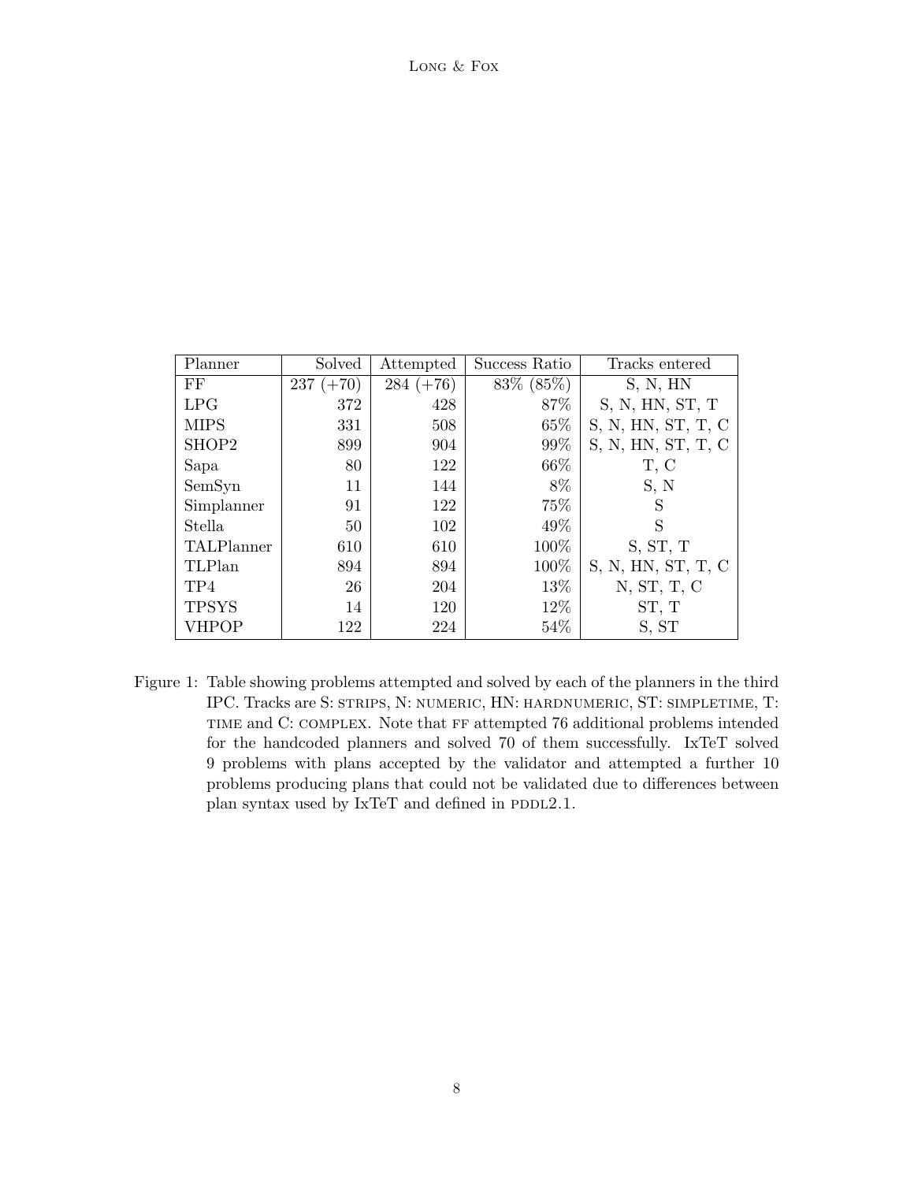| Planner | Solved | Attempted | Success Ratio | Tracks entered |
|---|---|---|---|---|
| FF | 237 (+70) | 284 (+76) | 83% (85%) | S, N, HN |
| LPG | 372 | 428 | 87% | S, N, HN, ST, T |
| MIPS | 331 | 508 | 65% | S, N, HN, ST, T, C |
| SHOP2 | 899 | 904 | 99% | S, N, HN, ST, T, C |
| Sapa | 80 | 122 | 66% | T, C |
| SemSyn | 11 | 144 | 8% | S, N |
| Simplanner | 91 | 122 | 75% | S |
| Stella | 50 | 102 | 49% | S |
| TALPlanner | 610 | 610 | 100% | S, ST, T |
| TLPlan | 894 | 894 | 100% | S, N, HN, ST, T, C |
| TP4 | 26 | 204 | 13% | N, ST, T, C |
| TPSYS | 14 | 120 | 12% | ST, T |
| VHPOP | 122 | 224 | 54% | S, ST |

Figure 1: Table showing problems attempted and solved by each of the planners in the third IPC. Tracks are S: STRIPS, N: NUMERIC, HN: HARDNUMERIC, ST: SIMPLETIME, T: TIME and C: COMPLEX. Note that FF attempted 76 additional problems intended for the handcoded planners and solved 70 of them successfully. IxTeT solved 9 problems with plans accepted by the validator and attempted a further 10 problems producing plans that could not be validated due to differences between plan syntax used by IxTeT and defined in PDDL2.1.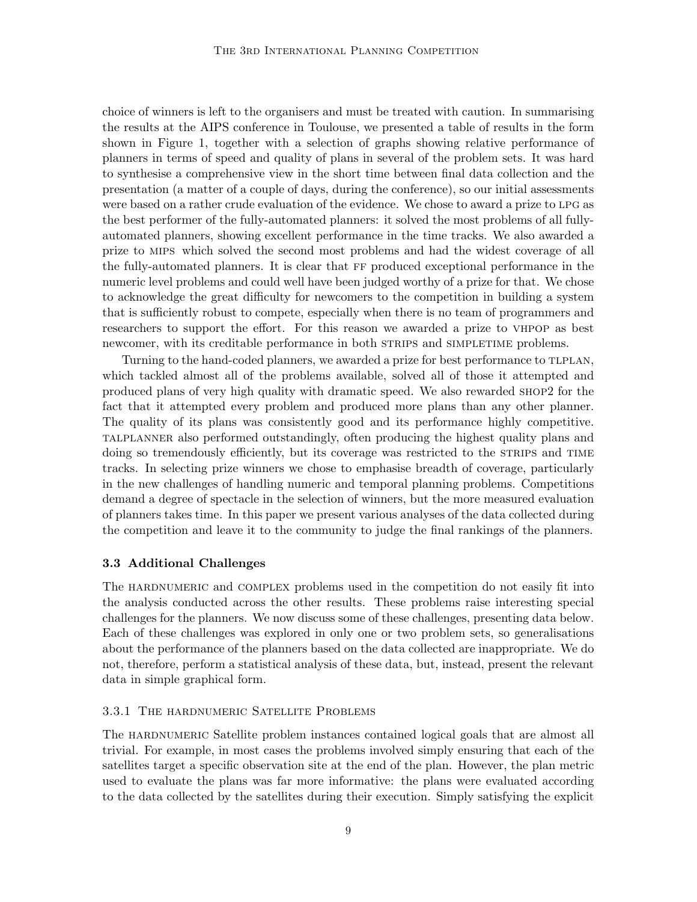choice of winners is left to the organisers and must be treated with caution. In summarising the results at the AIPS conference in Toulouse, we presented a table of results in the form shown in Figure 1, together with a selection of graphs showing relative performance of planners in terms of speed and quality of plans in several of the problem sets. It was hard to synthesise a comprehensive view in the short time between final data collection and the presentation (a matter of a couple of days, during the conference), so our initial assessments were based on a rather crude evaluation of the evidence. We chose to award a prize to LPG as the best performer of the fully-automated planners: it solved the most problems of all fully-automated planners, showing excellent performance in the time tracks. We also awarded a prize to MIPS which solved the second most problems and had the widest coverage of all the fully-automated planners. It is clear that FF produced exceptional performance in the numeric level problems and could well have been judged worthy of a prize for that. We chose to acknowledge the great difficulty for newcomers to the competition in building a system that is sufficiently robust to compete, especially when there is no team of programmers and researchers to support the effort. For this reason we awarded a prize to VHPOP as best newcomer, with its creditable performance in both STRIPS and SIMPLETIME problems.

Turning to the hand-coded planners, we awarded a prize for best performance to TLPLAN, which tackled almost all of the problems available, solved all of those it attempted and produced plans of very high quality with dramatic speed. We also rewarded SHOP2 for the fact that it attempted every problem and produced more plans than any other planner. The quality of its plans was consistently good and its performance highly competitive. TALPLANNER also performed outstandingly, often producing the highest quality plans and doing so tremendously efficiently, but its coverage was restricted to the STRIPS and TIME tracks. In selecting prize winners we chose to emphasise breadth of coverage, particularly in the new challenges of handling numeric and temporal planning problems. Competitions demand a degree of spectacle in the selection of winners, but the more measured evaluation of planners takes time. In this paper we present various analyses of the data collected during the competition and leave it to the community to judge the final rankings of the planners.

### 3.3 Additional Challenges

The HARDNUMERIC and COMPLEX problems used in the competition do not easily fit into the analysis conducted across the other results. These problems raise interesting special challenges for the planners. We now discuss some of these challenges, presenting data below. Each of these challenges was explored in only one or two problem sets, so generalisations about the performance of the planners based on the data collected are inappropriate. We do not, therefore, perform a statistical analysis of these data, but, instead, present the relevant data in simple graphical form.

#### 3.3.1 The HARDNUMERIC Satellite Problems

The HARDNUMERIC Satellite problem instances contained logical goals that are almost all trivial. For example, in most cases the problems involved simply ensuring that each of the satellites target a specific observation site at the end of the plan. However, the plan metric used to evaluate the plans was far more informative: the plans were evaluated according to the data collected by the satellites during their execution. Simply satisfying the explicit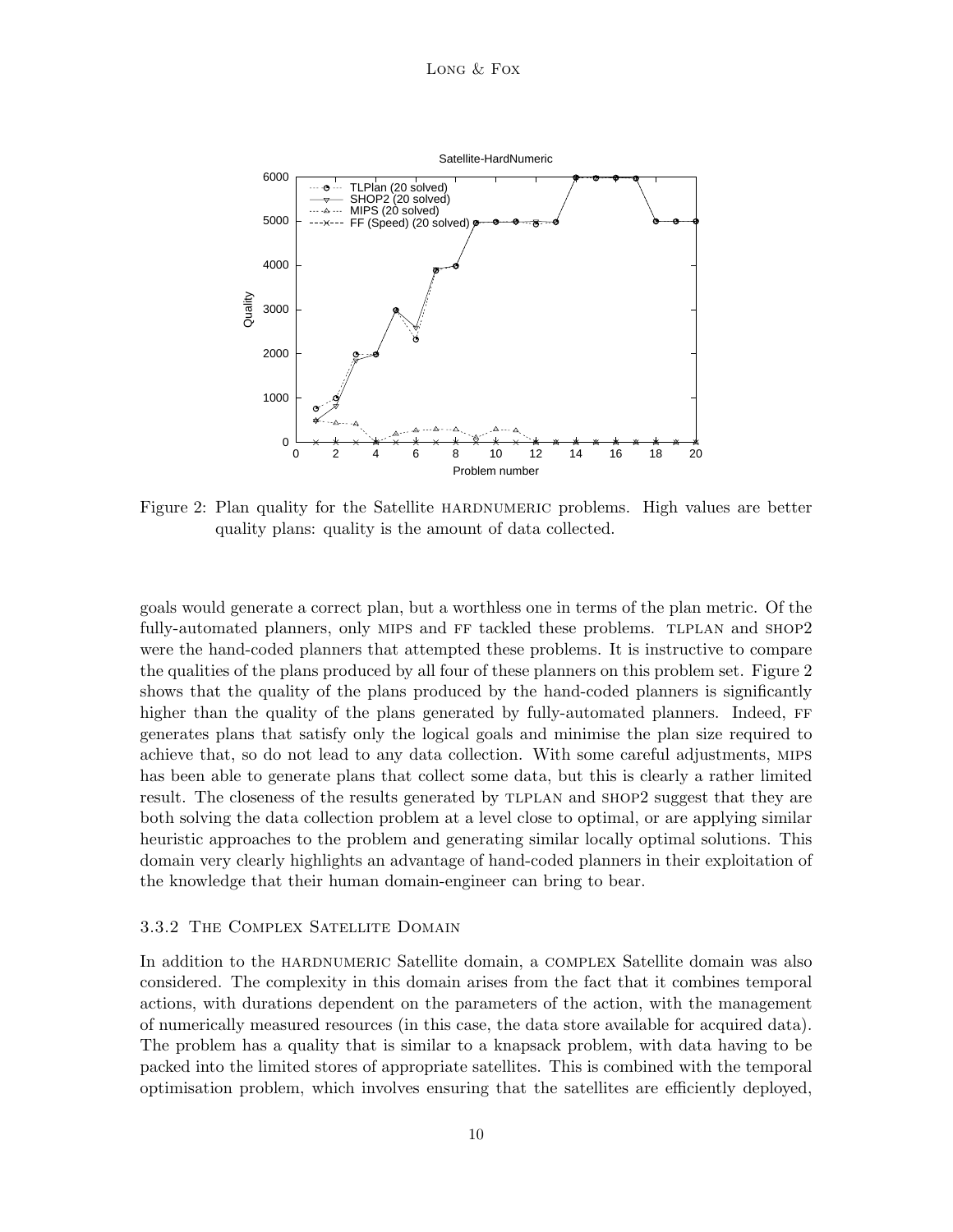Figure 2: Plan quality for the Satellite HARDNUMERIC problems. High values are better quality plans: quality is the amount of data collected.

goals would generate a correct plan, but a worthless one in terms of the plan metric. Of the fully-automated planners, only MIPS and FF tackled these problems. TLPLAN and SHOP2 were the hand-coded planners that attempted these problems. It is instructive to compare the qualities of the plans produced by all four of these planners on this problem set. Figure 2 shows that the quality of the plans produced by the hand-coded planners is significantly higher than the quality of the plans generated by fully-automated planners. Indeed, FF generates plans that satisfy only the logical goals and minimise the plan size required to achieve that, so do not lead to any data collection. With some careful adjustments, MIPS has been able to generate plans that collect some data, but this is clearly a rather limited result. The closeness of the results generated by TLPLAN and SHOP2 suggest that they are both solving the data collection problem at a level close to optimal, or are applying similar heuristic approaches to the problem and generating similar locally optimal solutions. This domain very clearly highlights an advantage of hand-coded planners in their exploitation of the knowledge that their human domain-engineer can bring to bear.

### 3.3.2 The Complex Satellite Domain

In addition to the HARDNUMERIC Satellite domain, a COMPLEX Satellite domain was also considered. The complexity in this domain arises from the fact that it combines temporal actions, with durations dependent on the parameters of the action, with the management of numerically measured resources (in this case, the data store available for acquired data). The problem has a quality that is similar to a knapsack problem, with data having to be packed into the limited stores of appropriate satellites. This is combined with the temporal optimisation problem, which involves ensuring that the satellites are efficiently deployed,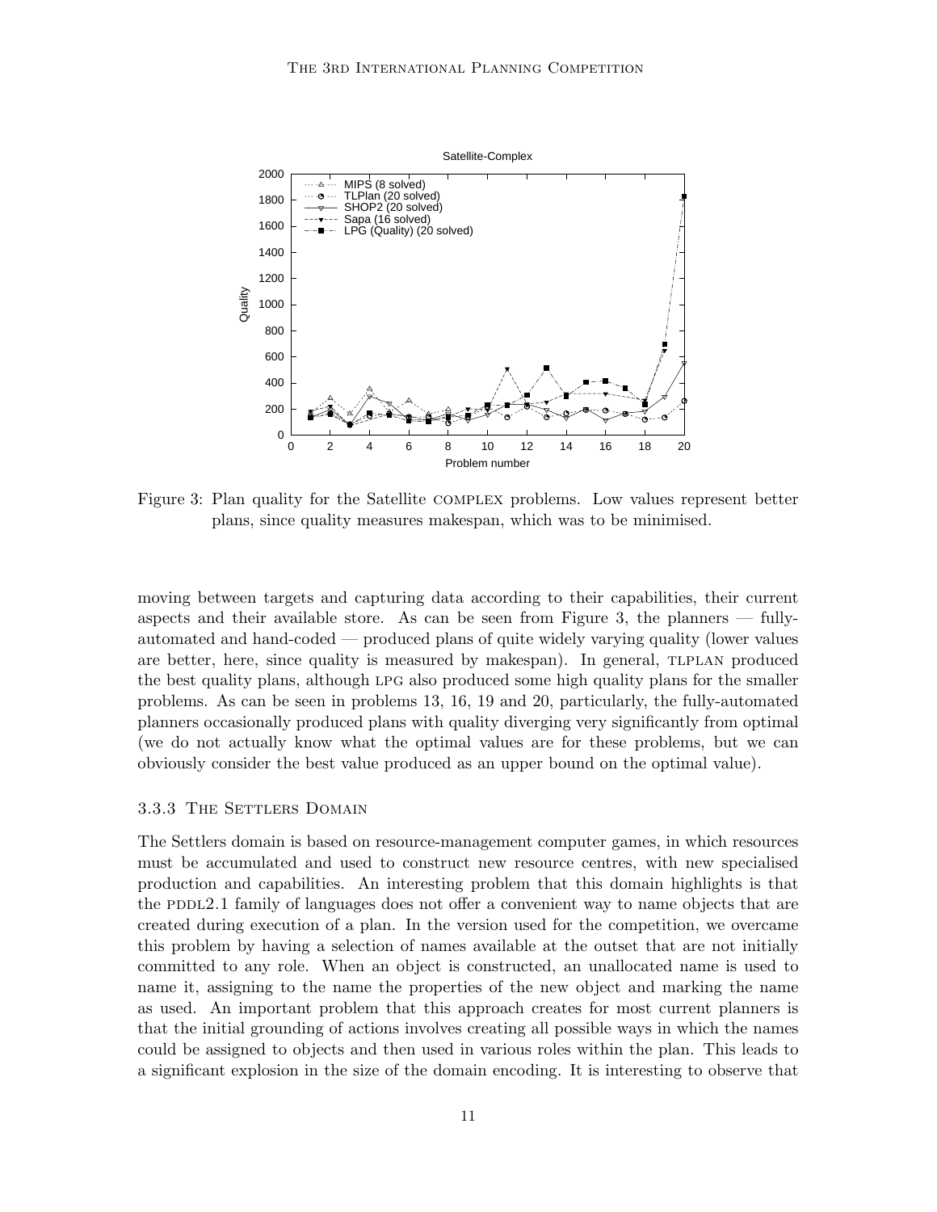Figure 3: Plan quality for the Satellite COMPLEX problems. Low values represent better plans, since quality measures makespan, which was to be minimised.

moving between targets and capturing data according to their capabilities, their current aspects and their available store. As can be seen from Figure 3, the planners — fully-automated and hand-coded — produced plans of quite widely varying quality (lower values are better, here, since quality is measured by makespan). In general, TLPLAN produced the best quality plans, although LPG also produced some high quality plans for the smaller problems. As can be seen in problems 13, 16, 19 and 20, particularly, the fully-automated planners occasionally produced plans with quality diverging very significantly from optimal (we do not actually know what the optimal values are for these problems, but we can obviously consider the best value produced as an upper bound on the optimal value).

### 3.3.3 The Settlers Domain

The Settlers domain is based on resource-management computer games, in which resources must be accumulated and used to construct new resource centres, with new specialised production and capabilities. An interesting problem that this domain highlights is that the PDDL2.1 family of languages does not offer a convenient way to name objects that are created during execution of a plan. In the version used for the competition, we overcame this problem by having a selection of names available at the outset that are not initially committed to any role. When an object is constructed, an unallocated name is used to name it, assigning to the name the properties of the new object and marking the name as used. An important problem that this approach creates for most current planners is that the initial grounding of actions involves creating all possible ways in which the names could be assigned to objects and then used in various roles within the plan. This leads to a significant explosion in the size of the domain encoding. It is interesting to observe that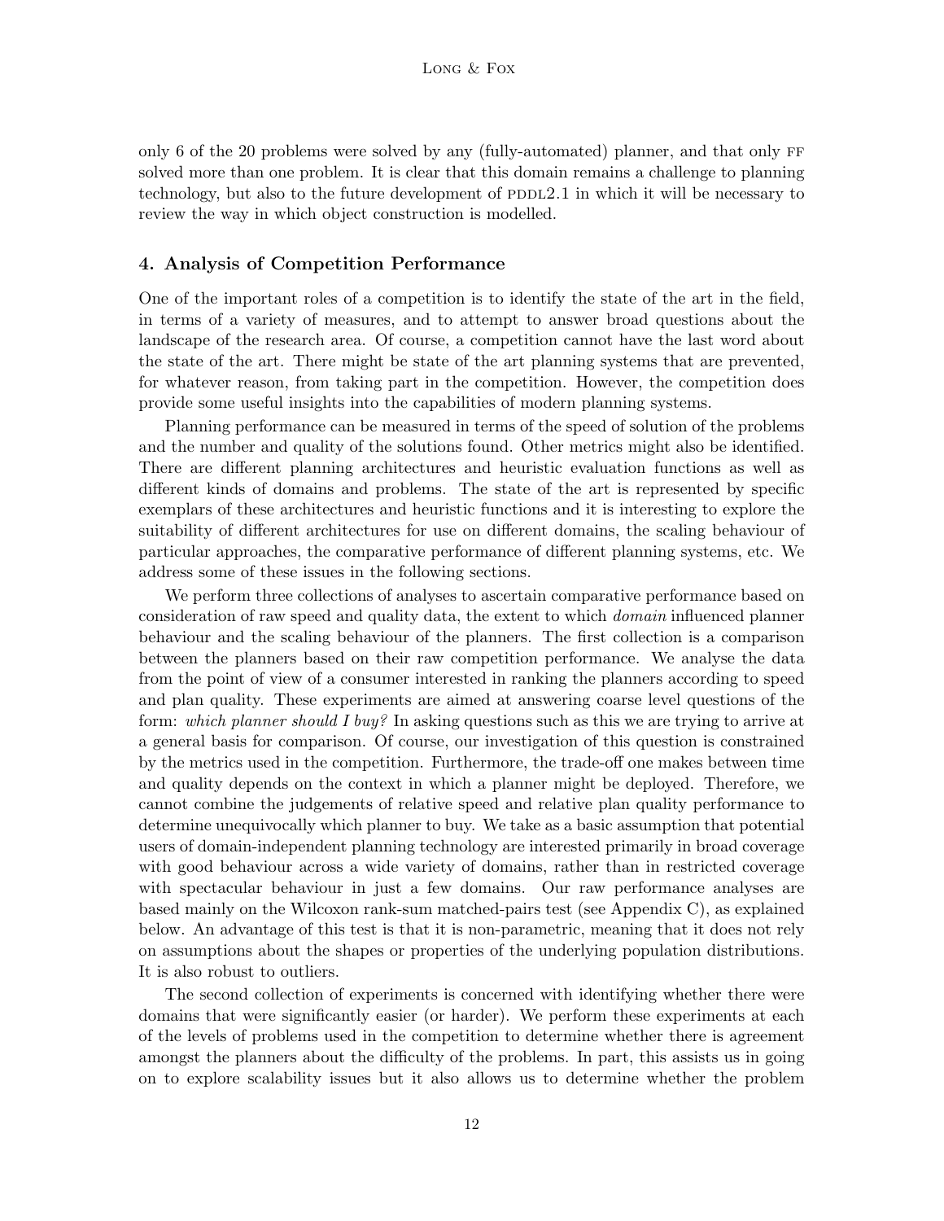only 6 of the 20 problems were solved by any (fully-automated) planner, and that only FF solved more than one problem. It is clear that this domain remains a challenge to planning technology, but also to the future development of PDDL2.1 in which it will be necessary to review the way in which object construction is modelled.

## 4. Analysis of Competition Performance

One of the important roles of a competition is to identify the state of the art in the field, in terms of a variety of measures, and to attempt to answer broad questions about the landscape of the research area. Of course, a competition cannot have the last word about the state of the art. There might be state of the art planning systems that are prevented, for whatever reason, from taking part in the competition. However, the competition does provide some useful insights into the capabilities of modern planning systems.

Planning performance can be measured in terms of the speed of solution of the problems and the number and quality of the solutions found. Other metrics might also be identified. There are different planning architectures and heuristic evaluation functions as well as different kinds of domains and problems. The state of the art is represented by specific exemplars of these architectures and heuristic functions and it is interesting to explore the suitability of different architectures for use on different domains, the scaling behaviour of particular approaches, the comparative performance of different planning systems, etc. We address some of these issues in the following sections.

We perform three collections of analyses to ascertain comparative performance based on consideration of raw speed and quality data, the extent to which *domain* influenced planner behaviour and the scaling behaviour of the planners. The first collection is a comparison between the planners based on their raw competition performance. We analyse the data from the point of view of a consumer interested in ranking the planners according to speed and plan quality. These experiments are aimed at answering coarse level questions of the form: *which planner should I buy?* In asking questions such as this we are trying to arrive at a general basis for comparison. Of course, our investigation of this question is constrained by the metrics used in the competition. Furthermore, the trade-off one makes between time and quality depends on the context in which a planner might be deployed. Therefore, we cannot combine the judgements of relative speed and relative plan quality performance to determine unequivocally which planner to buy. We take as a basic assumption that potential users of domain-independent planning technology are interested primarily in broad coverage with good behaviour across a wide variety of domains, rather than in restricted coverage with spectacular behaviour in just a few domains. Our raw performance analyses are based mainly on the Wilcoxon rank-sum matched-pairs test (see Appendix C), as explained below. An advantage of this test is that it is non-parametric, meaning that it does not rely on assumptions about the shapes or properties of the underlying population distributions. It is also robust to outliers.

The second collection of experiments is concerned with identifying whether there were domains that were significantly easier (or harder). We perform these experiments at each of the levels of problems used in the competition to determine whether there is agreement amongst the planners about the difficulty of the problems. In part, this assists us in going on to explore scalability issues but it also allows us to determine whether the problem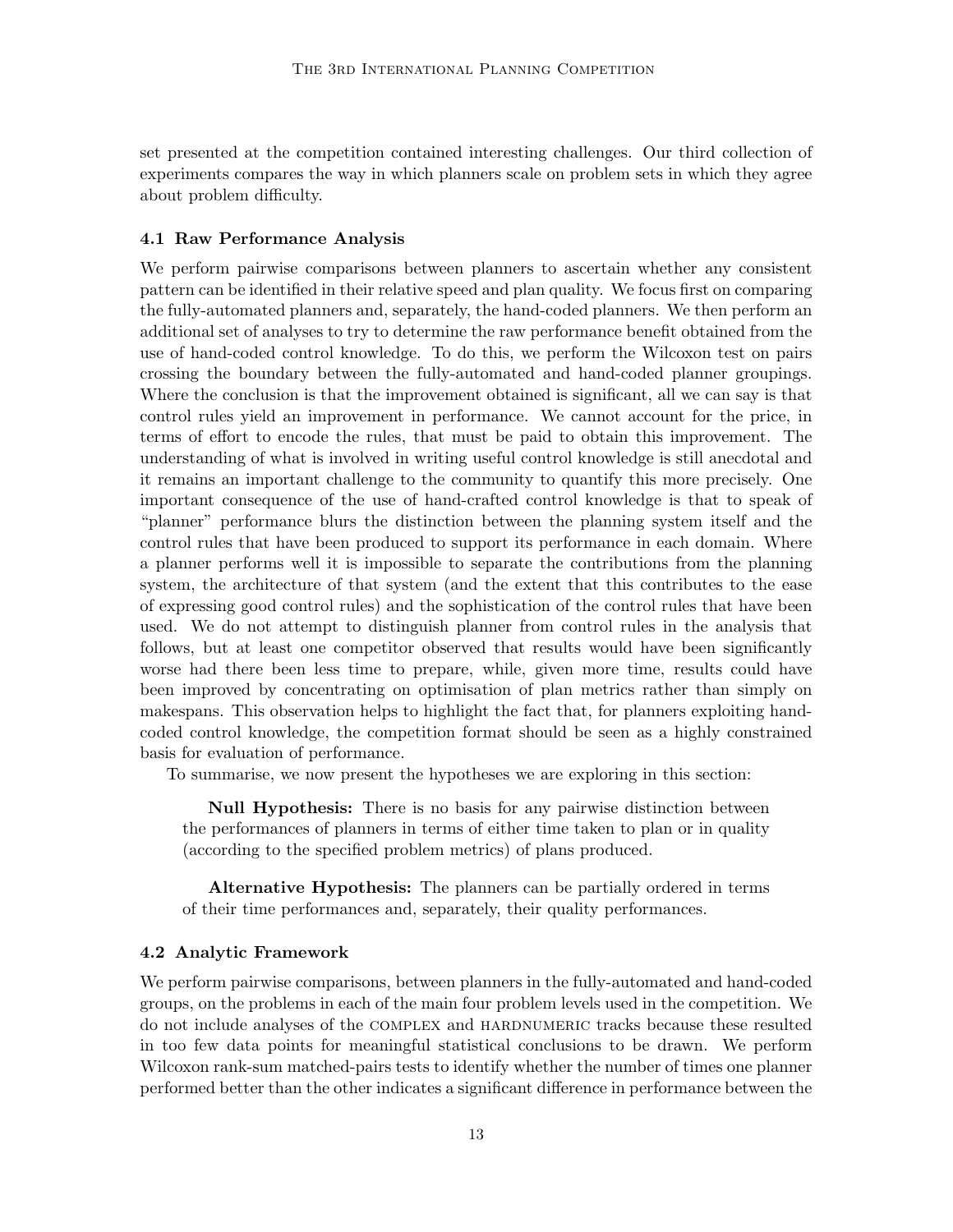set presented at the competition contained interesting challenges. Our third collection of experiments compares the way in which planners scale on problem sets in which they agree about problem difficulty.

### 4.1 Raw Performance Analysis

We perform pairwise comparisons between planners to ascertain whether any consistent pattern can be identified in their relative speed and plan quality. We focus first on comparing the fully-automated planners and, separately, the hand-coded planners. We then perform an additional set of analyses to try to determine the raw performance benefit obtained from the use of hand-coded control knowledge. To do this, we perform the Wilcoxon test on pairs crossing the boundary between the fully-automated and hand-coded planner groupings. Where the conclusion is that the improvement obtained is significant, all we can say is that control rules yield an improvement in performance. We cannot account for the price, in terms of effort to encode the rules, that must be paid to obtain this improvement. The understanding of what is involved in writing useful control knowledge is still anecdotal and it remains an important challenge to the community to quantify this more precisely. One important consequence of the use of hand-crafted control knowledge is that to speak of "planner" performance blurs the distinction between the planning system itself and the control rules that have been produced to support its performance in each domain. Where a planner performs well it is impossible to separate the contributions from the planning system, the architecture of that system (and the extent that this contributes to the ease of expressing good control rules) and the sophistication of the control rules that have been used. We do not attempt to distinguish planner from control rules in the analysis that follows, but at least one competitor observed that results would have been significantly worse had there been less time to prepare, while, given more time, results could have been improved by concentrating on optimisation of plan metrics rather than simply on makespans. This observation helps to highlight the fact that, for planners exploiting hand-coded control knowledge, the competition format should be seen as a highly constrained basis for evaluation of performance.

To summarise, we now present the hypotheses we are exploring in this section:

> **Null Hypothesis:** There is no basis for any pairwise distinction between the performances of planners in terms of either time taken to plan or in quality (according to the specified problem metrics) of plans produced.

> **Alternative Hypothesis:** The planners can be partially ordered in terms of their time performances and, separately, their quality performances.

### 4.2 Analytic Framework

We perform pairwise comparisons, between planners in the fully-automated and hand-coded groups, on the problems in each of the main four problem levels used in the competition. We do not include analyses of the COMPLEX and HARDNUMERIC tracks because these resulted in too few data points for meaningful statistical conclusions to be drawn. We perform Wilcoxon rank-sum matched-pairs tests to identify whether the number of times one planner performed better than the other indicates a significant difference in performance between the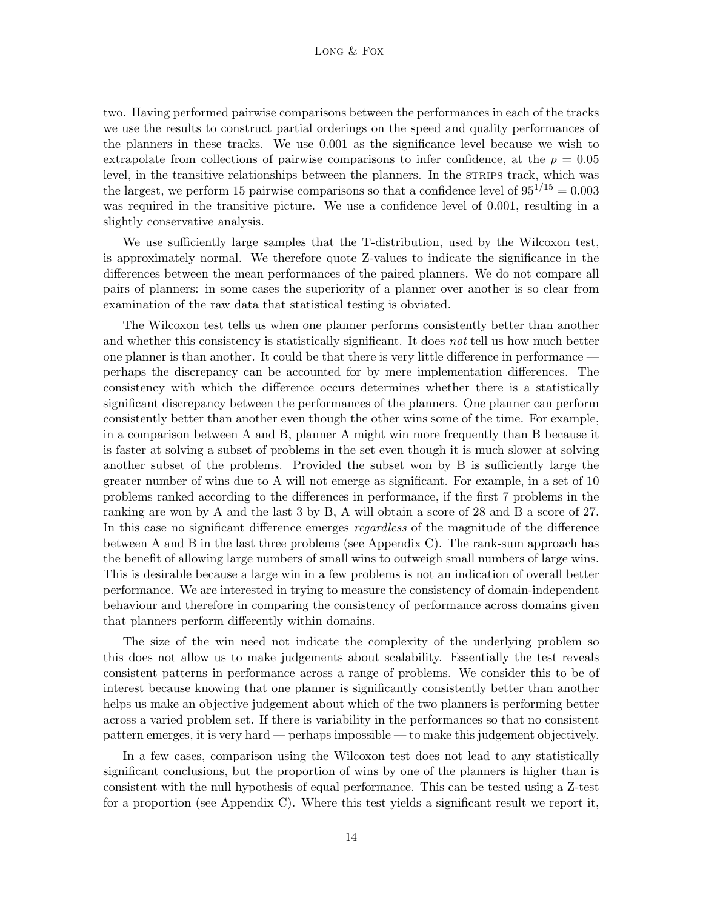two. Having performed pairwise comparisons between the performances in each of the tracks we use the results to construct partial orderings on the speed and quality performances of the planners in these tracks. We use 0.001 as the significance level because we wish to extrapolate from collections of pairwise comparisons to infer confidence, at the $p = 0.05$ level, in the transitive relationships between the planners. In the STRIPS track, which was the largest, we perform 15 pairwise comparisons so that a confidence level of $95^{1/15} = 0.003$ was required in the transitive picture. We use a confidence level of 0.001, resulting in a slightly conservative analysis.

We use sufficiently large samples that the T-distribution, used by the Wilcoxon test, is approximately normal. We therefore quote Z-values to indicate the significance in the differences between the mean performances of the paired planners. We do not compare all pairs of planners: in some cases the superiority of a planner over another is so clear from examination of the raw data that statistical testing is obviated.

The Wilcoxon test tells us when one planner performs consistently better than another and whether this consistency is statistically significant. It does *not* tell us how much better one planner is than another. It could be that there is very little difference in performance — perhaps the discrepancy can be accounted for by mere implementation differences. The consistency with which the difference occurs determines whether there is a statistically significant discrepancy between the performances of the planners. One planner can perform consistently better than another even though the other wins some of the time. For example, in a comparison between A and B, planner A might win more frequently than B because it is faster at solving a subset of problems in the set even though it is much slower at solving another subset of the problems. Provided the subset won by B is sufficiently large the greater number of wins due to A will not emerge as significant. For example, in a set of 10 problems ranked according to the differences in performance, if the first 7 problems in the ranking are won by A and the last 3 by B, A will obtain a score of 28 and B a score of 27. In this case no significant difference emerges *regardless* of the magnitude of the difference between A and B in the last three problems (see Appendix C). The rank-sum approach has the benefit of allowing large numbers of small wins to outweigh small numbers of large wins. This is desirable because a large win in a few problems is not an indication of overall better performance. We are interested in trying to measure the consistency of domain-independent behaviour and therefore in comparing the consistency of performance across domains given that planners perform differently within domains.

The size of the win need not indicate the complexity of the underlying problem so this does not allow us to make judgements about scalability. Essentially the test reveals consistent patterns in performance across a range of problems. We consider this to be of interest because knowing that one planner is significantly consistently better than another helps us make an objective judgement about which of the two planners is performing better across a varied problem set. If there is variability in the performances so that no consistent pattern emerges, it is very hard — perhaps impossible — to make this judgement objectively.

In a few cases, comparison using the Wilcoxon test does not lead to any statistically significant conclusions, but the proportion of wins by one of the planners is higher than is consistent with the null hypothesis of equal performance. This can be tested using a Z-test for a proportion (see Appendix C). Where this test yields a significant result we report it,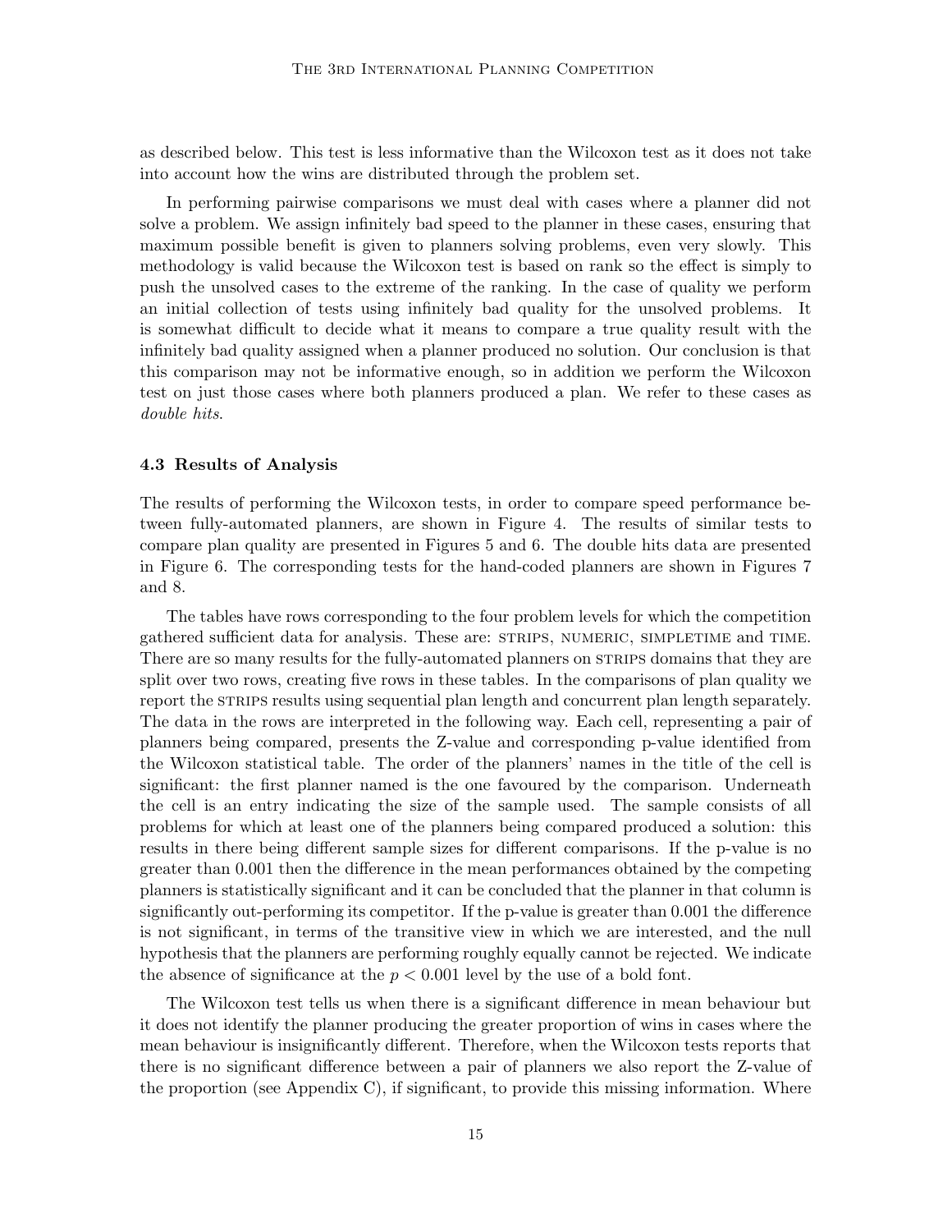as described below. This test is less informative than the Wilcoxon test as it does not take into account how the wins are distributed through the problem set.

In performing pairwise comparisons we must deal with cases where a planner did not solve a problem. We assign infinitely bad speed to the planner in these cases, ensuring that maximum possible benefit is given to planners solving problems, even very slowly. This methodology is valid because the Wilcoxon test is based on rank so the effect is simply to push the unsolved cases to the extreme of the ranking. In the case of quality we perform an initial collection of tests using infinitely bad quality for the unsolved problems. It is somewhat difficult to decide what it means to compare a true quality result with the infinitely bad quality assigned when a planner produced no solution. Our conclusion is that this comparison may not be informative enough, so in addition we perform the Wilcoxon test on just those cases where both planners produced a plan. We refer to these cases as *double hits*.

### 4.3 Results of Analysis

The results of performing the Wilcoxon tests, in order to compare speed performance between fully-automated planners, are shown in Figure 4. The results of similar tests to compare plan quality are presented in Figures 5 and 6. The double hits data are presented in Figure 6. The corresponding tests for the hand-coded planners are shown in Figures 7 and 8.

The tables have rows corresponding to the four problem levels for which the competition gathered sufficient data for analysis. These are: STRIPS, NUMERIC, SIMPLETIME and TIME. There are so many results for the fully-automated planners on STRIPS domains that they are split over two rows, creating five rows in these tables. In the comparisons of plan quality we report the STRIPS results using sequential plan length and concurrent plan length separately. The data in the rows are interpreted in the following way. Each cell, representing a pair of planners being compared, presents the Z-value and corresponding p-value identified from the Wilcoxon statistical table. The order of the planners' names in the title of the cell is significant: the first planner named is the one favoured by the comparison. Underneath the cell is an entry indicating the size of the sample used. The sample consists of all problems for which at least one of the planners being compared produced a solution: this results in there being different sample sizes for different comparisons. If the p-value is no greater than 0.001 then the difference in the mean performances obtained by the competing planners is statistically significant and it can be concluded that the planner in that column is significantly out-performing its competitor. If the p-value is greater than 0.001 the difference is not significant, in terms of the transitive view in which we are interested, and the null hypothesis that the planners are performing roughly equally cannot be rejected. We indicate the absence of significance at the $p < 0.001$ level by the use of a bold font.

The Wilcoxon test tells us when there is a significant difference in mean behaviour but it does not identify the planner producing the greater proportion of wins in cases where the mean behaviour is insignificantly different. Therefore, when the Wilcoxon tests reports that there is no significant difference between a pair of planners we also report the Z-value of the proportion (see Appendix C), if significant, to provide this missing information. Where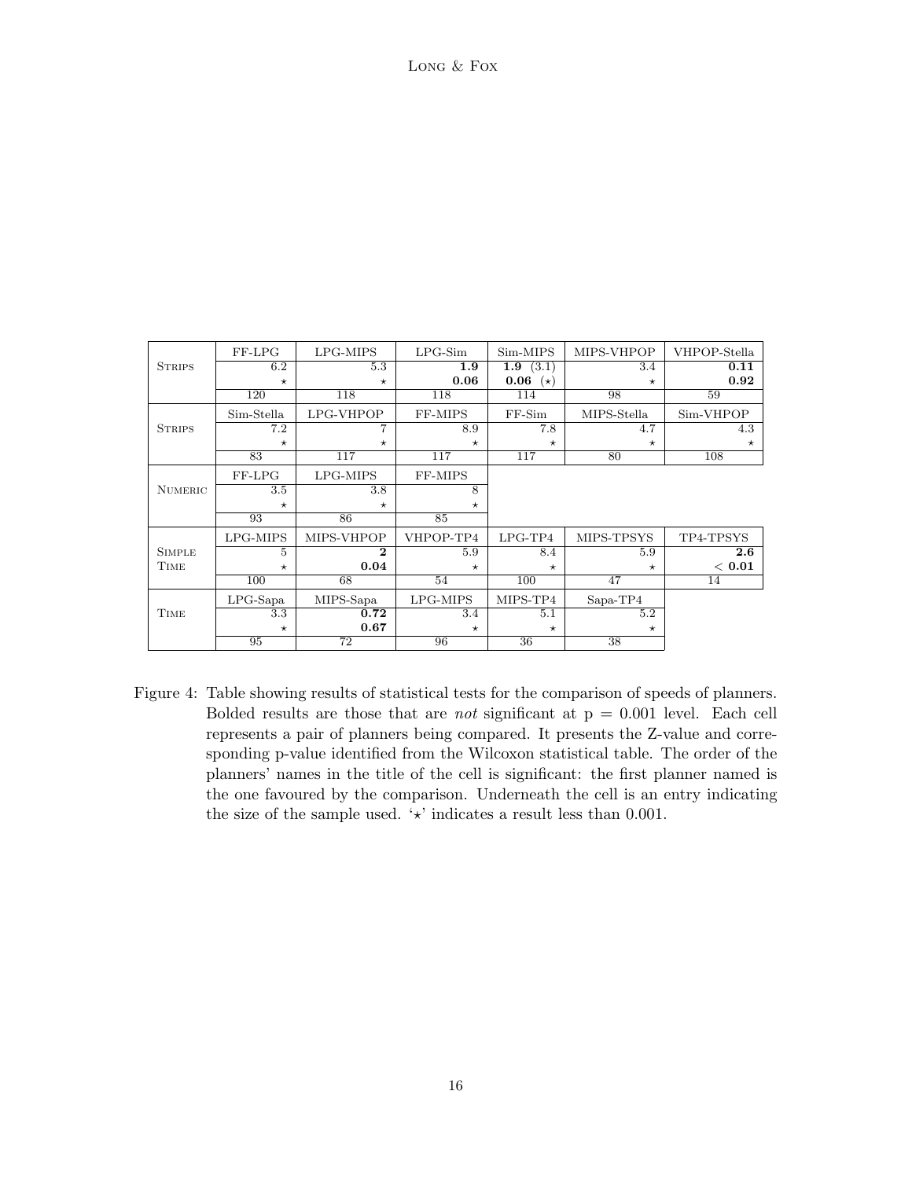| | | | | | | |
|---|---|---|---|---|---|---|
| | FF-LPG | LPG-MIPS | LPG-Sim | Sim-MIPS | MIPS-VHPOP | VHPOP-Stella |
| STRIPS | 6.2 | 5.3 | **1.9** | **1.9** (3.1) | 3.4 | **0.11** |
| | $\star$ | $\star$ | **0.06** | **0.06** ($\star$) | $\star$ | **0.92** |
| | 120 | 118 | 118 | 114 | 98 | 59 |
| | Sim-Stella | LPG-VHPOP | FF-MIPS | FF-Sim | MIPS-Stella | Sim-VHPOP |
| STRIPS | 7.2 | 7 | 8.9 | 7.8 | 4.7 | 4.3 |
| | $\star$ | $\star$ | $\star$ | $\star$ | $\star$ | $\star$ |
| | 83 | 117 | 117 | 117 | 80 | 108 |
| | FF-LPG | LPG-MIPS | FF-MIPS | | | |
| NUMERIC | 3.5 | 3.8 | 8 | | | |
| | $\star$ | $\star$ | $\star$ | | | |
| | 93 | 86 | 85 | | | |
| | LPG-MIPS | MIPS-VHPOP | VHPOP-TP4 | LPG-TP4 | MIPS-TPSYS | TP4-TPSYS |
| SIMPLE TIME | 5 | **2** | 5.9 | 8.4 | 5.9 | **2.6** |
| | $\star$ | **0.04** | $\star$ | $\star$ | $\star$ | **< 0.01** |
| | 100 | 68 | 54 | 100 | 47 | 14 |
| | LPG-Sapa | MIPS-Sapa | LPG-MIPS | MIPS-TP4 | Sapa-TP4 | |
| TIME | 3.3 | **0.72** | 3.4 | 5.1 | 5.2 | |
| | $\star$ | **0.67** | $\star$ | $\star$ | $\star$ | |
| | 95 | 72 | 96 | 36 | 38 | |

Figure 4: Table showing results of statistical tests for the comparison of speeds of planners. Bolded results are those that are *not* significant at p = 0.001 level. Each cell represents a pair of planners being compared. It presents the Z-value and corresponding p-value identified from the Wilcoxon statistical table. The order of the planners' names in the title of the cell is significant: the first planner named is the one favoured by the comparison. Underneath the cell is an entry indicating the size of the sample used. '$\star$' indicates a result less than 0.001.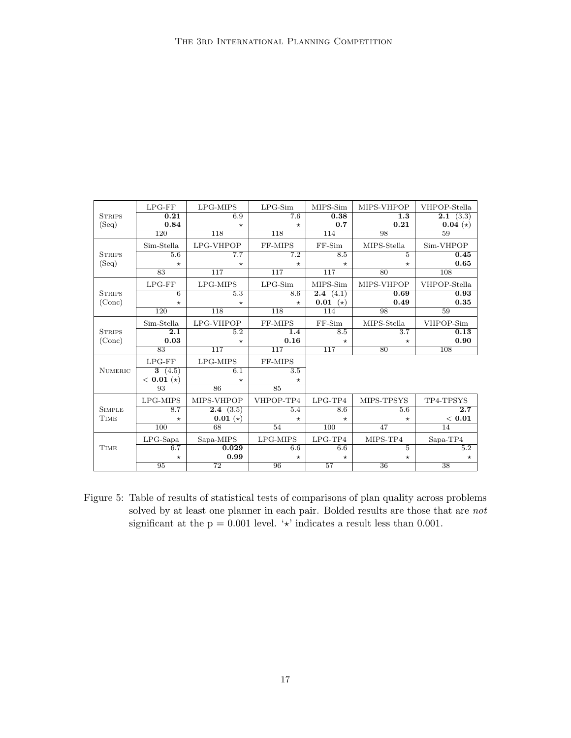| | | | | | | |
|---|---|---|---|---|---|---|
| | LPG-FF | LPG-MIPS | LPG-Sim | MIPS-Sim | MIPS-VHPOP | VHPOP-Stella |
| STRIPS (Seq) | **0.21** | 6.9 | 7.6 | **0.38** | **1.3** | **2.1** (3.3) |
| | **0.84** | ⋆ | ⋆ | **0.7** | **0.21** | **0.04** (⋆) |
| | 120 | 118 | 118 | 114 | 98 | 59 |
| | Sim-Stella | LPG-VHPOP | FF-MIPS | FF-Sim | MIPS-Stella | Sim-VHPOP |
| STRIPS (Seq) | 5.6 | 7.7 | 7.2 | 8.5 | 5 | **0.45** |
| | ⋆ | ⋆ | ⋆ | ⋆ | ⋆ | **0.65** |
| | 83 | 117 | 117 | 117 | 80 | 108 |
| | LPG-FF | LPG-MIPS | LPG-Sim | MIPS-Sim | MIPS-VHPOP | VHPOP-Stella |
| STRIPS (Conc) | 6 | 5.3 | 8.6 | **2.4** (4.1) | **0.69** | **0.93** |
| | ⋆ | ⋆ | ⋆ | **0.01** (⋆) | **0.49** | **0.35** |
| | 120 | 118 | 118 | 114 | 98 | 59 |
| | Sim-Stella | LPG-VHPOP | FF-MIPS | FF-Sim | MIPS-Stella | VHPOP-Sim |
| STRIPS (Conc) | **2.1** | 5.2 | **1.4** | 8.5 | 3.7 | **0.13** |
| | **0.03** | ⋆ | **0.16** | ⋆ | ⋆ | **0.90** |
| | 83 | 117 | 117 | 117 | 80 | 108 |
| | LPG-FF | LPG-MIPS | FF-MIPS | | | |
| NUMERIC | **3** (4.5) | 6.1 | 3.5 | | | |
| | < **0.01** (⋆) | ⋆ | ⋆ | | | |
| | 93 | 86 | 85 | | | |
| | LPG-MIPS | MIPS-VHPOP | VHPOP-TP4 | LPG-TP4 | MIPS-TPSYS | TP4-TPSYS |
| SIMPLE TIME | 8.7 | **2.4** (3.5) | 5.4 | 8.6 | 5.6 | **2.7** |
| | ⋆ | **0.01** (⋆) | ⋆ | ⋆ | ⋆ | < **0.01** |
| | 100 | 68 | 54 | 100 | 47 | 14 |
| | LPG-Sapa | Sapa-MIPS | LPG-MIPS | LPG-TP4 | MIPS-TP4 | Sapa-TP4 |
| TIME | 6.7 | **0.029** | 6.6 | 6.6 | 5 | 5.2 |
| | ⋆ | **0.99** | ⋆ | ⋆ | ⋆ | ⋆ |
| | 95 | 72 | 96 | 57 | 36 | 38 |

Figure 5: Table of results of statistical tests of comparisons of plan quality across problems solved by at least one planner in each pair. Bolded results are those that are *not* significant at the p = 0.001 level. '⋆' indicates a result less than 0.001.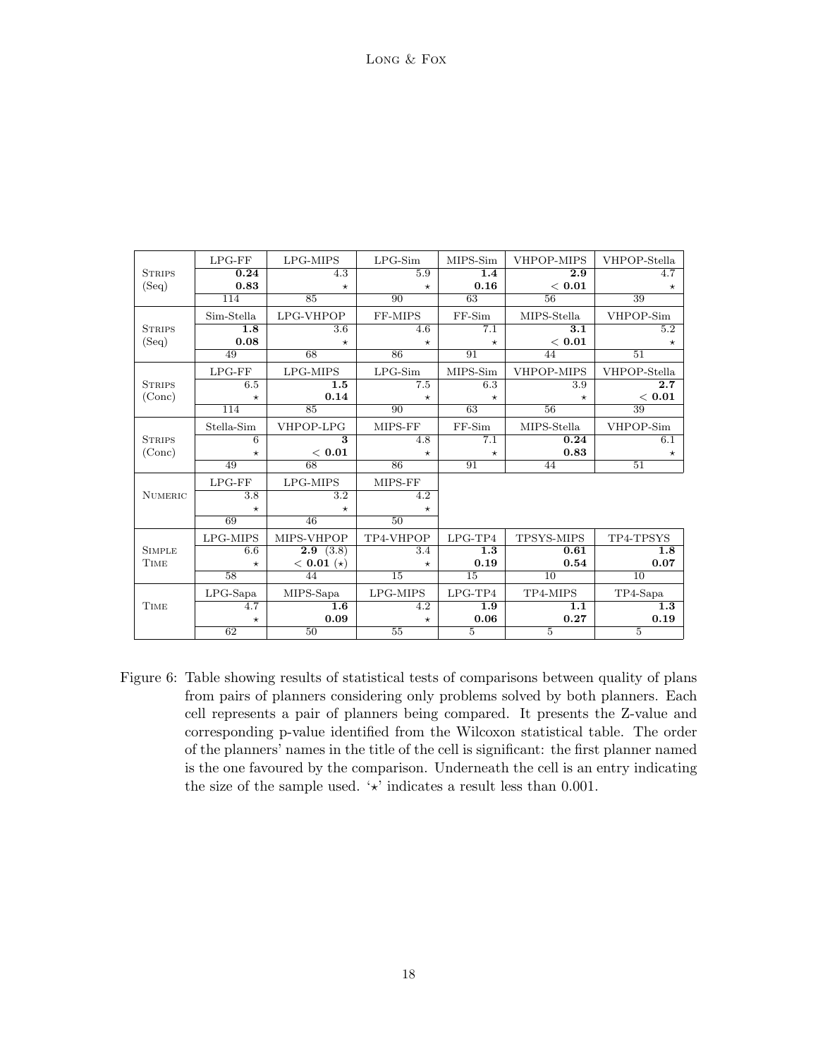| | | | | | | |
|---|---|---|---|---|---|---|
| | LPG-FF | LPG-MIPS | LPG-Sim | MIPS-Sim | VHPOP-MIPS | VHPOP-Stella |
| STRIPS (Seq) | **0.24** | 4.3 | 5.9 | **1.4** | **2.9** | 4.7 |
| | **0.83** | ⋆ | ⋆ | **0.16** | **< 0.01** | ⋆ |
| | 114 | 85 | 90 | 63 | 56 | 39 |
| | Sim-Stella | LPG-VHPOP | FF-MIPS | FF-Sim | MIPS-Stella | VHPOP-Sim |
| STRIPS (Seq) | **1.8** | 3.6 | 4.6 | 7.1 | **3.1** | 5.2 |
| | **0.08** | ⋆ | ⋆ | ⋆ | **< 0.01** | ⋆ |
| | 49 | 68 | 86 | 91 | 44 | 51 |
| | LPG-FF | LPG-MIPS | LPG-Sim | MIPS-Sim | VHPOP-MIPS | VHPOP-Stella |
| STRIPS (Conc) | 6.5 | **1.5** | 7.5 | 6.3 | 3.9 | **2.7** |
| | ⋆ | **0.14** | ⋆ | ⋆ | ⋆ | **< 0.01** |
| | 114 | 85 | 90 | 63 | 56 | 39 |
| | Stella-Sim | VHPOP-LPG | MIPS-FF | FF-Sim | MIPS-Stella | VHPOP-Sim |
| STRIPS (Conc) | 6 | **3** | 4.8 | 7.1 | **0.24** | 6.1 |
| | ⋆ | **< 0.01** | ⋆ | ⋆ | **0.83** | ⋆ |
| | 49 | 68 | 86 | 91 | 44 | 51 |
| | LPG-FF | LPG-MIPS | MIPS-FF | | | |
| NUMERIC | 3.8 | 3.2 | 4.2 | | | |
| | ⋆ | ⋆ | ⋆ | | | |
| | 69 | 46 | 50 | | | |
| | LPG-MIPS | MIPS-VHPOP | TP4-VHPOP | LPG-TP4 | TPSYS-MIPS | TP4-TPSYS |
| SIMPLE TIME | 6.6 | **2.9** (3.8) | 3.4 | **1.3** | **0.61** | **1.8** |
| | ⋆ | **< 0.01** (⋆) | ⋆ | **0.19** | **0.54** | **0.07** |
| | 58 | 44 | 15 | 15 | 10 | 10 |
| | LPG-Sapa | MIPS-Sapa | LPG-MIPS | LPG-TP4 | TP4-MIPS | TP4-Sapa |
| TIME | 4.7 | **1.6** | 4.2 | **1.9** | **1.1** | **1.3** |
| | ⋆ | **0.09** | ⋆ | **0.06** | **0.27** | **0.19** |
| | 62 | 50 | 55 | 5 | 5 | 5 |

Figure 6: Table showing results of statistical tests of comparisons between quality of plans from pairs of planners considering only problems solved by both planners. Each cell represents a pair of planners being compared. It presents the Z-value and corresponding p-value identified from the Wilcoxon statistical table. The order of the planners' names in the title of the cell is significant: the first planner named is the one favoured by the comparison. Underneath the cell is an entry indicating the size of the sample used. '⋆' indicates a result less than 0.001.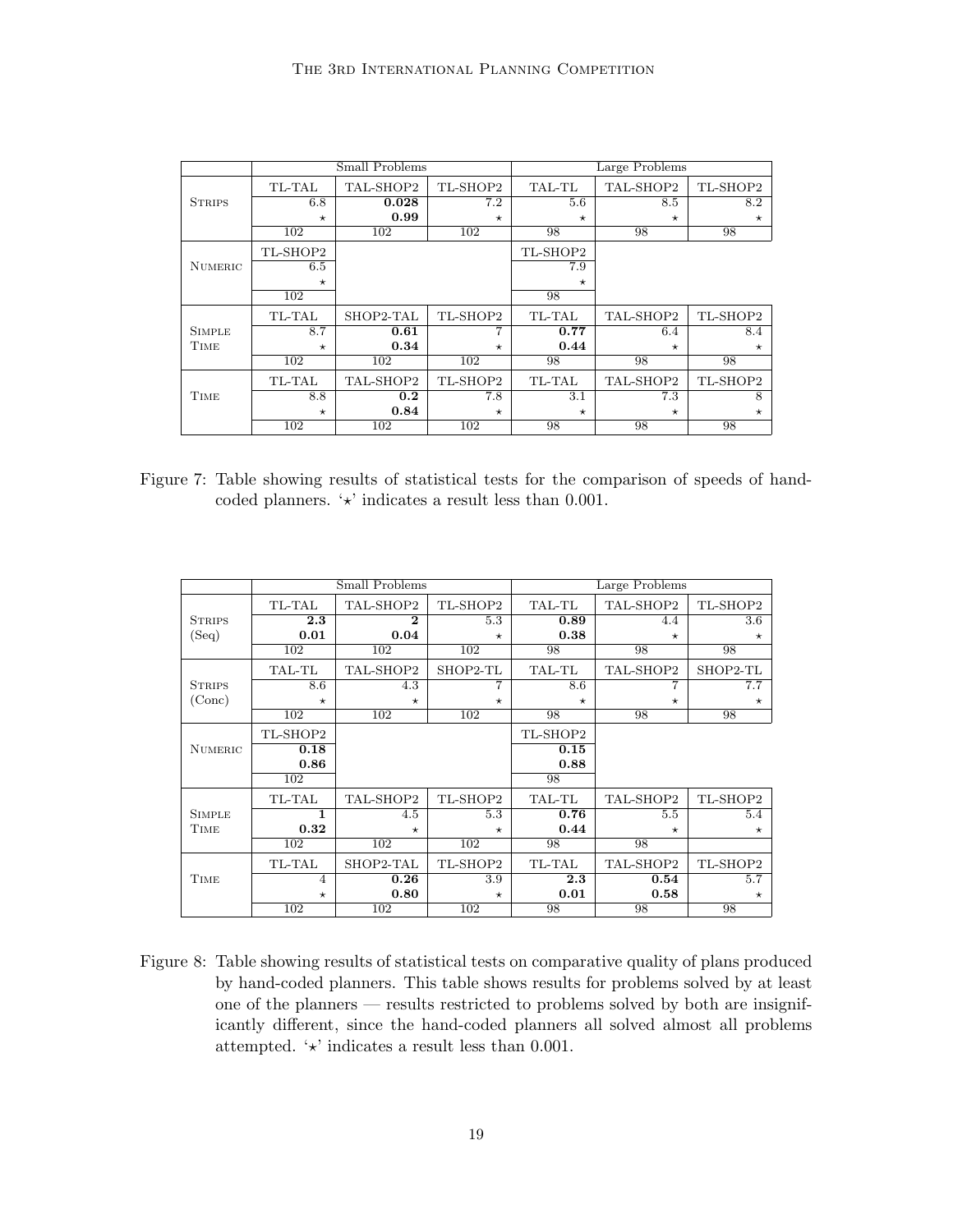| | Small Problems | | | Large Problems | | |
|---|---|---|---|---|---|---|
| STRIPS | TL-TAL | TAL-SHOP2 | TL-SHOP2 | TAL-TL | TAL-SHOP2 | TL-SHOP2 |
| | 6.8 | **0.028** | 7.2 | 5.6 | 8.5 | 8.2 |
| | ⋆ | **0.99** | ⋆ | ⋆ | ⋆ | ⋆ |
| | 102 | 102 | 102 | 98 | 98 | 98 |
| NUMERIC | TL-SHOP2 | | | TL-SHOP2 | | |
| | 6.5 | | | 7.9 | | |
| | ⋆ | | | ⋆ | | |
| | 102 | | | 98 | | |
| SIMPLE TIME | TL-TAL | SHOP2-TAL | TL-SHOP2 | TL-TAL | TAL-SHOP2 | TL-SHOP2 |
| | 8.7 | **0.61** | 7 | **0.77** | 6.4 | 8.4 |
| | ⋆ | **0.34** | ⋆ | **0.44** | ⋆ | ⋆ |
| | 102 | 102 | 102 | 98 | 98 | 98 |
| TIME | TL-TAL | TAL-SHOP2 | TL-SHOP2 | TL-TAL | TAL-SHOP2 | TL-SHOP2 |
| | 8.8 | **0.2** | 7.8 | 3.1 | 7.3 | 8 |
| | ⋆ | **0.84** | ⋆ | ⋆ | ⋆ | ⋆ |
| | 102 | 102 | 102 | 98 | 98 | 98 |

Figure 7: Table showing results of statistical tests for the comparison of speeds of hand-coded planners. '⋆' indicates a result less than 0.001.

| | Small Problems | | | Large Problems | | |
|---|---|---|---|---|---|---|
| STRIPS (Seq) | TL-TAL | TAL-SHOP2 | TL-SHOP2 | TAL-TL | TAL-SHOP2 | TL-SHOP2 |
| | **2.3** | **2** | 5.3 | **0.89** | 4.4 | 3.6 |
| | **0.01** | **0.04** | ⋆ | **0.38** | ⋆ | ⋆ |
| | 102 | 102 | 102 | 98 | 98 | 98 |
| STRIPS (Conc) | TAL-TL | TAL-SHOP2 | SHOP2-TL | TAL-TL | TAL-SHOP2 | SHOP2-TL |
| | 8.6 | 4.3 | 7 | 8.6 | 7 | 7.7 |
| | ⋆ | ⋆ | ⋆ | ⋆ | ⋆ | ⋆ |
| | 102 | 102 | 102 | 98 | 98 | 98 |
| NUMERIC | TL-SHOP2 | | | TL-SHOP2 | | |
| | **0.18** | | | **0.15** | | |
| | **0.86** | | | **0.88** | | |
| | 102 | | | 98 | | |
| SIMPLE TIME | TL-TAL | TAL-SHOP2 | TL-SHOP2 | TAL-TL | TAL-SHOP2 | TL-SHOP2 |
| | **1** | 4.5 | 5.3 | **0.76** | 5.5 | 5.4 |
| | **0.32** | ⋆ | ⋆ | **0.44** | ⋆ | ⋆ |
| | 102 | 102 | 102 | 98 | 98 | |
| TIME | TL-TAL | SHOP2-TAL | TL-SHOP2 | TL-TAL | TAL-SHOP2 | TL-SHOP2 |
| | 4 | **0.26** | 3.9 | **2.3** | **0.54** | 5.7 |
| | ⋆ | **0.80** | ⋆ | **0.01** | **0.58** | ⋆ |
| | 102 | 102 | 102 | 98 | 98 | 98 |

Figure 8: Table showing results of statistical tests on comparative quality of plans produced by hand-coded planners. This table shows results for problems solved by at least one of the planners — results restricted to problems solved by both are insignificantly different, since the hand-coded planners all solved almost all problems attempted. '⋆' indicates a result less than 0.001.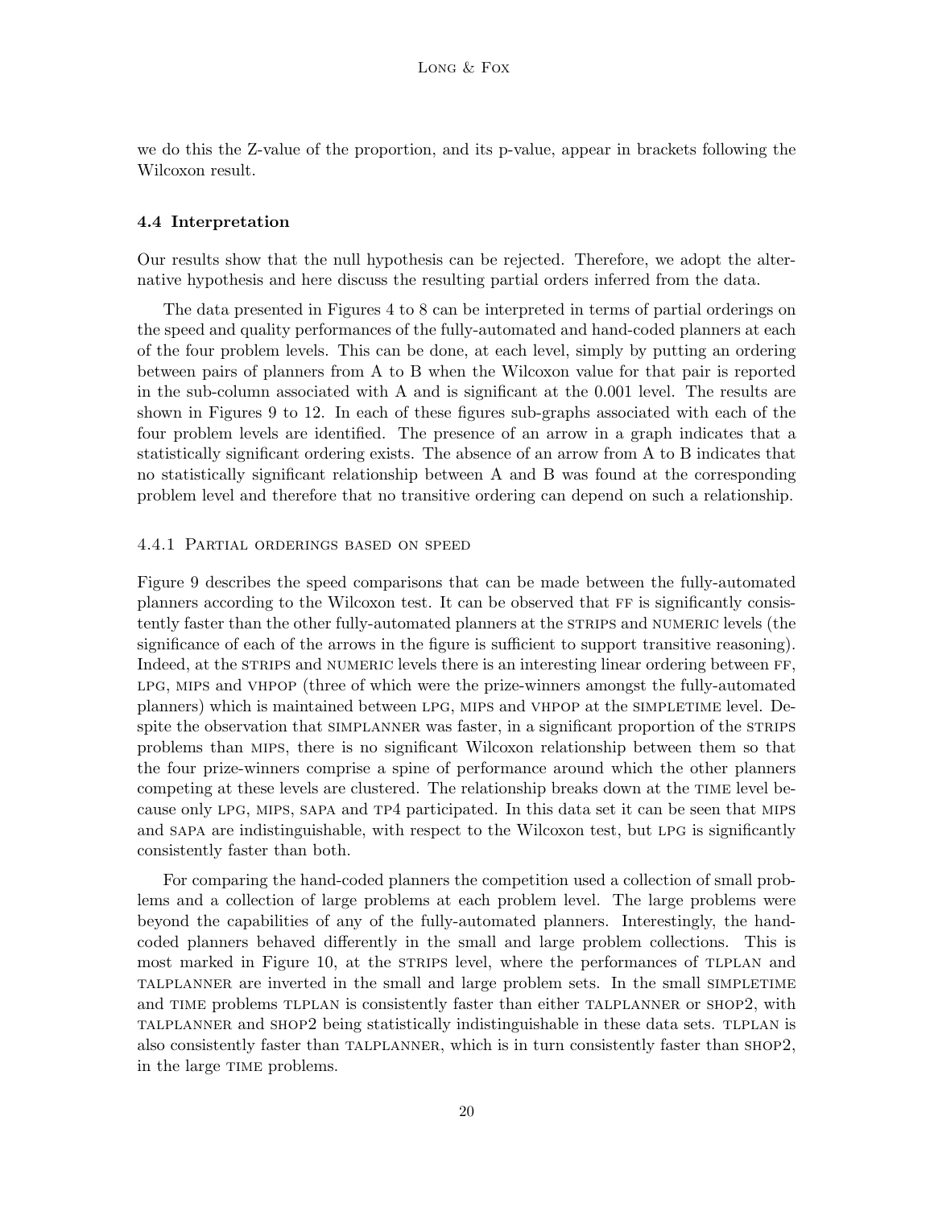we do this the Z-value of the proportion, and its p-value, appear in brackets following the Wilcoxon result.

### 4.4 Interpretation

Our results show that the null hypothesis can be rejected. Therefore, we adopt the alternative hypothesis and here discuss the resulting partial orders inferred from the data.

The data presented in Figures 4 to 8 can be interpreted in terms of partial orderings on the speed and quality performances of the fully-automated and hand-coded planners at each of the four problem levels. This can be done, at each level, simply by putting an ordering between pairs of planners from A to B when the Wilcoxon value for that pair is reported in the sub-column associated with A and is significant at the 0.001 level. The results are shown in Figures 9 to 12. In each of these figures sub-graphs associated with each of the four problem levels are identified. The presence of an arrow in a graph indicates that a statistically significant ordering exists. The absence of an arrow from A to B indicates that no statistically significant relationship between A and B was found at the corresponding problem level and therefore that no transitive ordering can depend on such a relationship.

#### 4.4.1 Partial orderings based on speed

Figure 9 describes the speed comparisons that can be made between the fully-automated planners according to the Wilcoxon test. It can be observed that FF is significantly consistently faster than the other fully-automated planners at the STRIPS and NUMERIC levels (the significance of each of the arrows in the figure is sufficient to support transitive reasoning). Indeed, at the STRIPS and NUMERIC levels there is an interesting linear ordering between FF, LPG, MIPS and VHPOP (three of which were the prize-winners amongst the fully-automated planners) which is maintained between LPG, MIPS and VHPOP at the SIMPLETIME level. Despite the observation that SIMPLANNER was faster, in a significant proportion of the STRIPS problems than MIPS, there is no significant Wilcoxon relationship between them so that the four prize-winners comprise a spine of performance around which the other planners competing at these levels are clustered. The relationship breaks down at the TIME level because only LPG, MIPS, SAPA and TP4 participated. In this data set it can be seen that MIPS and SAPA are indistinguishable, with respect to the Wilcoxon test, but LPG is significantly consistently faster than both.

For comparing the hand-coded planners the competition used a collection of small problems and a collection of large problems at each problem level. The large problems were beyond the capabilities of any of the fully-automated planners. Interestingly, the hand-coded planners behaved differently in the small and large problem collections. This is most marked in Figure 10, at the STRIPS level, where the performances of TLPLAN and TALPLANNER are inverted in the small and large problem sets. In the small SIMPLETIME and TIME problems TLPLAN is consistently faster than either TALPLANNER or SHOP2, with TALPLANNER and SHOP2 being statistically indistinguishable in these data sets. TLPLAN is also consistently faster than TALPLANNER, which is in turn consistently faster than SHOP2, in the large TIME problems.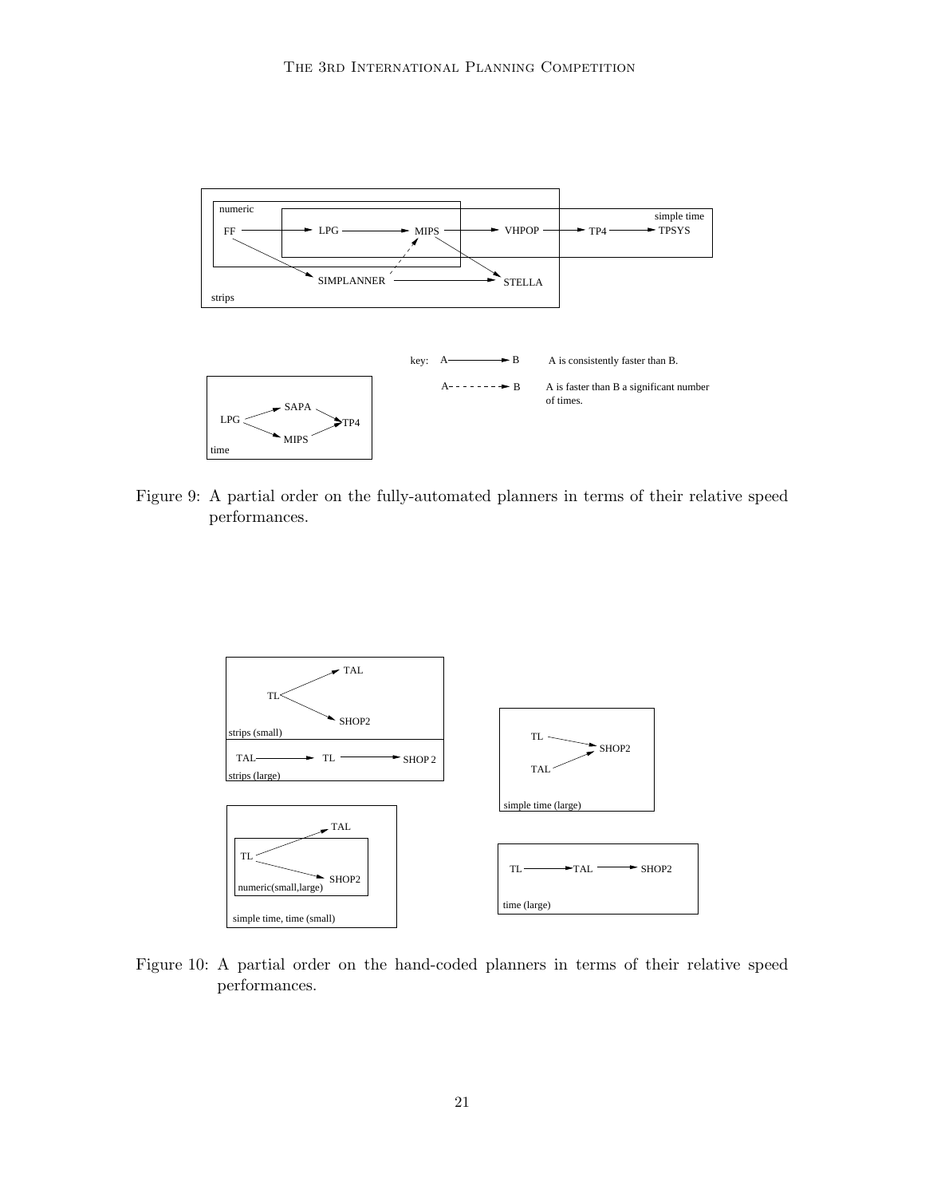Figure 9: A partial order on the fully-automated planners in terms of their relative speed performances.

Figure 10: A partial order on the hand-coded planners in terms of their relative speed performances.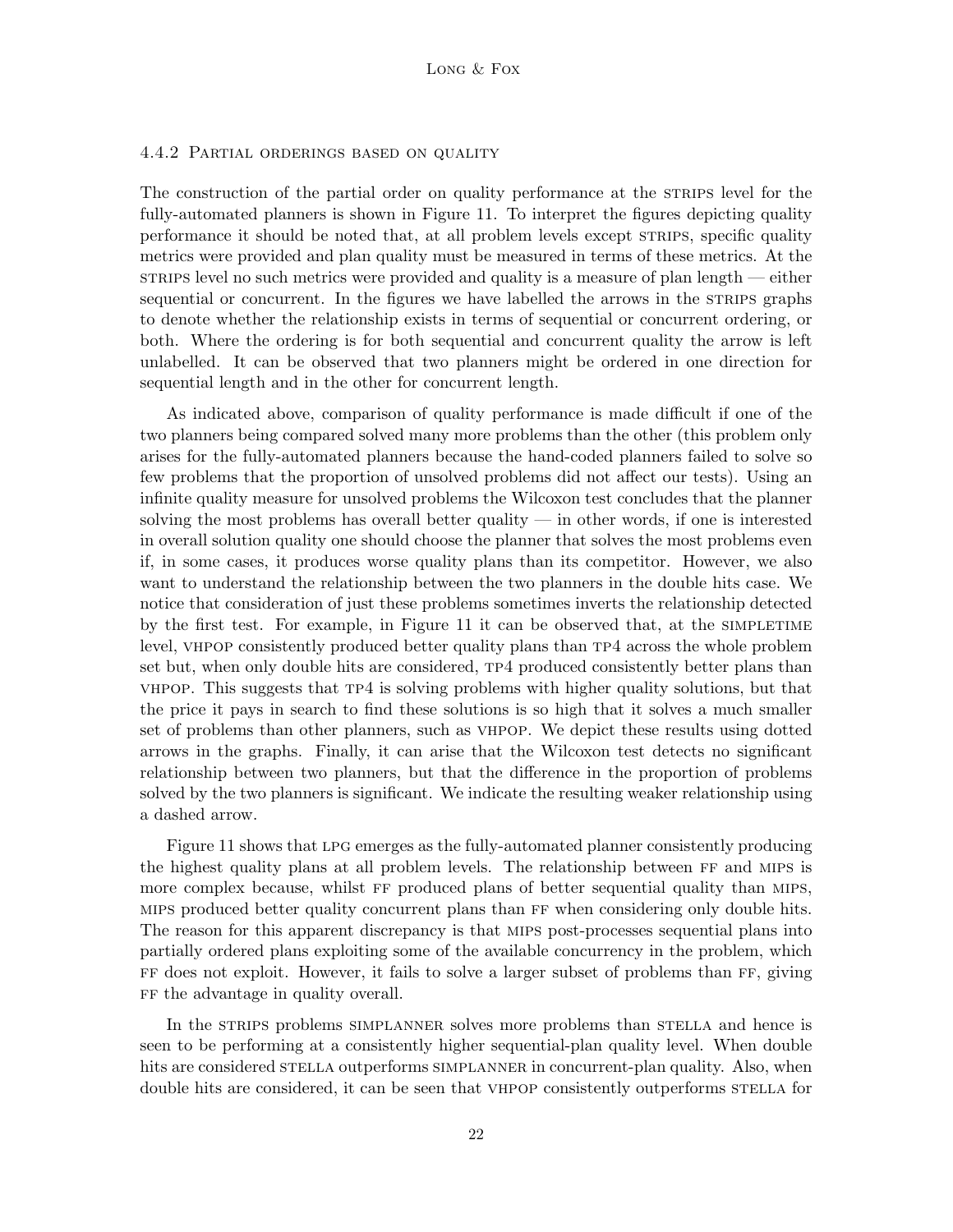#### 4.4.2 Partial orderings based on quality

The construction of the partial order on quality performance at the STRIPS level for the fully-automated planners is shown in Figure 11. To interpret the figures depicting quality performance it should be noted that, at all problem levels except STRIPS, specific quality metrics were provided and plan quality must be measured in terms of these metrics. At the STRIPS level no such metrics were provided and quality is a measure of plan length — either sequential or concurrent. In the figures we have labelled the arrows in the STRIPS graphs to denote whether the relationship exists in terms of sequential or concurrent ordering, or both. Where the ordering is for both sequential and concurrent quality the arrow is left unlabelled. It can be observed that two planners might be ordered in one direction for sequential length and in the other for concurrent length.

As indicated above, comparison of quality performance is made difficult if one of the two planners being compared solved many more problems than the other (this problem only arises for the fully-automated planners because the hand-coded planners failed to solve so few problems that the proportion of unsolved problems did not affect our tests). Using an infinite quality measure for unsolved problems the Wilcoxon test concludes that the planner solving the most problems has overall better quality — in other words, if one is interested in overall solution quality one should choose the planner that solves the most problems even if, in some cases, it produces worse quality plans than its competitor. However, we also want to understand the relationship between the two planners in the double hits case. We notice that consideration of just these problems sometimes inverts the relationship detected by the first test. For example, in Figure 11 it can be observed that, at the SIMPLETIME level, VHPOP consistently produced better quality plans than TP4 across the whole problem set but, when only double hits are considered, TP4 produced consistently better plans than VHPOP. This suggests that TP4 is solving problems with higher quality solutions, but that the price it pays in search to find these solutions is so high that it solves a much smaller set of problems than other planners, such as VHPOP. We depict these results using dotted arrows in the graphs. Finally, it can arise that the Wilcoxon test detects no significant relationship between two planners, but that the difference in the proportion of problems solved by the two planners is significant. We indicate the resulting weaker relationship using a dashed arrow.

Figure 11 shows that LPG emerges as the fully-automated planner consistently producing the highest quality plans at all problem levels. The relationship between FF and MIPS is more complex because, whilst FF produced plans of better sequential quality than MIPS, MIPS produced better quality concurrent plans than FF when considering only double hits. The reason for this apparent discrepancy is that MIPS post-processes sequential plans into partially ordered plans exploiting some of the available concurrency in the problem, which FF does not exploit. However, it fails to solve a larger subset of problems than FF, giving FF the advantage in quality overall.

In the STRIPS problems SIMPLANNER solves more problems than STELLA and hence is seen to be performing at a consistently higher sequential-plan quality level. When double hits are considered STELLA outperforms SIMPLANNER in concurrent-plan quality. Also, when double hits are considered, it can be seen that VHPOP consistently outperforms STELLA for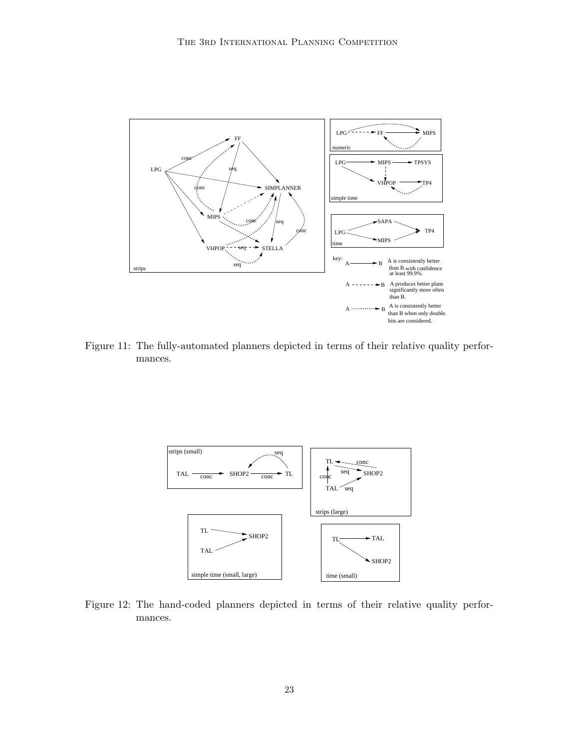Figure 11: The fully-automated planners depicted in terms of their relative quality performances.

Figure 12: The hand-coded planners depicted in terms of their relative quality performances.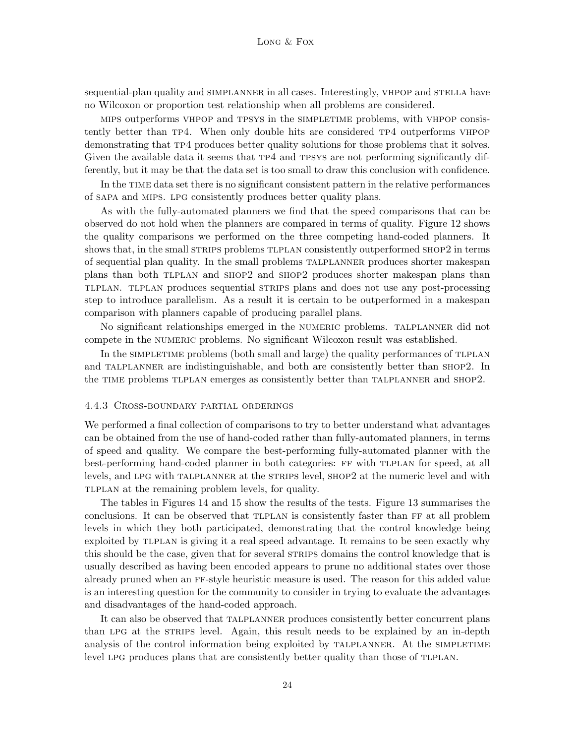sequential-plan quality and SIMPLANNER in all cases. Interestingly, VHPOP and STELLA have no Wilcoxon or proportion test relationship when all problems are considered.

MIPS outperforms VHPOP and TPSYS in the SIMPLETIME problems, with VHPOP consistently better than TP4. When only double hits are considered TP4 outperforms VHPOP demonstrating that TP4 produces better quality solutions for those problems that it solves. Given the available data it seems that TP4 and TPSYS are not performing significantly differently, but it may be that the data set is too small to draw this conclusion with confidence.

In the TIME data set there is no significant consistent pattern in the relative performances of SAPA and MIPS. LPG consistently produces better quality plans.

As with the fully-automated planners we find that the speed comparisons that can be observed do not hold when the planners are compared in terms of quality. Figure 12 shows the quality comparisons we performed on the three competing hand-coded planners. It shows that, in the small STRIPS problems TLPLAN consistently outperformed SHOP2 in terms of sequential plan quality. In the small problems TALPLANNER produces shorter makespan plans than both TLPLAN and SHOP2 and SHOP2 produces shorter makespan plans than TLPLAN. TLPLAN produces sequential STRIPS plans and does not use any post-processing step to introduce parallelism. As a result it is certain to be outperformed in a makespan comparison with planners capable of producing parallel plans.

No significant relationships emerged in the NUMERIC problems. TALPLANNER did not compete in the NUMERIC problems. No significant Wilcoxon result was established.

In the SIMPLETIME problems (both small and large) the quality performances of TLPLAN and TALPLANNER are indistinguishable, and both are consistently better than SHOP2. In the TIME problems TLPLAN emerges as consistently better than TALPLANNER and SHOP2.

#### 4.4.3 Cross-boundary partial orderings

We performed a final collection of comparisons to try to better understand what advantages can be obtained from the use of hand-coded rather than fully-automated planners, in terms of speed and quality. We compare the best-performing fully-automated planner with the best-performing hand-coded planner in both categories: FF with TLPLAN for speed, at all levels, and LPG with TALPLANNER at the STRIPS level, SHOP2 at the numeric level and with TLPLAN at the remaining problem levels, for quality.

The tables in Figures 14 and 15 show the results of the tests. Figure 13 summarises the conclusions. It can be observed that TLPLAN is consistently faster than FF at all problem levels in which they both participated, demonstrating that the control knowledge being exploited by TLPLAN is giving it a real speed advantage. It remains to be seen exactly why this should be the case, given that for several STRIPS domains the control knowledge that is usually described as having been encoded appears to prune no additional states over those already pruned when an FF-style heuristic measure is used. The reason for this added value is an interesting question for the community to consider in trying to evaluate the advantages and disadvantages of the hand-coded approach.

It can also be observed that TALPLANNER produces consistently better concurrent plans than LPG at the STRIPS level. Again, this result needs to be explained by an in-depth analysis of the control information being exploited by TALPLANNER. At the SIMPLETIME level LPG produces plans that are consistently better quality than those of TLPLAN.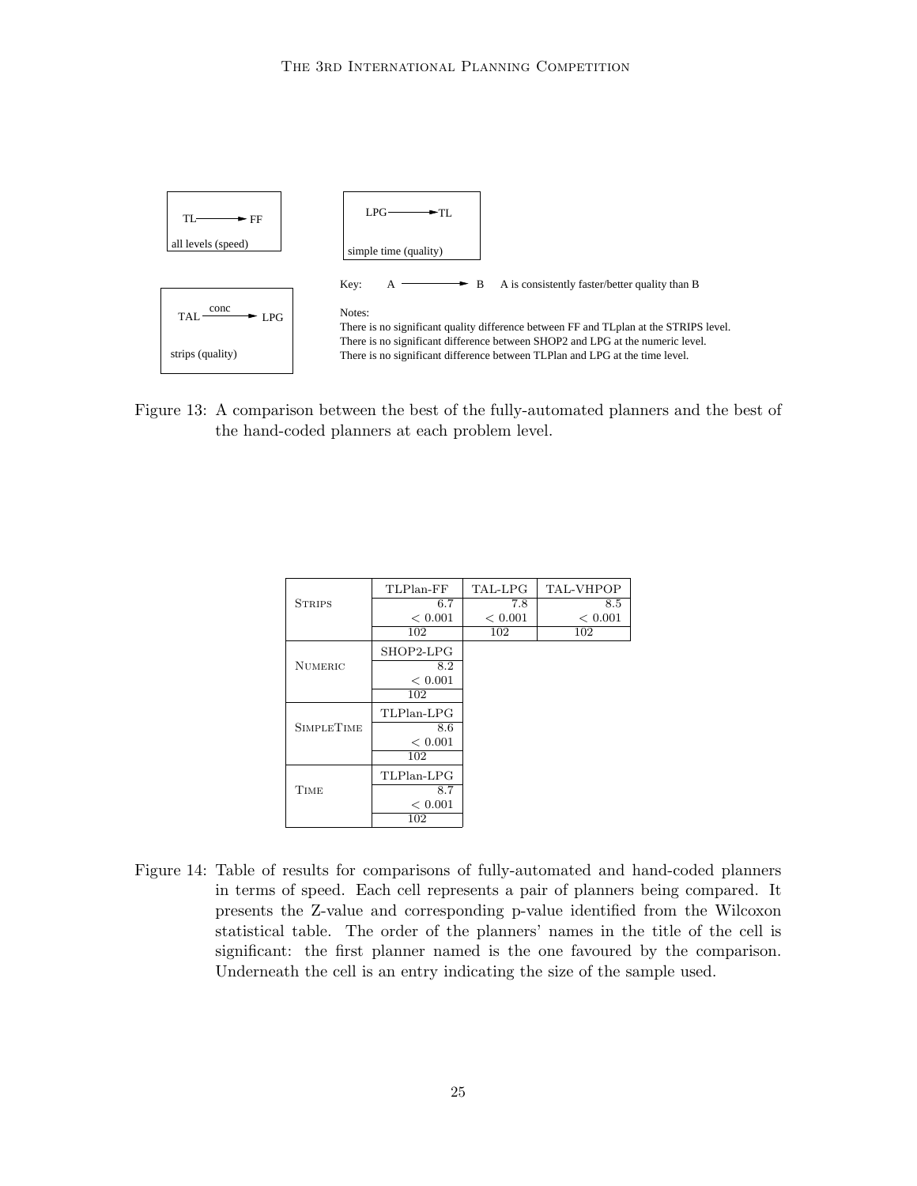TL → FF

all levels (speed)

LPG → TL

simple time (quality)

TAL —conc→ LPG

strips (quality)

Key: A → B A is consistently faster/better quality than B

Notes:
There is no significant quality difference between FF and TLplan at the STRIPS level.
There is no significant difference between SHOP2 and LPG at the numeric level.
There is no significant difference between TLPlan and LPG at the time level.

Figure 13: A comparison between the best of the fully-automated planners and the best of the hand-coded planners at each problem level.

| | | | |
|---|---|---|---|
| Strips | TLPlan-FF | TAL-LPG | TAL-VHPOP |
| | 6.7 | 7.8 | 8.5 |
| | $< 0.001$ | $< 0.001$ | $< 0.001$ |
| | 102 | 102 | 102 |
| Numeric | SHOP2-LPG | | |
| | 8.2 | | |
| | $< 0.001$ | | |
| | 102 | | |
| SimpleTime | TLPlan-LPG | | |
| | 8.6 | | |
| | $< 0.001$ | | |
| | 102 | | |
| Time | TLPlan-LPG | | |
| | 8.7 | | |
| | $< 0.001$ | | |
| | 102 | | |

Figure 14: Table of results for comparisons of fully-automated and hand-coded planners in terms of speed. Each cell represents a pair of planners being compared. It presents the Z-value and corresponding p-value identified from the Wilcoxon statistical table. The order of the planners' names in the title of the cell is significant: the first planner named is the one favoured by the comparison. Underneath the cell is an entry indicating the size of the sample used.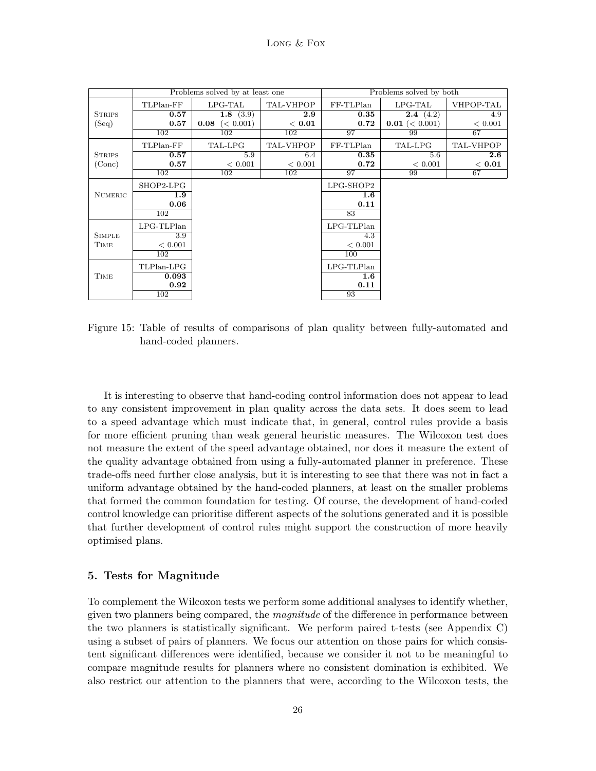| | Problems solved by at least one | | | Problems solved by both | | |
|---|---|---|---|---|---|---|
| | TLPlan-FF | LPG-TAL | TAL-VHPOP | FF-TLPlan | LPG-TAL | VHPOP-TAL |
| STRIPS (Seq) | **0.57** | **1.8** (3.9) | **2.9** | **0.35** | **2.4** (4.2) | 4.9 |
| | **0.57** | **0.08** (< 0.001) | **< 0.01** | **0.72** | **0.01** (< 0.001) | < 0.001 |
| | 102 | 102 | 102 | 97 | 99 | 67 |
| | TLPlan-FF | TAL-LPG | TAL-VHPOP | FF-TLPlan | TAL-LPG | TAL-VHPOP |
| STRIPS (Conc) | **0.57** | 5.9 | 6.4 | **0.35** | 5.6 | **2.6** |
| | **0.57** | < 0.001 | < 0.001 | **0.72** | < 0.001 | **< 0.01** |
| | 102 | 102 | 102 | 97 | 99 | 67 |
| | SHOP2-LPG | | | LPG-SHOP2 | | |
| NUMERIC | **1.9** | | | **1.6** | | |
| | **0.06** | | | **0.11** | | |
| | 102 | | | 83 | | |
| | LPG-TLPlan | | | LPG-TLPlan | | |
| SIMPLE TIME | 3.9 | | | 4.3 | | |
| | < 0.001 | | | < 0.001 | | |
| | 102 | | | 100 | | |
| | TLPlan-LPG | | | LPG-TLPlan | | |
| TIME | **0.093** | | | **1.6** | | |
| | **0.92** | | | **0.11** | | |
| | 102 | | | 93 | | |

Figure 15: Table of results of comparisons of plan quality between fully-automated and hand-coded planners.

It is interesting to observe that hand-coding control information does not appear to lead to any consistent improvement in plan quality across the data sets. It does seem to lead to a speed advantage which must indicate that, in general, control rules provide a basis for more efficient pruning than weak general heuristic measures. The Wilcoxon test does not measure the extent of the speed advantage obtained, nor does it measure the extent of the quality advantage obtained from using a fully-automated planner in preference. These trade-offs need further close analysis, but it is interesting to see that there was not in fact a uniform advantage obtained by the hand-coded planners, at least on the smaller problems that formed the common foundation for testing. Of course, the development of hand-coded control knowledge can prioritise different aspects of the solutions generated and it is possible that further development of control rules might support the construction of more heavily optimised plans.

## 5. Tests for Magnitude

To complement the Wilcoxon tests we perform some additional analyses to identify whether, given two planners being compared, the *magnitude* of the difference in performance between the two planners is statistically significant. We perform paired t-tests (see Appendix C) using a subset of pairs of planners. We focus our attention on those pairs for which consistent significant differences were identified, because we consider it not to be meaningful to compare magnitude results for planners where no consistent domination is exhibited. We also restrict our attention to the planners that were, according to the Wilcoxon tests, the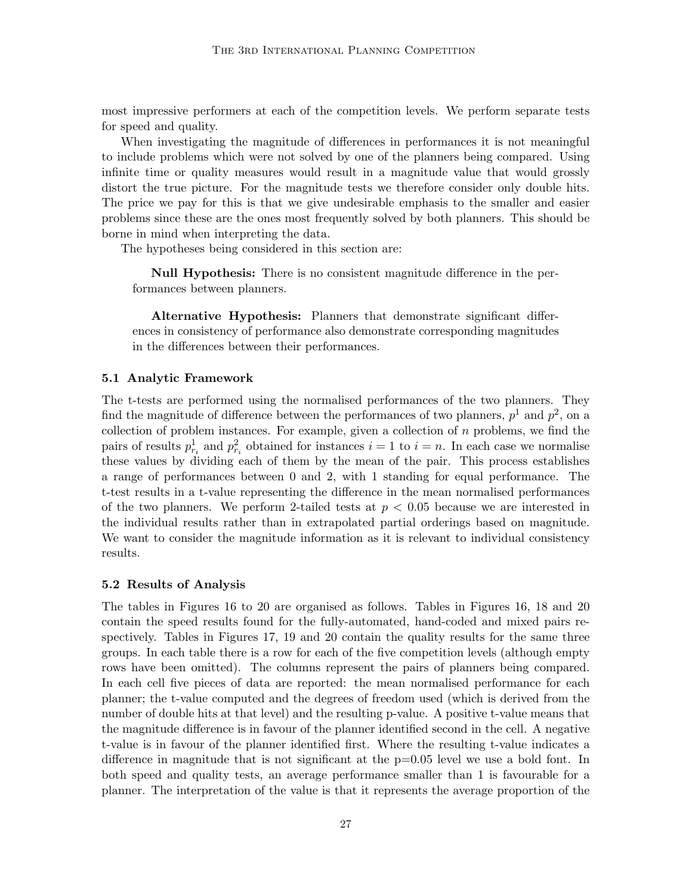most impressive performers at each of the competition levels. We perform separate tests for speed and quality.

When investigating the magnitude of differences in performances it is not meaningful to include problems which were not solved by one of the planners being compared. Using infinite time or quality measures would result in a magnitude value that would grossly distort the true picture. For the magnitude tests we therefore consider only double hits. The price we pay for this is that we give undesirable emphasis to the smaller and easier problems since these are the ones most frequently solved by both planners. This should be borne in mind when interpreting the data.

The hypotheses being considered in this section are:

> **Null Hypothesis:** There is no consistent magnitude difference in the performances between planners.
>
> **Alternative Hypothesis:** Planners that demonstrate significant differences in consistency of performance also demonstrate corresponding magnitudes in the differences between their performances.

### 5.1 Analytic Framework

The t-tests are performed using the normalised performances of the two planners. They find the magnitude of difference between the performances of two planners, $p^1$ and $p^2$, on a collection of problem instances. For example, given a collection of $n$ problems, we find the pairs of results $p^1_{r_i}$ and $p^2_{r_i}$ obtained for instances $i = 1$ to $i = n$. In each case we normalise these values by dividing each of them by the mean of the pair. This process establishes a range of performances between 0 and 2, with 1 standing for equal performance. The t-test results in a t-value representing the difference in the mean normalised performances of the two planners. We perform 2-tailed tests at $p < 0.05$ because we are interested in the individual results rather than in extrapolated partial orderings based on magnitude. We want to consider the magnitude information as it is relevant to individual consistency results.

### 5.2 Results of Analysis

The tables in Figures 16 to 20 are organised as follows. Tables in Figures 16, 18 and 20 contain the speed results found for the fully-automated, hand-coded and mixed pairs respectively. Tables in Figures 17, 19 and 20 contain the quality results for the same three groups. In each table there is a row for each of the five competition levels (although empty rows have been omitted). The columns represent the pairs of planners being compared. In each cell five pieces of data are reported: the mean normalised performance for each planner; the t-value computed and the degrees of freedom used (which is derived from the number of double hits at that level) and the resulting p-value. A positive t-value means that the magnitude difference is in favour of the planner identified second in the cell. A negative t-value is in favour of the planner identified first. Where the resulting t-value indicates a difference in magnitude that is not significant at the p=0.05 level we use a bold font. In both speed and quality tests, an average performance smaller than 1 is favourable for a planner. The interpretation of the value is that it represents the average proportion of the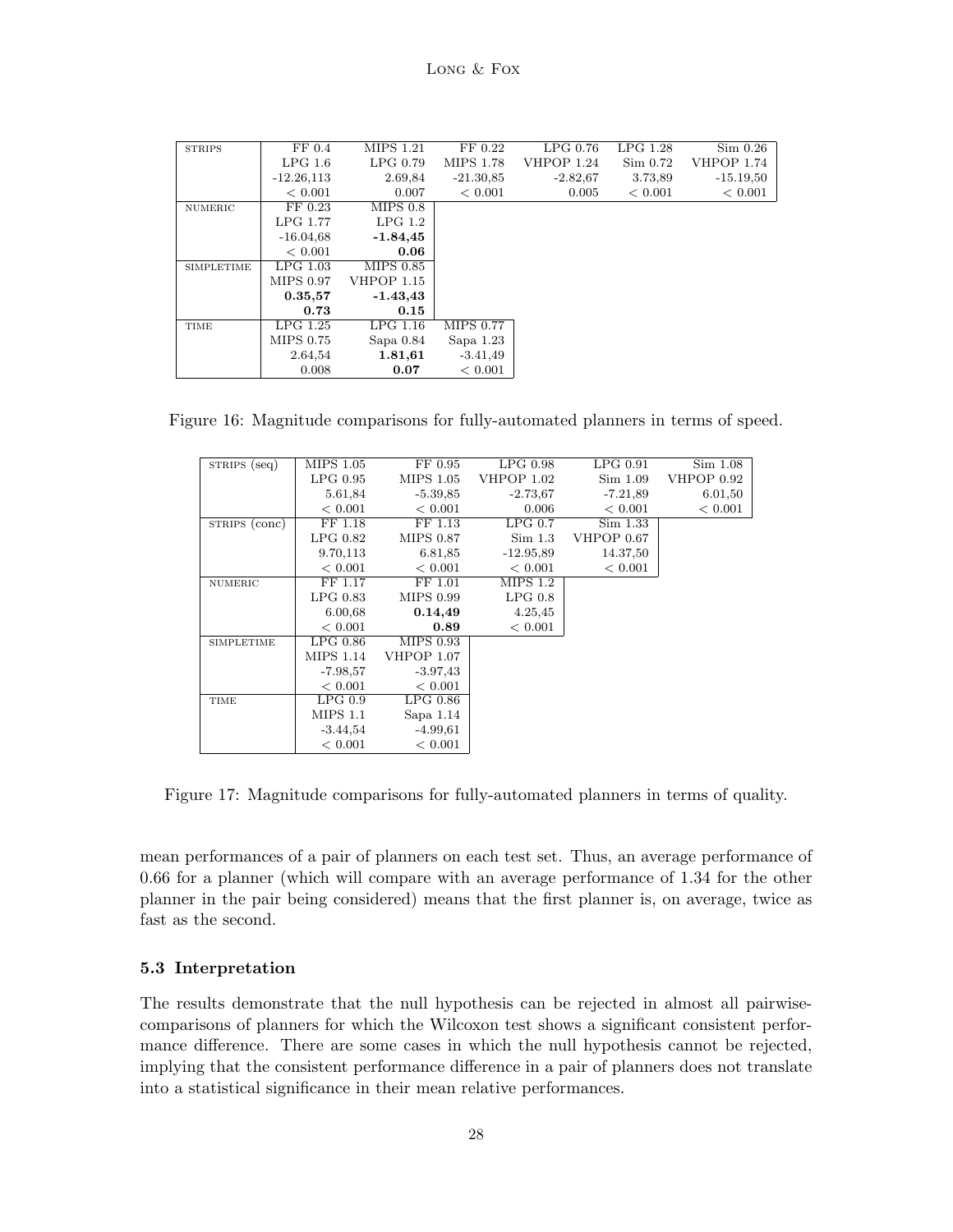| | | | | | | |
|---|---|---|---|---|---|---|
| STRIPS | FF 0.4 | MIPS 1.21 | FF 0.22 | LPG 0.76 | LPG 1.28 | Sim 0.26 |
| | LPG 1.6 | LPG 0.79 | MIPS 1.78 | VHPOP 1.24 | Sim 0.72 | VHPOP 1.74 |
| | -12.26,113 | 2.69,84 | -21.30,85 | -2.82,67 | 3.73,89 | -15.19,50 |
| | < 0.001 | 0.007 | < 0.001 | 0.005 | < 0.001 | < 0.001 |
| NUMERIC | FF 0.23 | MIPS 0.8 | | | | |
| | LPG 1.77 | LPG 1.2 | | | | |
| | -16.04,68 | **-1.84,45** | | | | |
| | < 0.001 | **0.06** | | | | |
| SIMPLETIME | LPG 1.03 | MIPS 0.85 | | | | |
| | MIPS 0.97 | VHPOP 1.15 | | | | |
| | **0.35,57** | **-1.43,43** | | | | |
| | **0.73** | **0.15** | | | | |
| TIME | LPG 1.25 | LPG 1.16 | MIPS 0.77 | | | |
| | MIPS 0.75 | Sapa 0.84 | Sapa 1.23 | | | |
| | 2.64,54 | **1.81,61** | -3.41,49 | | | |
| | 0.008 | **0.07** | < 0.001 | | | |

Figure 16: Magnitude comparisons for fully-automated planners in terms of speed.

| | | | | | |
|---|---|---|---|---|---|
| STRIPS (seq) | MIPS 1.05 | FF 0.95 | LPG 0.98 | LPG 0.91 | Sim 1.08 |
| | LPG 0.95 | MIPS 1.05 | VHPOP 1.02 | Sim 1.09 | VHPOP 0.92 |
| | 5.61,84 | -5.39,85 | -2.73,67 | -7.21,89 | 6.01,50 |
| | < 0.001 | < 0.001 | 0.006 | < 0.001 | < 0.001 |
| STRIPS (conc) | FF 1.18 | FF 1.13 | LPG 0.7 | Sim 1.33 | |
| | LPG 0.82 | MIPS 0.87 | Sim 1.3 | VHPOP 0.67 | |
| | 9.70,113 | 6.81,85 | -12.95,89 | 14.37,50 | |
| | < 0.001 | < 0.001 | < 0.001 | < 0.001 | |
| NUMERIC | FF 1.17 | FF 1.01 | MIPS 1.2 | | |
| | LPG 0.83 | MIPS 0.99 | LPG 0.8 | | |
| | 6.00,68 | **0.14,49** | 4.25,45 | | |
| | < 0.001 | **0.89** | < 0.001 | | |
| SIMPLETIME | LPG 0.86 | MIPS 0.93 | | | |
| | MIPS 1.14 | VHPOP 1.07 | | | |
| | -7.98,57 | -3.97,43 | | | |
| | < 0.001 | < 0.001 | | | |
| TIME | LPG 0.9 | LPG 0.86 | | | |
| | MIPS 1.1 | Sapa 1.14 | | | |
| | -3.44,54 | -4.99,61 | | | |
| | < 0.001 | < 0.001 | | | |

Figure 17: Magnitude comparisons for fully-automated planners in terms of quality.

mean performances of a pair of planners on each test set. Thus, an average performance of 0.66 for a planner (which will compare with an average performance of 1.34 for the other planner in the pair being considered) means that the first planner is, on average, twice as fast as the second.

### 5.3 Interpretation

The results demonstrate that the null hypothesis can be rejected in almost all pairwise-comparisons of planners for which the Wilcoxon test shows a significant consistent performance difference. There are some cases in which the null hypothesis cannot be rejected, implying that the consistent performance difference in a pair of planners does not translate into a statistical significance in their mean relative performances.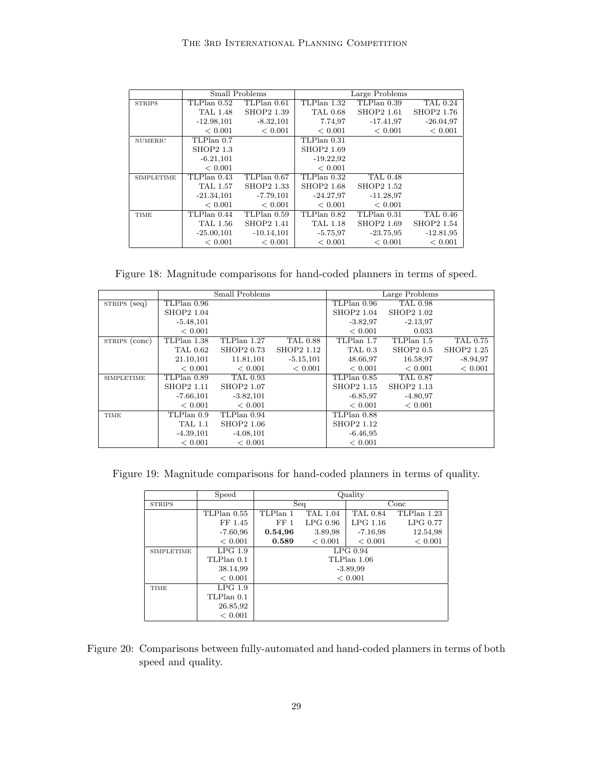| | Small Problems | | Large Problems | | |
|---|---|---|---|---|---|
| STRIPS | TLPlan 0.52 | TLPlan 0.61 | TLPlan 1.32 | TLPlan 0.39 | TAL 0.24 |
| | TAL 1.48 | SHOP2 1.39 | TAL 0.68 | SHOP2 1.61 | SHOP2 1.76 |
| | -12.98,101 | -8.32,101 | 7.74,97 | -17.41,97 | -26.04,97 |
| | < 0.001 | < 0.001 | < 0.001 | < 0.001 | < 0.001 |
| NUMERIC | TLPlan 0.7 | | TLPlan 0.31 | | |
| | SHOP2 1.3 | | SHOP2 1.69 | | |
| | -6.21,101 | | -19.22,92 | | |
| | < 0.001 | | < 0.001 | | |
| SIMPLETIME | TLPlan 0.43 | TLPlan 0.67 | TLPlan 0.32 | TAL 0.48 | |
| | TAL 1.57 | SHOP2 1.33 | SHOP2 1.68 | SHOP2 1.52 | |
| | -21.34,101 | -7.79,101 | -24.27,97 | -11.28,97 | |
| | < 0.001 | < 0.001 | < 0.001 | < 0.001 | |
| TIME | TLPlan 0.44 | TLPlan 0.59 | TLPlan 0.82 | TLPlan 0.31 | TAL 0.46 |
| | TAL 1.56 | SHOP2 1.41 | TAL 1.18 | SHOP2 1.69 | SHOP2 1.54 |
| | -25.00,101 | -10.14,101 | -5.75,97 | -23.75,95 | -12.81,95 |
| | < 0.001 | < 0.001 | < 0.001 | < 0.001 | < 0.001 |

Figure 18: Magnitude comparisons for hand-coded planners in terms of speed.

| | Small Problems | | | Large Problems | | |
|---|---|---|---|---|---|---|
| STRIPS (seq) | TLPlan 0.96 | | | TLPlan 0.96 | TAL 0.98 | |
| | SHOP2 1.04 | | | SHOP2 1.04 | SHOP2 1.02 | |
| | -5.48,101 | | | -3.82,97 | -2.13,97 | |
| | < 0.001 | | | < 0.001 | 0.033 | |
| STRIPS (conc) | TLPlan 1.38 | TLPlan 1.27 | TAL 0.88 | TLPlan 1.7 | TLPlan 1.5 | TAL 0.75 |
| | TAL 0.62 | SHOP2 0.73 | SHOP2 1.12 | TAL 0.3 | SHOP2 0.5 | SHOP2 1.25 |
| | 21.10,101 | 11.81,101 | -5.15,101 | 48.66,97 | 16.58,97 | -8.94,97 |
| | < 0.001 | < 0.001 | < 0.001 | < 0.001 | < 0.001 | < 0.001 |
| SIMPLETIME | TLPlan 0.89 | TAL 0.93 | | TLPlan 0.85 | TAL 0.87 | |
| | SHOP2 1.11 | SHOP2 1.07 | | SHOP2 1.15 | SHOP2 1.13 | |
| | -7.66,101 | -3.82,101 | | -6.85,97 | -4.80,97 | |
| | < 0.001 | < 0.001 | | < 0.001 | < 0.001 | |
| TIME | TLPlan 0.9 | TLPlan 0.94 | | TLPlan 0.88 | | |
| | TAL 1.1 | SHOP2 1.06 | | SHOP2 1.12 | | |
| | -4.39,101 | -4.08,101 | | -6.46,95 | | |
| | < 0.001 | < 0.001 | | < 0.001 | | |

Figure 19: Magnitude comparisons for hand-coded planners in terms of quality.

| | Speed | Quality | | | |
|---|---|---|---|---|---|
| STRIPS | | Seq | | Conc | |
| | TLPlan 0.55 | TLPlan 1 | TAL 1.04 | TAL 0.84 | TLPlan 1.23 |
| | FF 1.45 | FF 1 | LPG 0.96 | LPG 1.16 | LPG 0.77 |
| | -7.60,96 | **0.54,96** | 3.89,98 | -7.16,98 | 12.54,98 |
| | < 0.001 | **0.589** | < 0.001 | < 0.001 | < 0.001 |
| SIMPLETIME | LPG 1.9 | LPG 0.94 | | | |
| | TLPlan 0.1 | TLPlan 1.06 | | | |
| | 38.14,99 | -3.89,99 | | | |
| | < 0.001 | < 0.001 | | | |
| TIME | LPG 1.9 | | | | |
| | TLPlan 0.1 | | | | |
| | 26.85,92 | | | | |
| | < 0.001 | | | | |

Figure 20: Comparisons between fully-automated and hand-coded planners in terms of both speed and quality.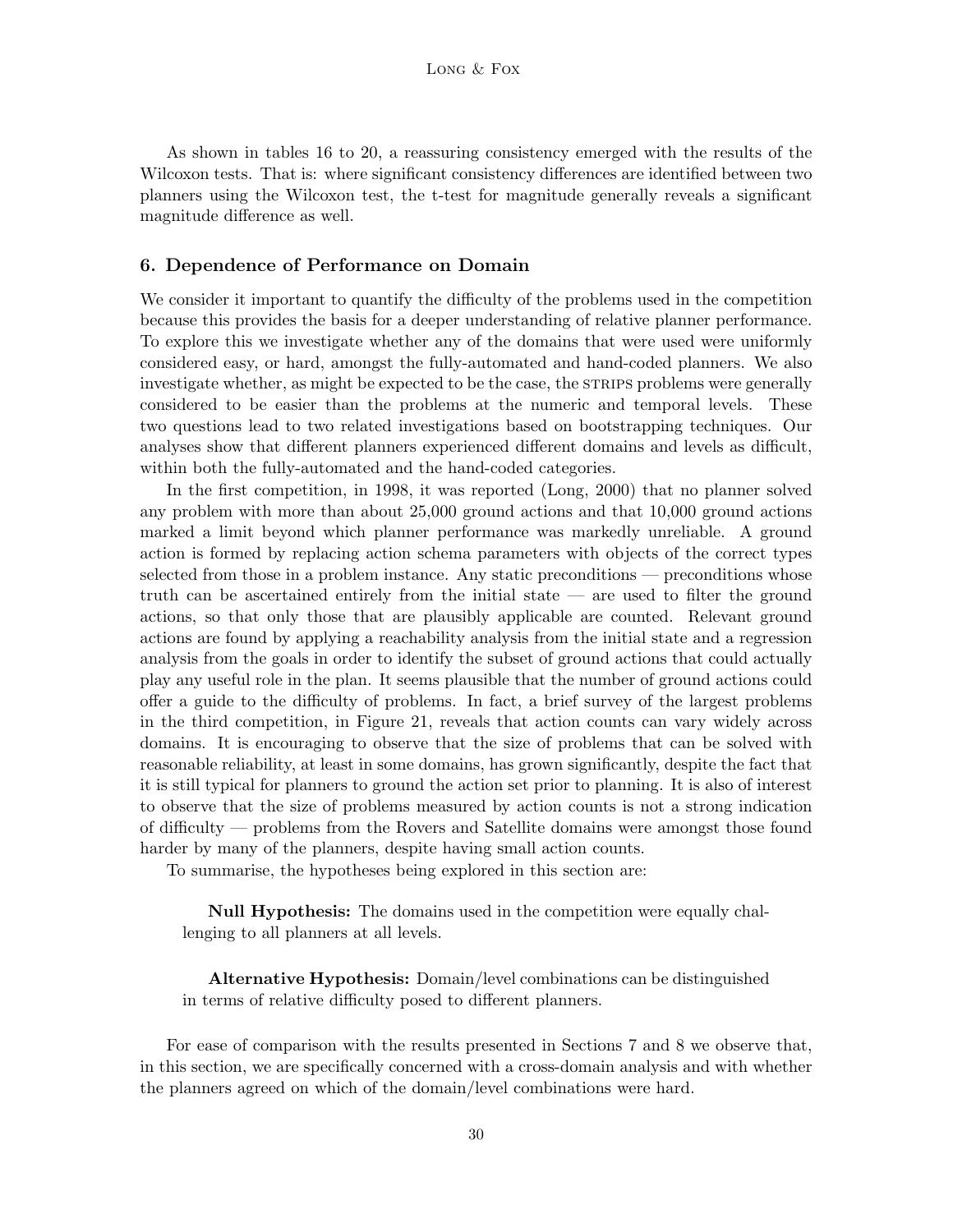As shown in tables 16 to 20, a reassuring consistency emerged with the results of the Wilcoxon tests. That is: where significant consistency differences are identified between two planners using the Wilcoxon test, the t-test for magnitude generally reveals a significant magnitude difference as well.

## 6. Dependence of Performance on Domain

We consider it important to quantify the difficulty of the problems used in the competition because this provides the basis for a deeper understanding of relative planner performance. To explore this we investigate whether any of the domains that were used were uniformly considered easy, or hard, amongst the fully-automated and hand-coded planners. We also investigate whether, as might be expected to be the case, the STRIPS problems were generally considered to be easier than the problems at the numeric and temporal levels. These two questions lead to two related investigations based on bootstrapping techniques. Our analyses show that different planners experienced different domains and levels as difficult, within both the fully-automated and the hand-coded categories.

In the first competition, in 1998, it was reported (Long, 2000) that no planner solved any problem with more than about 25,000 ground actions and that 10,000 ground actions marked a limit beyond which planner performance was markedly unreliable. A ground action is formed by replacing action schema parameters with objects of the correct types selected from those in a problem instance. Any static preconditions — preconditions whose truth can be ascertained entirely from the initial state — are used to filter the ground actions, so that only those that are plausibly applicable are counted. Relevant ground actions are found by applying a reachability analysis from the initial state and a regression analysis from the goals in order to identify the subset of ground actions that could actually play any useful role in the plan. It seems plausible that the number of ground actions could offer a guide to the difficulty of problems. In fact, a brief survey of the largest problems in the third competition, in Figure 21, reveals that action counts can vary widely across domains. It is encouraging to observe that the size of problems that can be solved with reasonable reliability, at least in some domains, has grown significantly, despite the fact that it is still typical for planners to ground the action set prior to planning. It is also of interest to observe that the size of problems measured by action counts is not a strong indication of difficulty — problems from the Rovers and Satellite domains were amongst those found harder by many of the planners, despite having small action counts.

To summarise, the hypotheses being explored in this section are:

> **Null Hypothesis:** The domains used in the competition were equally challenging to all planners at all levels.

> **Alternative Hypothesis:** Domain/level combinations can be distinguished in terms of relative difficulty posed to different planners.

For ease of comparison with the results presented in Sections 7 and 8 we observe that, in this section, we are specifically concerned with a cross-domain analysis and with whether the planners agreed on which of the domain/level combinations were hard.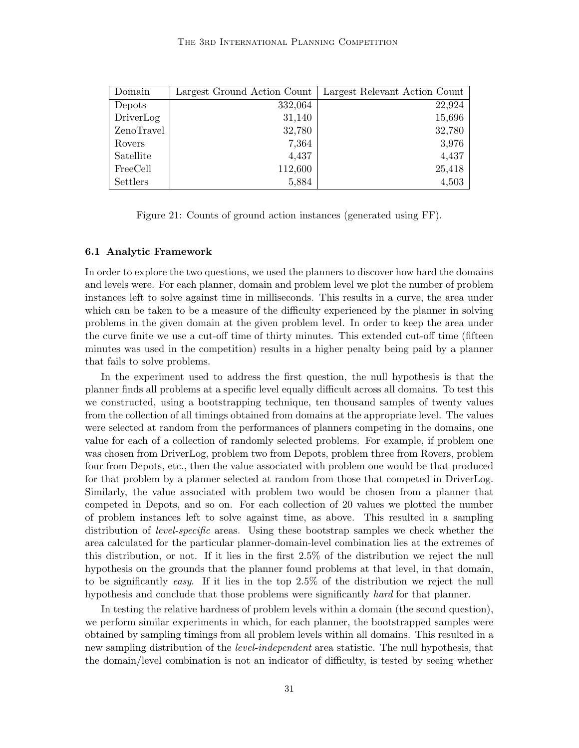| Domain | Largest Ground Action Count | Largest Relevant Action Count |
|---|---:|---:|
| Depots | 332,064 | 22,924 |
| DriverLog | 31,140 | 15,696 |
| ZenoTravel | 32,780 | 32,780 |
| Rovers | 7,364 | 3,976 |
| Satellite | 4,437 | 4,437 |
| FreeCell | 112,600 | 25,418 |
| Settlers | 5,884 | 4,503 |

Figure 21: Counts of ground action instances (generated using FF).

### 6.1 Analytic Framework

In order to explore the two questions, we used the planners to discover how hard the domains and levels were. For each planner, domain and problem level we plot the number of problem instances left to solve against time in milliseconds. This results in a curve, the area under which can be taken to be a measure of the difficulty experienced by the planner in solving problems in the given domain at the given problem level. In order to keep the area under the curve finite we use a cut-off time of thirty minutes. This extended cut-off time (fifteen minutes was used in the competition) results in a higher penalty being paid by a planner that fails to solve problems.

In the experiment used to address the first question, the null hypothesis is that the planner finds all problems at a specific level equally difficult across all domains. To test this we constructed, using a bootstrapping technique, ten thousand samples of twenty values from the collection of all timings obtained from domains at the appropriate level. The values were selected at random from the performances of planners competing in the domains, one value for each of a collection of randomly selected problems. For example, if problem one was chosen from DriverLog, problem two from Depots, problem three from Rovers, problem four from Depots, etc., then the value associated with problem one would be that produced for that problem by a planner selected at random from those that competed in DriverLog. Similarly, the value associated with problem two would be chosen from a planner that competed in Depots, and so on. For each collection of 20 values we plotted the number of problem instances left to solve against time, as above. This resulted in a sampling distribution of *level-specific* areas. Using these bootstrap samples we check whether the area calculated for the particular planner-domain-level combination lies at the extremes of this distribution, or not. If it lies in the first 2.5% of the distribution we reject the null hypothesis on the grounds that the planner found problems at that level, in that domain, to be significantly *easy*. If it lies in the top 2.5% of the distribution we reject the null hypothesis and conclude that those problems were significantly *hard* for that planner.

In testing the relative hardness of problem levels within a domain (the second question), we perform similar experiments in which, for each planner, the bootstrapped samples were obtained by sampling timings from all problem levels within all domains. This resulted in a new sampling distribution of the *level-independent* area statistic. The null hypothesis, that the domain/level combination is not an indicator of difficulty, is tested by seeing whether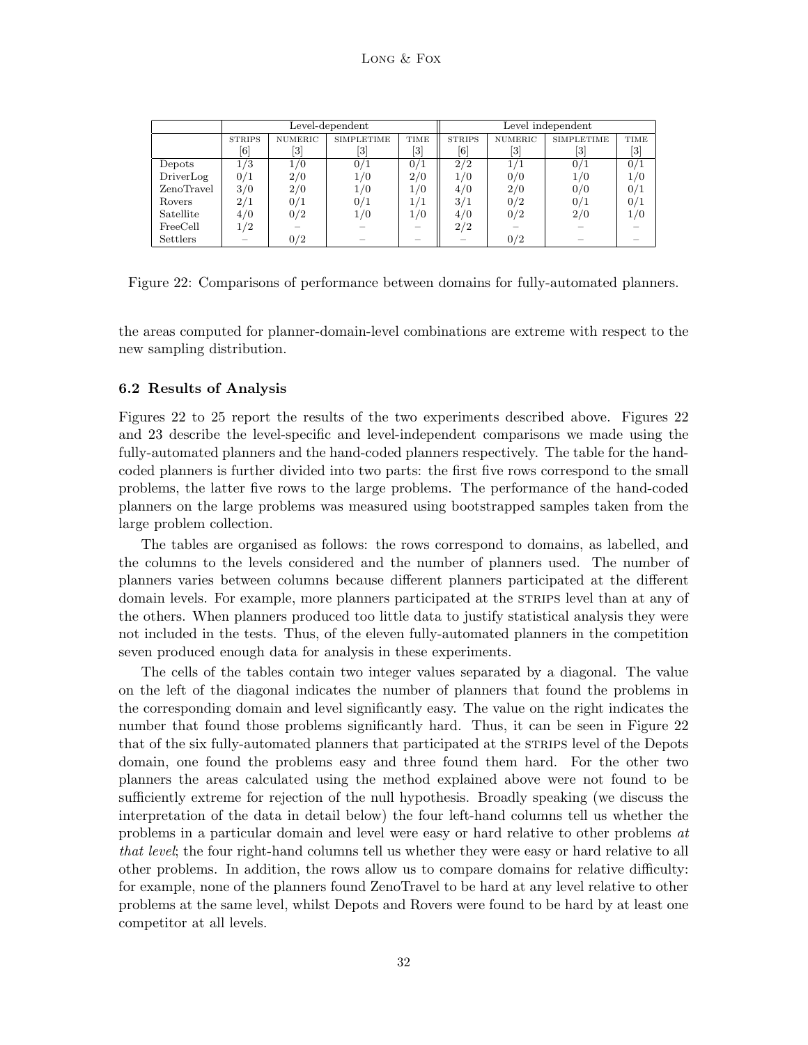| | Level-dependent | | | | Level independent | | | |
|---|---|---|---|---|---|---|---|---|
| | STRIPS [6] | NUMERIC [3] | SIMPLETIME [3] | TIME [3] | STRIPS [6] | NUMERIC [3] | SIMPLETIME [3] | TIME [3] |
| Depots | 1/3 | 1/0 | 0/1 | 0/1 | 2/2 | 1/1 | 0/1 | 0/1 |
| DriverLog | 0/1 | 2/0 | 1/0 | 2/0 | 1/0 | 0/0 | 1/0 | 1/0 |
| ZenoTravel | 3/0 | 2/0 | 1/0 | 1/0 | 4/0 | 2/0 | 0/0 | 0/1 |
| Rovers | 2/1 | 0/1 | 0/1 | 1/1 | 3/1 | 0/2 | 0/1 | 0/1 |
| Satellite | 4/0 | 0/2 | 1/0 | 1/0 | 4/0 | 0/2 | 2/0 | 1/0 |
| FreeCell | 1/2 | – | – | – | 2/2 | – | – | – |
| Settlers | – | 0/2 | – | – | – | 0/2 | – | – |

Figure 22: Comparisons of performance between domains for fully-automated planners.

the areas computed for planner-domain-level combinations are extreme with respect to the new sampling distribution.

### 6.2 Results of Analysis

Figures 22 to 25 report the results of the two experiments described above. Figures 22 and 23 describe the level-specific and level-independent comparisons we made using the fully-automated planners and the hand-coded planners respectively. The table for the hand-coded planners is further divided into two parts: the first five rows correspond to the small problems, the latter five rows to the large problems. The performance of the hand-coded planners on the large problems was measured using bootstrapped samples taken from the large problem collection.

The tables are organised as follows: the rows correspond to domains, as labelled, and the columns to the levels considered and the number of planners used. The number of planners varies between columns because different planners participated at the different domain levels. For example, more planners participated at the STRIPS level than at any of the others. When planners produced too little data to justify statistical analysis they were not included in the tests. Thus, of the eleven fully-automated planners in the competition seven produced enough data for analysis in these experiments.

The cells of the tables contain two integer values separated by a diagonal. The value on the left of the diagonal indicates the number of planners that found the problems in the corresponding domain and level significantly easy. The value on the right indicates the number that found those problems significantly hard. Thus, it can be seen in Figure 22 that of the six fully-automated planners that participated at the STRIPS level of the Depots domain, one found the problems easy and three found them hard. For the other two planners the areas calculated using the method explained above were not found to be sufficiently extreme for rejection of the null hypothesis. Broadly speaking (we discuss the interpretation of the data in detail below) the four left-hand columns tell us whether the problems in a particular domain and level were easy or hard relative to other problems *at that level*; the four right-hand columns tell us whether they were easy or hard relative to all other problems. In addition, the rows allow us to compare domains for relative difficulty: for example, none of the planners found ZenoTravel to be hard at any level relative to other problems at the same level, whilst Depots and Rovers were found to be hard by at least one competitor at all levels.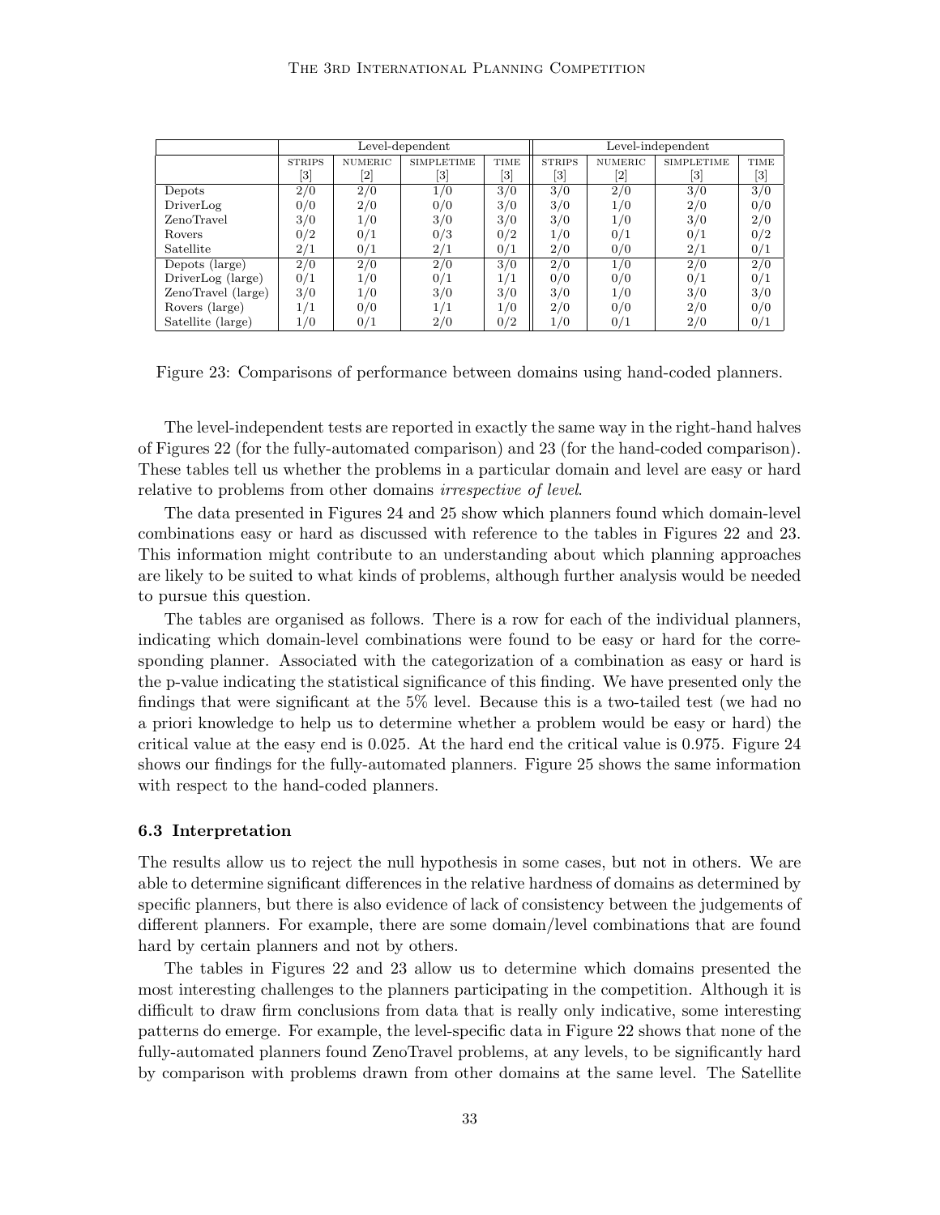|  | Level-dependent | | | | Level-independent | | | |
|---|---|---|---|---|---|---|---|---|
|  | STRIPS [3] | NUMERIC [2] | SIMPLETIME [3] | TIME [3] | STRIPS [3] | NUMERIC [2] | SIMPLETIME [3] | TIME [3] |
| Depots | 2/0 | 2/0 | 1/0 | 3/0 | 3/0 | 2/0 | 3/0 | 3/0 |
| DriverLog | 0/0 | 2/0 | 0/0 | 3/0 | 3/0 | 1/0 | 2/0 | 0/0 |
| ZenoTravel | 3/0 | 1/0 | 3/0 | 3/0 | 3/0 | 1/0 | 3/0 | 2/0 |
| Rovers | 0/2 | 0/1 | 0/3 | 0/2 | 1/0 | 0/1 | 0/1 | 0/2 |
| Satellite | 2/1 | 0/1 | 2/1 | 0/1 | 2/0 | 0/0 | 2/1 | 0/1 |
| Depots (large) | 2/0 | 2/0 | 2/0 | 3/0 | 2/0 | 1/0 | 2/0 | 2/0 |
| DriverLog (large) | 0/1 | 1/0 | 0/1 | 1/1 | 0/0 | 0/0 | 0/1 | 0/1 |
| ZenoTravel (large) | 3/0 | 1/0 | 3/0 | 3/0 | 3/0 | 1/0 | 3/0 | 3/0 |
| Rovers (large) | 1/1 | 0/0 | 1/1 | 1/0 | 2/0 | 0/0 | 2/0 | 0/0 |
| Satellite (large) | 1/0 | 0/1 | 2/0 | 0/2 | 1/0 | 0/1 | 2/0 | 0/1 |

Figure 23: Comparisons of performance between domains using hand-coded planners.

The level-independent tests are reported in exactly the same way in the right-hand halves of Figures 22 (for the fully-automated comparison) and 23 (for the hand-coded comparison). These tables tell us whether the problems in a particular domain and level are easy or hard relative to problems from other domains *irrespective of level*.

The data presented in Figures 24 and 25 show which planners found which domain-level combinations easy or hard as discussed with reference to the tables in Figures 22 and 23. This information might contribute to an understanding about which planning approaches are likely to be suited to what kinds of problems, although further analysis would be needed to pursue this question.

The tables are organised as follows. There is a row for each of the individual planners, indicating which domain-level combinations were found to be easy or hard for the corresponding planner. Associated with the categorization of a combination as easy or hard is the p-value indicating the statistical significance of this finding. We have presented only the findings that were significant at the 5% level. Because this is a two-tailed test (we had no a priori knowledge to help us to determine whether a problem would be easy or hard) the critical value at the easy end is 0.025. At the hard end the critical value is 0.975. Figure 24 shows our findings for the fully-automated planners. Figure 25 shows the same information with respect to the hand-coded planners.

### 6.3 Interpretation

The results allow us to reject the null hypothesis in some cases, but not in others. We are able to determine significant differences in the relative hardness of domains as determined by specific planners, but there is also evidence of lack of consistency between the judgements of different planners. For example, there are some domain/level combinations that are found hard by certain planners and not by others.

The tables in Figures 22 and 23 allow us to determine which domains presented the most interesting challenges to the planners participating in the competition. Although it is difficult to draw firm conclusions from data that is really only indicative, some interesting patterns do emerge. For example, the level-specific data in Figure 22 shows that none of the fully-automated planners found ZenoTravel problems, at any levels, to be significantly hard by comparison with problems drawn from other domains at the same level. The Satellite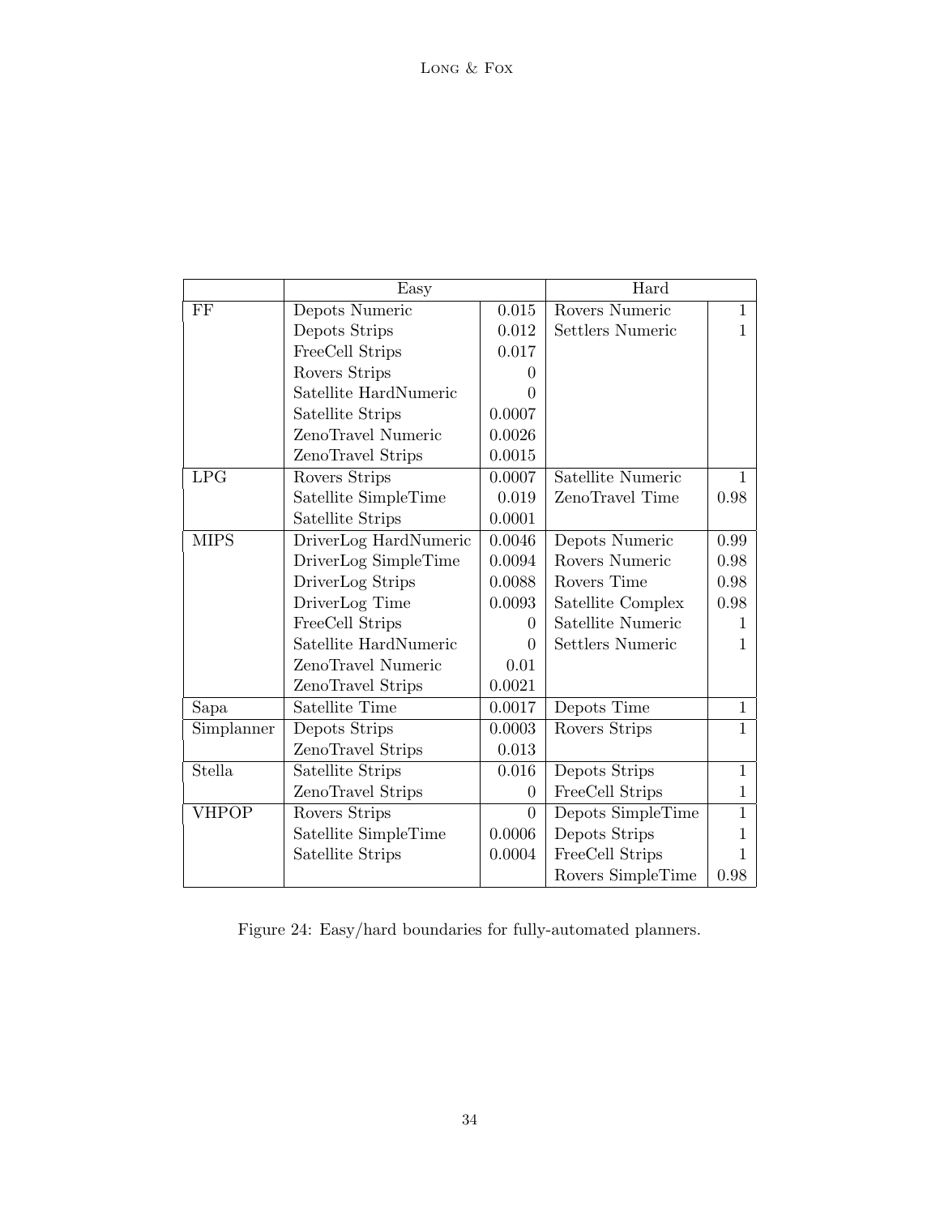| | Easy | | Hard | |
|---|---|---|---|---|
| FF | Depots Numeric | 0.015 | Rovers Numeric | 1 |
| | Depots Strips | 0.012 | Settlers Numeric | 1 |
| | FreeCell Strips | 0.017 | | |
| | Rovers Strips | 0 | | |
| | Satellite HardNumeric | 0 | | |
| | Satellite Strips | 0.0007 | | |
| | ZenoTravel Numeric | 0.0026 | | |
| | ZenoTravel Strips | 0.0015 | | |
| LPG | Rovers Strips | 0.0007 | Satellite Numeric | 1 |
| | Satellite SimpleTime | 0.019 | ZenoTravel Time | 0.98 |
| | Satellite Strips | 0.0001 | | |
| MIPS | DriverLog HardNumeric | 0.0046 | Depots Numeric | 0.99 |
| | DriverLog SimpleTime | 0.0094 | Rovers Numeric | 0.98 |
| | DriverLog Strips | 0.0088 | Rovers Time | 0.98 |
| | DriverLog Time | 0.0093 | Satellite Complex | 0.98 |
| | FreeCell Strips | 0 | Satellite Numeric | 1 |
| | Satellite HardNumeric | 0 | Settlers Numeric | 1 |
| | ZenoTravel Numeric | 0.01 | | |
| | ZenoTravel Strips | 0.0021 | | |
| Sapa | Satellite Time | 0.0017 | Depots Time | 1 |
| Simplanner | Depots Strips | 0.0003 | Rovers Strips | 1 |
| | ZenoTravel Strips | 0.013 | | |
| Stella | Satellite Strips | 0.016 | Depots Strips | 1 |
| | ZenoTravel Strips | 0 | FreeCell Strips | 1 |
| VHPOP | Rovers Strips | 0 | Depots SimpleTime | 1 |
| | Satellite SimpleTime | 0.0006 | Depots Strips | 1 |
| | Satellite Strips | 0.0004 | FreeCell Strips | 1 |
| | | | Rovers SimpleTime | 0.98 |

Figure 24: Easy/hard boundaries for fully-automated planners.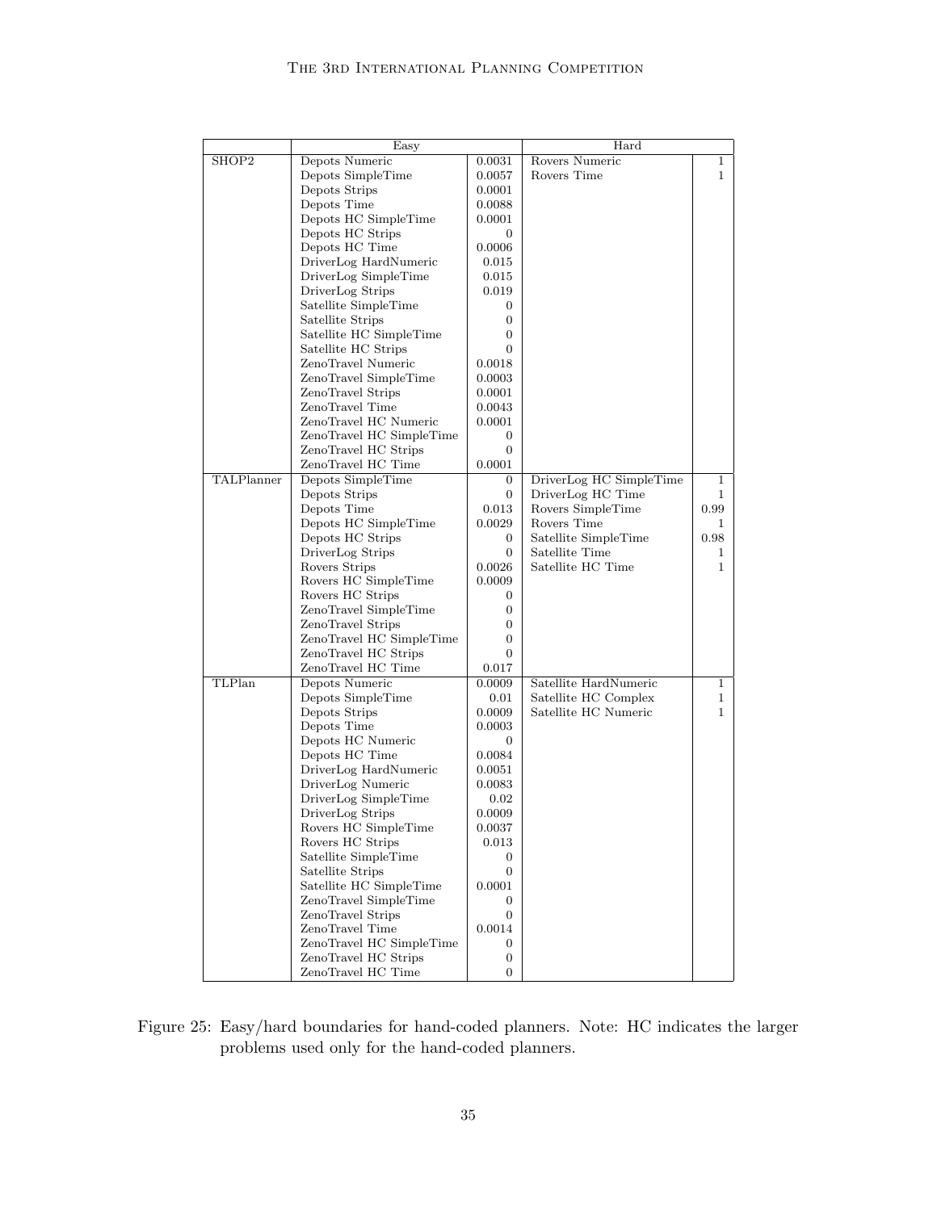| | Easy | | Hard | |
|---|---|---|---|---|
| SHOP2 | Depots Numeric | 0.0031 | Rovers Numeric | 1 |
| | Depots SimpleTime | 0.0057 | Rovers Time | 1 |
| | Depots Strips | 0.0001 | | |
| | Depots Time | 0.0088 | | |
| | Depots HC SimpleTime | 0.0001 | | |
| | Depots HC Strips | 0 | | |
| | Depots HC Time | 0.0006 | | |
| | DriverLog HardNumeric | 0.015 | | |
| | DriverLog SimpleTime | 0.015 | | |
| | DriverLog Strips | 0.019 | | |
| | Satellite SimpleTime | 0 | | |
| | Satellite Strips | 0 | | |
| | Satellite HC SimpleTime | 0 | | |
| | Satellite HC Strips | 0 | | |
| | ZenoTravel Numeric | 0.0018 | | |
| | ZenoTravel SimpleTime | 0.0003 | | |
| | ZenoTravel Strips | 0.0001 | | |
| | ZenoTravel Time | 0.0043 | | |
| | ZenoTravel HC Numeric | 0.0001 | | |
| | ZenoTravel HC SimpleTime | 0 | | |
| | ZenoTravel HC Strips | 0 | | |
| | ZenoTravel HC Time | 0.0001 | | |
| TALPlanner | Depots SimpleTime | 0 | DriverLog HC SimpleTime | 1 |
| | Depots Strips | 0 | DriverLog HC Time | 1 |
| | Depots Time | 0.013 | Rovers SimpleTime | 0.99 |
| | Depots HC SimpleTime | 0.0029 | Rovers Time | 1 |
| | Depots HC Strips | 0 | Satellite SimpleTime | 0.98 |
| | DriverLog Strips | 0 | Satellite Time | 1 |
| | Rovers Strips | 0.0026 | Satellite HC Time | 1 |
| | Rovers HC SimpleTime | 0.0009 | | |
| | Rovers HC Strips | 0 | | |
| | ZenoTravel SimpleTime | 0 | | |
| | ZenoTravel Strips | 0 | | |
| | ZenoTravel HC SimpleTime | 0 | | |
| | ZenoTravel HC Strips | 0 | | |
| | ZenoTravel HC Time | 0.017 | | |
| TLPlan | Depots Numeric | 0.0009 | Satellite HardNumeric | 1 |
| | Depots SimpleTime | 0.01 | Satellite HC Complex | 1 |
| | Depots Strips | 0.0009 | Satellite HC Numeric | 1 |
| | Depots Time | 0.0003 | | |
| | Depots HC Numeric | 0 | | |
| | Depots HC Time | 0.0084 | | |
| | DriverLog HardNumeric | 0.0051 | | |
| | DriverLog Numeric | 0.0083 | | |
| | DriverLog SimpleTime | 0.02 | | |
| | DriverLog Strips | 0.0009 | | |
| | Rovers HC SimpleTime | 0.0037 | | |
| | Rovers HC Strips | 0.013 | | |
| | Satellite SimpleTime | 0 | | |
| | Satellite Strips | 0 | | |
| | Satellite HC SimpleTime | 0.0001 | | |
| | ZenoTravel SimpleTime | 0 | | |
| | ZenoTravel Strips | 0 | | |
| | ZenoTravel Time | 0.0014 | | |
| | ZenoTravel HC SimpleTime | 0 | | |
| | ZenoTravel HC Strips | 0 | | |
| | ZenoTravel HC Time | 0 | | |

Figure 25: Easy/hard boundaries for hand-coded planners. Note: HC indicates the larger problems used only for the hand-coded planners.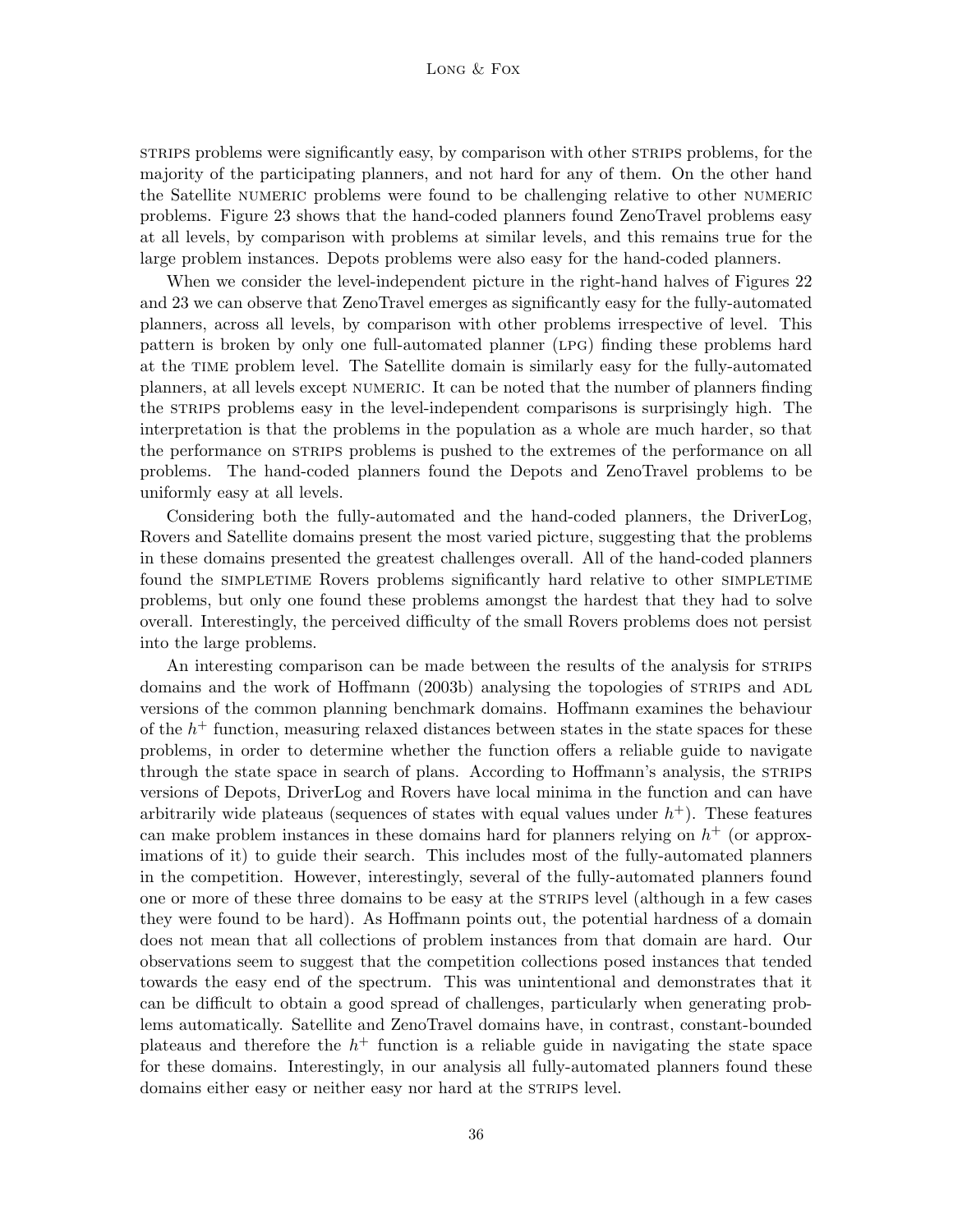STRIPS problems were significantly easy, by comparison with other STRIPS problems, for the majority of the participating planners, and not hard for any of them. On the other hand the Satellite NUMERIC problems were found to be challenging relative to other NUMERIC problems. Figure 23 shows that the hand-coded planners found ZenoTravel problems easy at all levels, by comparison with problems at similar levels, and this remains true for the large problem instances. Depots problems were also easy for the hand-coded planners.

When we consider the level-independent picture in the right-hand halves of Figures 22 and 23 we can observe that ZenoTravel emerges as significantly easy for the fully-automated planners, across all levels, by comparison with other problems irrespective of level. This pattern is broken by only one full-automated planner (LPG) finding these problems hard at the TIME problem level. The Satellite domain is similarly easy for the fully-automated planners, at all levels except NUMERIC. It can be noted that the number of planners finding the STRIPS problems easy in the level-independent comparisons is surprisingly high. The interpretation is that the problems in the population as a whole are much harder, so that the performance on STRIPS problems is pushed to the extremes of the performance on all problems. The hand-coded planners found the Depots and ZenoTravel problems to be uniformly easy at all levels.

Considering both the fully-automated and the hand-coded planners, the DriverLog, Rovers and Satellite domains present the most varied picture, suggesting that the problems in these domains presented the greatest challenges overall. All of the hand-coded planners found the SIMPLETIME Rovers problems significantly hard relative to other SIMPLETIME problems, but only one found these problems amongst the hardest that they had to solve overall. Interestingly, the perceived difficulty of the small Rovers problems does not persist into the large problems.

An interesting comparison can be made between the results of the analysis for STRIPS domains and the work of Hoffmann (2003b) analysing the topologies of STRIPS and ADL versions of the common planning benchmark domains. Hoffmann examines the behaviour of the $h^+$ function, measuring relaxed distances between states in the state spaces for these problems, in order to determine whether the function offers a reliable guide to navigate through the state space in search of plans. According to Hoffmann's analysis, the STRIPS versions of Depots, DriverLog and Rovers have local minima in the function and can have arbitrarily wide plateaus (sequences of states with equal values under $h^+$). These features can make problem instances in these domains hard for planners relying on $h^+$ (or approximations of it) to guide their search. This includes most of the fully-automated planners in the competition. However, interestingly, several of the fully-automated planners found one or more of these three domains to be easy at the STRIPS level (although in a few cases they were found to be hard). As Hoffmann points out, the potential hardness of a domain does not mean that all collections of problem instances from that domain are hard. Our observations seem to suggest that the competition collections posed instances that tended towards the easy end of the spectrum. This was unintentional and demonstrates that it can be difficult to obtain a good spread of challenges, particularly when generating problems automatically. Satellite and ZenoTravel domains have, in contrast, constant-bounded plateaus and therefore the $h^+$ function is a reliable guide in navigating the state space for these domains. Interestingly, in our analysis all fully-automated planners found these domains either easy or neither easy nor hard at the STRIPS level.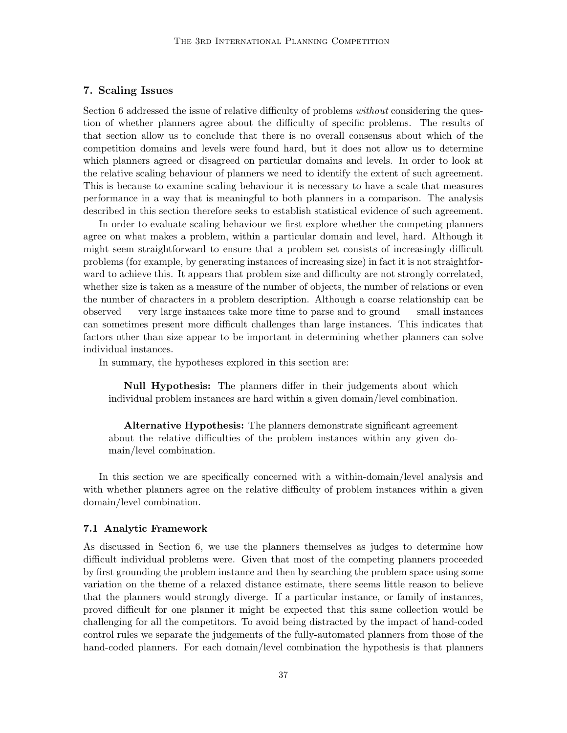## 7. Scaling Issues

Section 6 addressed the issue of relative difficulty of problems *without* considering the question of whether planners agree about the difficulty of specific problems. The results of that section allow us to conclude that there is no overall consensus about which of the competition domains and levels were found hard, but it does not allow us to determine which planners agreed or disagreed on particular domains and levels. In order to look at the relative scaling behaviour of planners we need to identify the extent of such agreement. This is because to examine scaling behaviour it is necessary to have a scale that measures performance in a way that is meaningful to both planners in a comparison. The analysis described in this section therefore seeks to establish statistical evidence of such agreement.

In order to evaluate scaling behaviour we first explore whether the competing planners agree on what makes a problem, within a particular domain and level, hard. Although it might seem straightforward to ensure that a problem set consists of increasingly difficult problems (for example, by generating instances of increasing size) in fact it is not straightforward to achieve this. It appears that problem size and difficulty are not strongly correlated, whether size is taken as a measure of the number of objects, the number of relations or even the number of characters in a problem description. Although a coarse relationship can be observed — very large instances take more time to parse and to ground — small instances can sometimes present more difficult challenges than large instances. This indicates that factors other than size appear to be important in determining whether planners can solve individual instances.

In summary, the hypotheses explored in this section are:

> **Null Hypothesis:** The planners differ in their judgements about which individual problem instances are hard within a given domain/level combination.

> **Alternative Hypothesis:** The planners demonstrate significant agreement about the relative difficulties of the problem instances within any given domain/level combination.

In this section we are specifically concerned with a within-domain/level analysis and with whether planners agree on the relative difficulty of problem instances within a given domain/level combination.

### 7.1 Analytic Framework

As discussed in Section 6, we use the planners themselves as judges to determine how difficult individual problems were. Given that most of the competing planners proceeded by first grounding the problem instance and then by searching the problem space using some variation on the theme of a relaxed distance estimate, there seems little reason to believe that the planners would strongly diverge. If a particular instance, or family of instances, proved difficult for one planner it might be expected that this same collection would be challenging for all the competitors. To avoid being distracted by the impact of hand-coded control rules we separate the judgements of the fully-automated planners from those of the hand-coded planners. For each domain/level combination the hypothesis is that planners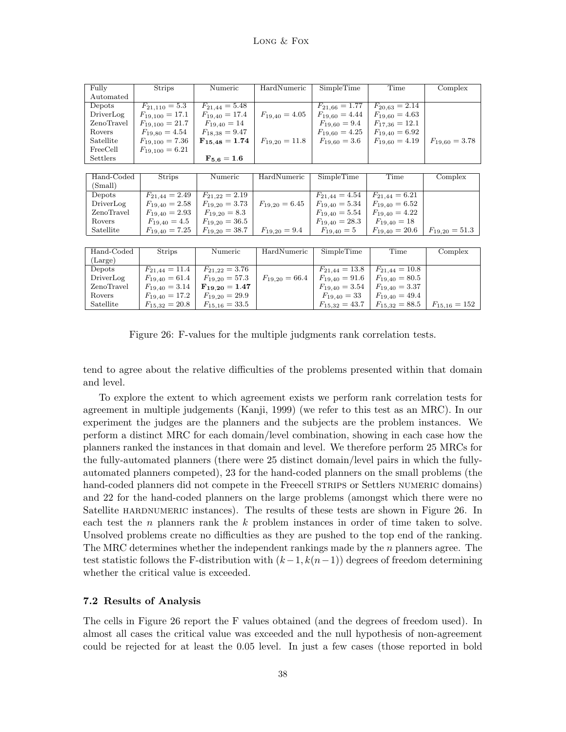| Fully Automated | Strips | Numeric | HardNumeric | SimpleTime | Time | Complex |
|---|---|---|---|---|---|---|
| Depots | $F_{21,110} = 5.3$ | $F_{21,44} = 5.48$ | | $F_{21,66} = 1.77$ | $F_{20,63} = 2.14$ | |
| DriverLog | $F_{19,100} = 17.1$ | $F_{19,40} = 17.4$ | $F_{19,40} = 4.05$ | $F_{19,60} = 4.44$ | $F_{19,60} = 4.63$ | |
| ZenoTravel | $F_{19,100} = 21.7$ | $F_{19,40} = 14$ | | $F_{19,60} = 9.4$ | $F_{17,36} = 12.1$ | |
| Rovers | $F_{19,80} = 4.54$ | $F_{18,38} = 9.47$ | | $F_{19,60} = 4.25$ | $F_{19,40} = 6.92$ | |
| Satellite | $F_{19,100} = 7.36$ | $\mathbf{F_{15,48} = 1.74}$ | $F_{19,20} = 11.8$ | $F_{19,60} = 3.6$ | $F_{19,60} = 4.19$ | $F_{19,60} = 3.78$ |
| FreeCell | $F_{19,100} = 6.21$ | | | | | |
| Settlers | | $\mathbf{F_{5,6} = 1.6}$ | | | | |

| Hand-Coded (Small) | Strips | Numeric | HardNumeric | SimpleTime | Time | Complex |
|---|---|---|---|---|---|---|
| Depots | $F_{21,44} = 2.49$ | $F_{21,22} = 2.19$ | | $F_{21,44} = 4.54$ | $F_{21,44} = 6.21$ | |
| DriverLog | $F_{19,40} = 2.58$ | $F_{19,20} = 3.73$ | $F_{19,20} = 6.45$ | $F_{19,40} = 5.34$ | $F_{19,40} = 6.52$ | |
| ZenoTravel | $F_{19,40} = 2.93$ | $F_{19,20} = 8.3$ | | $F_{19,40} = 5.54$ | $F_{19,40} = 4.22$ | |
| Rovers | $F_{19,40} = 4.5$ | $F_{19,20} = 36.5$ | | $F_{19,40} = 28.3$ | $F_{19,40} = 18$ | |
| Satellite | $F_{19,40} = 7.25$ | $F_{19,20} = 38.7$ | $F_{19,20} = 9.4$ | $F_{19,40} = 5$ | $F_{19,40} = 20.6$ | $F_{19,20} = 51.3$ |

| Hand-Coded (Large) | Strips | Numeric | HardNumeric | SimpleTime | Time | Complex |
|---|---|---|---|---|---|---|
| Depots | $F_{21,44} = 11.4$ | $F_{21,22} = 3.76$ | | $F_{21,44} = 13.8$ | $F_{21,44} = 10.8$ | |
| DriverLog | $F_{19,40} = 61.4$ | $F_{19,20} = 57.3$ | $F_{19,20} = 66.4$ | $F_{19,40} = 91.6$ | $F_{19,40} = 80.5$ | |
| ZenoTravel | $F_{19,40} = 3.14$ | $\mathbf{F_{19,20} = 1.47}$ | | $F_{19,40} = 3.54$ | $F_{19,40} = 3.37$ | |
| Rovers | $F_{19,40} = 17.2$ | $F_{19,20} = 29.9$ | | $F_{19,40} = 33$ | $F_{19,40} = 49.4$ | |
| Satellite | $F_{15,32} = 20.8$ | $F_{15,16} = 33.5$ | | $F_{15,32} = 43.7$ | $F_{15,32} = 88.5$ | $F_{15,16} = 152$ |

Figure 26: F-values for the multiple judgments rank correlation tests.

tend to agree about the relative difficulties of the problems presented within that domain and level.

To explore the extent to which agreement exists we perform rank correlation tests for agreement in multiple judgements (Kanji, 1999) (we refer to this test as an MRC). In our experiment the judges are the planners and the subjects are the problem instances. We perform a distinct MRC for each domain/level combination, showing in each case how the planners ranked the instances in that domain and level. We therefore perform 25 MRCs for the fully-automated planners (there were 25 distinct domain/level pairs in which the fully-automated planners competed), 23 for the hand-coded planners on the small problems (the hand-coded planners did not compete in the Freecell STRIPS or Settlers NUMERIC domains) and 22 for the hand-coded planners on the large problems (amongst which there were no Satellite HARDNUMERIC instances). The results of these tests are shown in Figure 26. In each test the $n$ planners rank the $k$ problem instances in order of time taken to solve. Unsolved problems create no difficulties as they are pushed to the top end of the ranking. The MRC determines whether the independent rankings made by the $n$ planners agree. The test statistic follows the F-distribution with $(k-1, k(n-1))$ degrees of freedom determining whether the critical value is exceeded.

### 7.2 Results of Analysis

The cells in Figure 26 report the F values obtained (and the degrees of freedom used). In almost all cases the critical value was exceeded and the null hypothesis of non-agreement could be rejected for at least the 0.05 level. In just a few cases (those reported in bold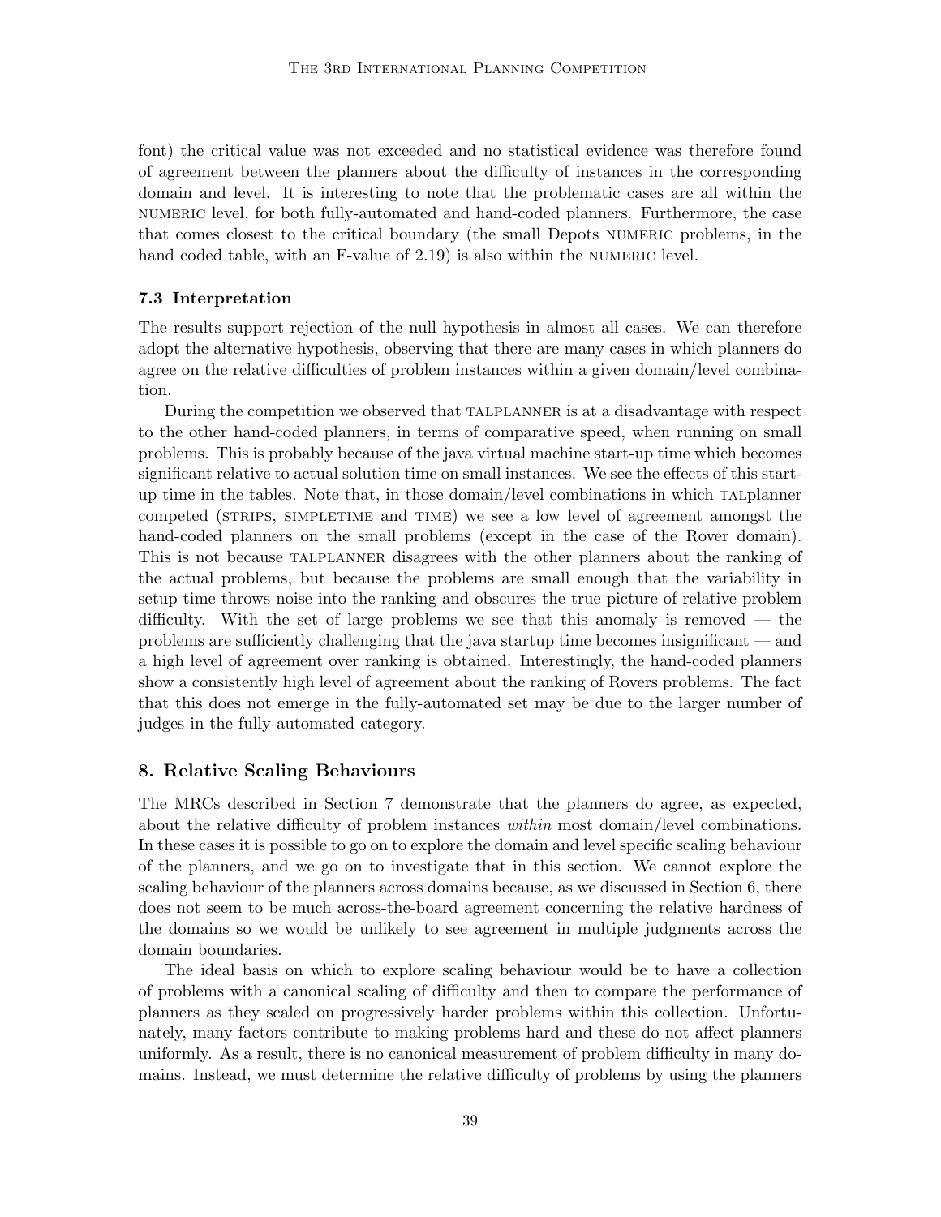font) the critical value was not exceeded and no statistical evidence was therefore found of agreement between the planners about the difficulty of instances in the corresponding domain and level. It is interesting to note that the problematic cases are all within the NUMERIC level, for both fully-automated and hand-coded planners. Furthermore, the case that comes closest to the critical boundary (the small Depots NUMERIC problems, in the hand coded table, with an F-value of 2.19) is also within the NUMERIC level.

### 7.3 Interpretation

The results support rejection of the null hypothesis in almost all cases. We can therefore adopt the alternative hypothesis, observing that there are many cases in which planners do agree on the relative difficulties of problem instances within a given domain/level combination.

During the competition we observed that TALPLANNER is at a disadvantage with respect to the other hand-coded planners, in terms of comparative speed, when running on small problems. This is probably because of the java virtual machine start-up time which becomes significant relative to actual solution time on small instances. We see the effects of this start-up time in the tables. Note that, in those domain/level combinations in which TALplanner competed (STRIPS, SIMPLETIME and TIME) we see a low level of agreement amongst the hand-coded planners on the small problems (except in the case of the Rover domain). This is not because TALPLANNER disagrees with the other planners about the ranking of the actual problems, but because the problems are small enough that the variability in setup time throws noise into the ranking and obscures the true picture of relative problem difficulty. With the set of large problems we see that this anomaly is removed — the problems are sufficiently challenging that the java startup time becomes insignificant — and a high level of agreement over ranking is obtained. Interestingly, the hand-coded planners show a consistently high level of agreement about the ranking of Rovers problems. The fact that this does not emerge in the fully-automated set may be due to the larger number of judges in the fully-automated category.

## 8. Relative Scaling Behaviours

The MRCs described in Section 7 demonstrate that the planners do agree, as expected, about the relative difficulty of problem instances *within* most domain/level combinations. In these cases it is possible to go on to explore the domain and level specific scaling behaviour of the planners, and we go on to investigate that in this section. We cannot explore the scaling behaviour of the planners across domains because, as we discussed in Section 6, there does not seem to be much across-the-board agreement concerning the relative hardness of the domains so we would be unlikely to see agreement in multiple judgments across the domain boundaries.

The ideal basis on which to explore scaling behaviour would be to have a collection of problems with a canonical scaling of difficulty and then to compare the performance of planners as they scaled on progressively harder problems within this collection. Unfortunately, many factors contribute to making problems hard and these do not affect planners uniformly. As a result, there is no canonical measurement of problem difficulty in many domains. Instead, we must determine the relative difficulty of problems by using the planners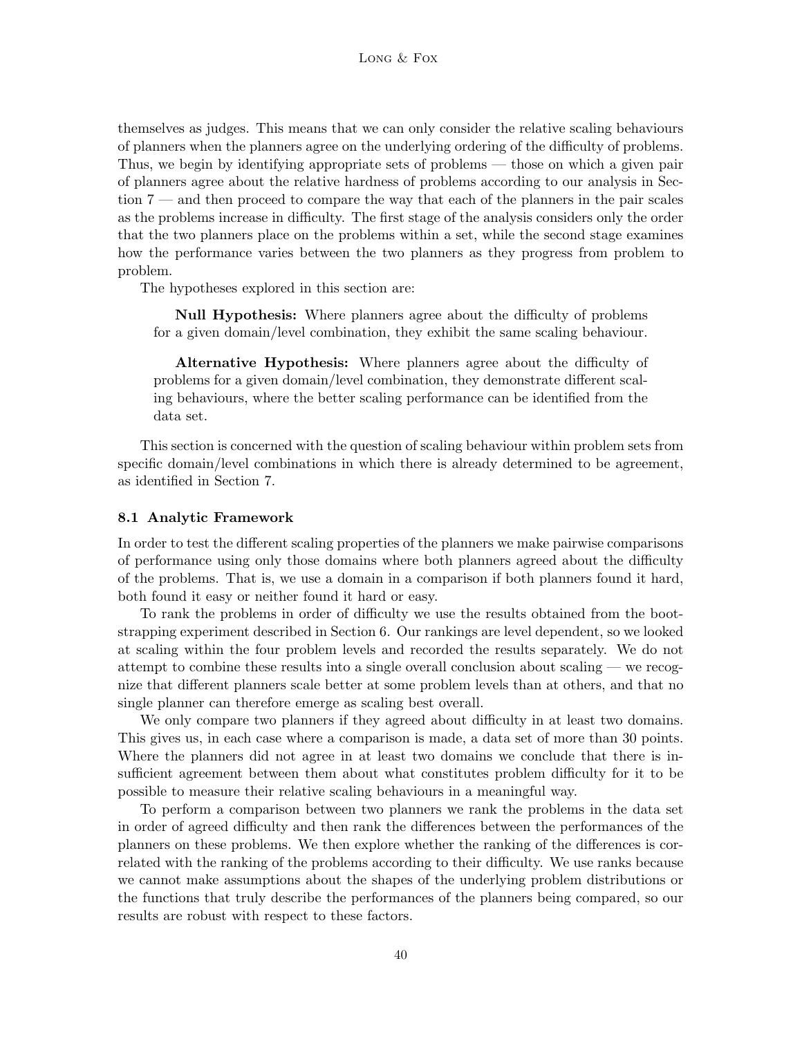themselves as judges. This means that we can only consider the relative scaling behaviours of planners when the planners agree on the underlying ordering of the difficulty of problems. Thus, we begin by identifying appropriate sets of problems — those on which a given pair of planners agree about the relative hardness of problems according to our analysis in Section 7 — and then proceed to compare the way that each of the planners in the pair scales as the problems increase in difficulty. The first stage of the analysis considers only the order that the two planners place on the problems within a set, while the second stage examines how the performance varies between the two planners as they progress from problem to problem.

The hypotheses explored in this section are:

> **Null Hypothesis:** Where planners agree about the difficulty of problems for a given domain/level combination, they exhibit the same scaling behaviour.
>
> **Alternative Hypothesis:** Where planners agree about the difficulty of problems for a given domain/level combination, they demonstrate different scaling behaviours, where the better scaling performance can be identified from the data set.

This section is concerned with the question of scaling behaviour within problem sets from specific domain/level combinations in which there is already determined to be agreement, as identified in Section 7.

### 8.1 Analytic Framework

In order to test the different scaling properties of the planners we make pairwise comparisons of performance using only those domains where both planners agreed about the difficulty of the problems. That is, we use a domain in a comparison if both planners found it hard, both found it easy or neither found it hard or easy.

To rank the problems in order of difficulty we use the results obtained from the bootstrapping experiment described in Section 6. Our rankings are level dependent, so we looked at scaling within the four problem levels and recorded the results separately. We do not attempt to combine these results into a single overall conclusion about scaling — we recognize that different planners scale better at some problem levels than at others, and that no single planner can therefore emerge as scaling best overall.

We only compare two planners if they agreed about difficulty in at least two domains. This gives us, in each case where a comparison is made, a data set of more than 30 points. Where the planners did not agree in at least two domains we conclude that there is insufficient agreement between them about what constitutes problem difficulty for it to be possible to measure their relative scaling behaviours in a meaningful way.

To perform a comparison between two planners we rank the problems in the data set in order of agreed difficulty and then rank the differences between the performances of the planners on these problems. We then explore whether the ranking of the differences is correlated with the ranking of the problems according to their difficulty. We use ranks because we cannot make assumptions about the shapes of the underlying problem distributions or the functions that truly describe the performances of the planners being compared, so our results are robust with respect to these factors.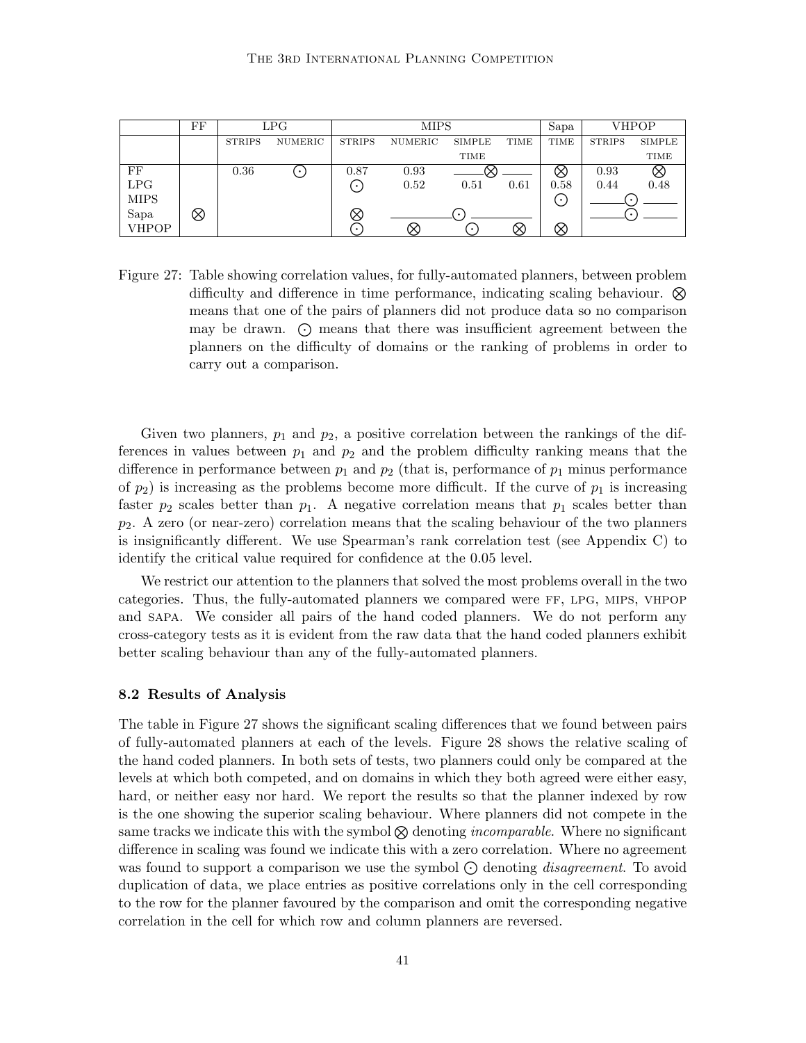|  | FF | LPG |  | MIPS |  |  |  | Sapa | VHPOP |  |
|---|---|---|---|---|---|---|---|---|---|---|
|  |  | STRIPS | NUMERIC | STRIPS | NUMERIC | SIMPLE TIME | TIME | TIME | STRIPS | SIMPLE TIME |
| FF |  | 0.36 | ⨀ | 0.87 | 0.93 | ⨂ | ⨂ | ⨂ | 0.93 | ⨂ |
| LPG |  |  |  | ⨀ | 0.52 | 0.51 | 0.61 | 0.58 | 0.44 | 0.48 |
| MIPS |  |  |  |  |  |  |  | ⨀ | ⨀ | ⨀ |
| Sapa | ⨂ |  |  | ⨂ | ⨀ | ⨀ | ⨀ |  | ⨀ | ⨀ |
| VHPOP |  |  |  | ⨀ | ⨂ | ⨀ | ⨂ | ⨂ |  |  |

Figure 27: Table showing correlation values, for fully-automated planners, between problem difficulty and difference in time performance, indicating scaling behaviour. ⨂ means that one of the pairs of planners did not produce data so no comparison may be drawn. ⨀ means that there was insufficient agreement between the planners on the difficulty of domains or the ranking of problems in order to carry out a comparison.

Given two planners, $p_1$ and $p_2$, a positive correlation between the rankings of the differences in values between $p_1$ and $p_2$ and the problem difficulty ranking means that the difference in performance between $p_1$ and $p_2$ (that is, performance of $p_1$ minus performance of $p_2$) is increasing as the problems become more difficult. If the curve of $p_1$ is increasing faster $p_2$ scales better than $p_1$. A negative correlation means that $p_1$ scales better than $p_2$. A zero (or near-zero) correlation means that the scaling behaviour of the two planners is insignificantly different. We use Spearman's rank correlation test (see Appendix C) to identify the critical value required for confidence at the 0.05 level.

We restrict our attention to the planners that solved the most problems overall in the two categories. Thus, the fully-automated planners we compared were FF, LPG, MIPS, VHPOP and SAPA. We consider all pairs of the hand coded planners. We do not perform any cross-category tests as it is evident from the raw data that the hand coded planners exhibit better scaling behaviour than any of the fully-automated planners.

### 8.2 Results of Analysis

The table in Figure 27 shows the significant scaling differences that we found between pairs of fully-automated planners at each of the levels. Figure 28 shows the relative scaling of the hand coded planners. In both sets of tests, two planners could only be compared at the levels at which both competed, and on domains in which they both agreed were either easy, hard, or neither easy nor hard. We report the results so that the planner indexed by row is the one showing the superior scaling behaviour. Where planners did not compete in the same tracks we indicate this with the symbol ⨂ denoting *incomparable*. Where no significant difference in scaling was found we indicate this with a zero correlation. Where no agreement was found to support a comparison we use the symbol ⨀ denoting *disagreement*. To avoid duplication of data, we place entries as positive correlations only in the cell corresponding to the row for the planner favoured by the comparison and omit the corresponding negative correlation in the cell for which row and column planners are reversed.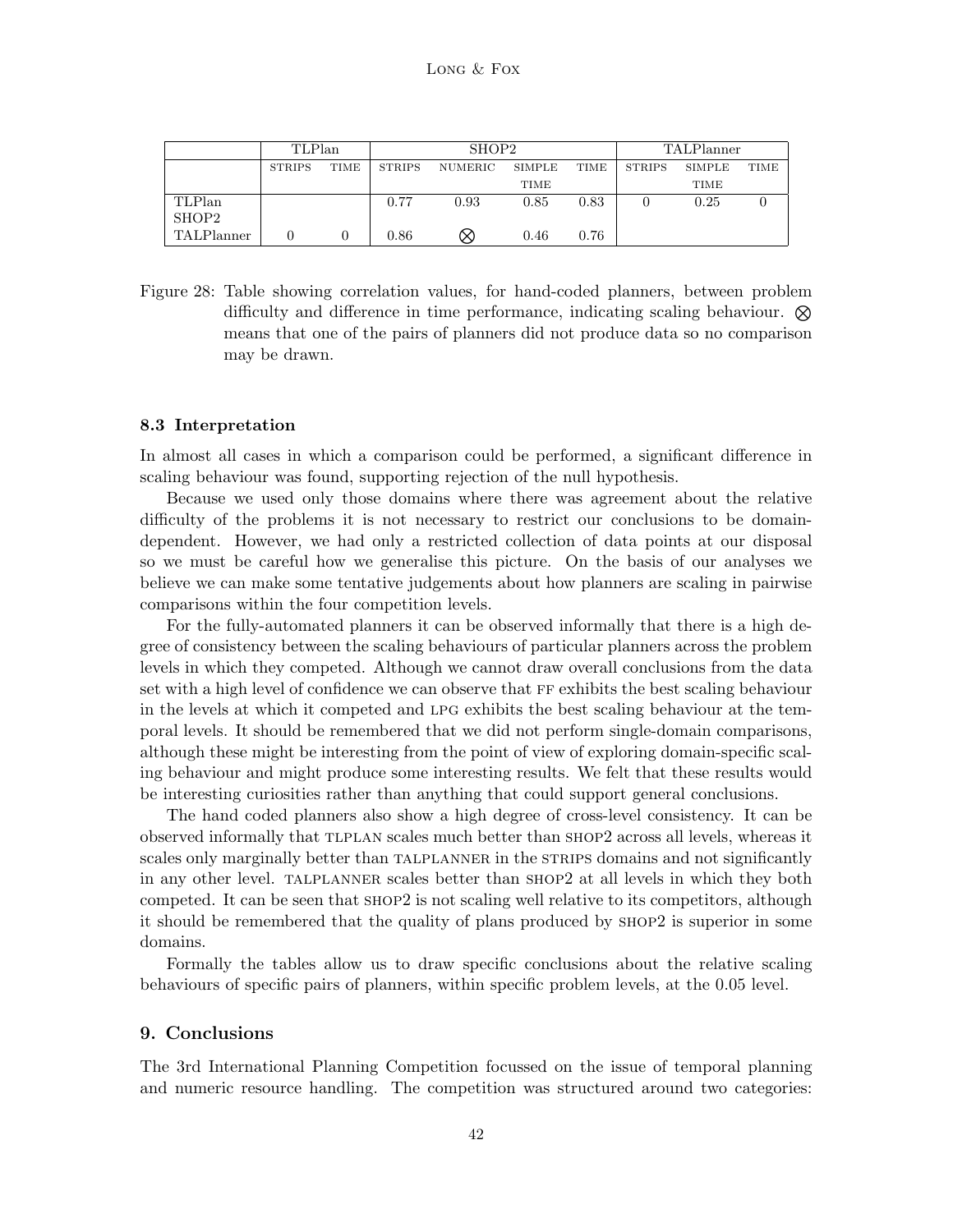| | TLPlan | | SHOP2 | | | | TALPlanner | | |
|---|---|---|---|---|---|---|---|---|---|
| | STRIPS | TIME | STRIPS | NUMERIC | SIMPLE TIME | TIME | STRIPS | SIMPLE TIME | TIME |
| TLPlan | | | 0.77 | 0.93 | 0.85 | 0.83 | 0 | 0.25 | 0 |
| SHOP2 | | | | | | | | | |
| TALPlanner | 0 | 0 | 0.86 | ⊗ | 0.46 | 0.76 | | | |

Figure 28: Table showing correlation values, for hand-coded planners, between problem difficulty and difference in time performance, indicating scaling behaviour. ⊗ means that one of the pairs of planners did not produce data so no comparison may be drawn.

### 8.3 Interpretation

In almost all cases in which a comparison could be performed, a significant difference in scaling behaviour was found, supporting rejection of the null hypothesis.

Because we used only those domains where there was agreement about the relative difficulty of the problems it is not necessary to restrict our conclusions to be domain-dependent. However, we had only a restricted collection of data points at our disposal so we must be careful how we generalise this picture. On the basis of our analyses we believe we can make some tentative judgements about how planners are scaling in pairwise comparisons within the four competition levels.

For the fully-automated planners it can be observed informally that there is a high degree of consistency between the scaling behaviours of particular planners across the problem levels in which they competed. Although we cannot draw overall conclusions from the data set with a high level of confidence we can observe that FF exhibits the best scaling behaviour in the levels at which it competed and LPG exhibits the best scaling behaviour at the temporal levels. It should be remembered that we did not perform single-domain comparisons, although these might be interesting from the point of view of exploring domain-specific scaling behaviour and might produce some interesting results. We felt that these results would be interesting curiosities rather than anything that could support general conclusions.

The hand coded planners also show a high degree of cross-level consistency. It can be observed informally that TLPLAN scales much better than SHOP2 across all levels, whereas it scales only marginally better than TALPLANNER in the STRIPS domains and not significantly in any other level. TALPLANNER scales better than SHOP2 at all levels in which they both competed. It can be seen that SHOP2 is not scaling well relative to its competitors, although it should be remembered that the quality of plans produced by SHOP2 is superior in some domains.

Formally the tables allow us to draw specific conclusions about the relative scaling behaviours of specific pairs of planners, within specific problem levels, at the 0.05 level.

## 9. Conclusions

The 3rd International Planning Competition focussed on the issue of temporal planning and numeric resource handling. The competition was structured around two categories: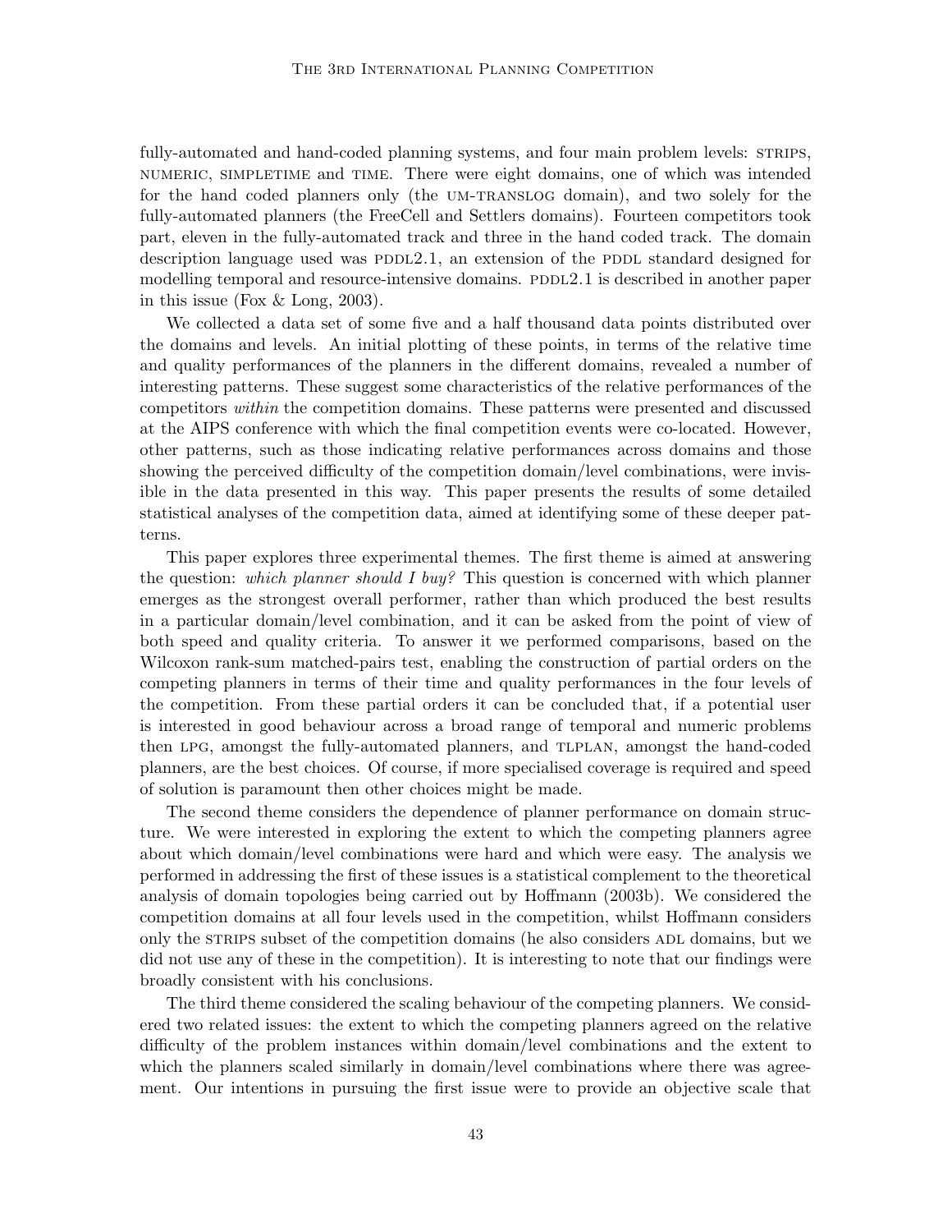fully-automated and hand-coded planning systems, and four main problem levels: STRIPS, NUMERIC, SIMPLETIME and TIME. There were eight domains, one of which was intended for the hand coded planners only (the UM-TRANSLOG domain), and two solely for the fully-automated planners (the FreeCell and Settlers domains). Fourteen competitors took part, eleven in the fully-automated track and three in the hand coded track. The domain description language used was PDDL2.1, an extension of the PDDL standard designed for modelling temporal and resource-intensive domains. PDDL2.1 is described in another paper in this issue (Fox & Long, 2003).

We collected a data set of some five and a half thousand data points distributed over the domains and levels. An initial plotting of these points, in terms of the relative time and quality performances of the planners in the different domains, revealed a number of interesting patterns. These suggest some characteristics of the relative performances of the competitors *within* the competition domains. These patterns were presented and discussed at the AIPS conference with which the final competition events were co-located. However, other patterns, such as those indicating relative performances across domains and those showing the perceived difficulty of the competition domain/level combinations, were invisible in the data presented in this way. This paper presents the results of some detailed statistical analyses of the competition data, aimed at identifying some of these deeper patterns.

This paper explores three experimental themes. The first theme is aimed at answering the question: *which planner should I buy?* This question is concerned with which planner emerges as the strongest overall performer, rather than which produced the best results in a particular domain/level combination, and it can be asked from the point of view of both speed and quality criteria. To answer it we performed comparisons, based on the Wilcoxon rank-sum matched-pairs test, enabling the construction of partial orders on the competing planners in terms of their time and quality performances in the four levels of the competition. From these partial orders it can be concluded that, if a potential user is interested in good behaviour across a broad range of temporal and numeric problems then LPG, amongst the fully-automated planners, and TLPLAN, amongst the hand-coded planners, are the best choices. Of course, if more specialised coverage is required and speed of solution is paramount then other choices might be made.

The second theme considers the dependence of planner performance on domain structure. We were interested in exploring the extent to which the competing planners agree about which domain/level combinations were hard and which were easy. The analysis we performed in addressing the first of these issues is a statistical complement to the theoretical analysis of domain topologies being carried out by Hoffmann (2003b). We considered the competition domains at all four levels used in the competition, whilst Hoffmann considers only the STRIPS subset of the competition domains (he also considers ADL domains, but we did not use any of these in the competition). It is interesting to note that our findings were broadly consistent with his conclusions.

The third theme considered the scaling behaviour of the competing planners. We considered two related issues: the extent to which the competing planners agreed on the relative difficulty of the problem instances within domain/level combinations and the extent to which the planners scaled similarly in domain/level combinations where there was agreement. Our intentions in pursuing the first issue were to provide an objective scale that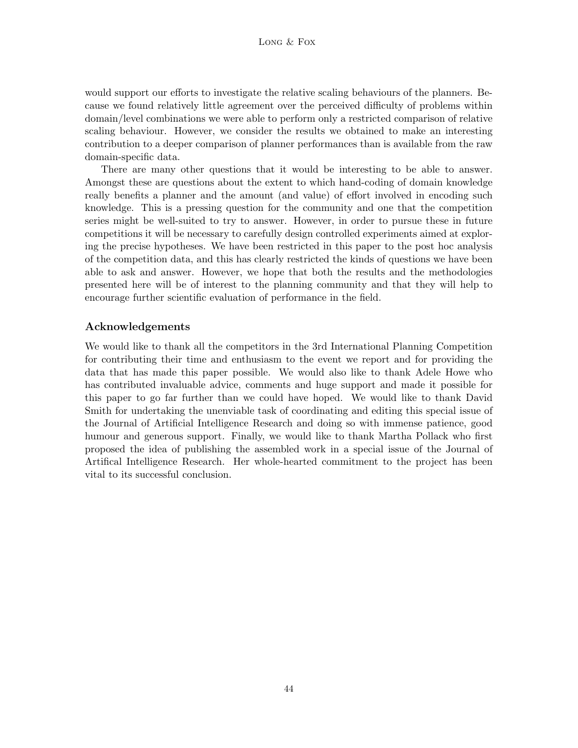would support our efforts to investigate the relative scaling behaviours of the planners. Because we found relatively little agreement over the perceived difficulty of problems within domain/level combinations we were able to perform only a restricted comparison of relative scaling behaviour. However, we consider the results we obtained to make an interesting contribution to a deeper comparison of planner performances than is available from the raw domain-specific data.

There are many other questions that it would be interesting to be able to answer. Amongst these are questions about the extent to which hand-coding of domain knowledge really benefits a planner and the amount (and value) of effort involved in encoding such knowledge. This is a pressing question for the community and one that the competition series might be well-suited to try to answer. However, in order to pursue these in future competitions it will be necessary to carefully design controlled experiments aimed at exploring the precise hypotheses. We have been restricted in this paper to the post hoc analysis of the competition data, and this has clearly restricted the kinds of questions we have been able to ask and answer. However, we hope that both the results and the methodologies presented here will be of interest to the planning community and that they will help to encourage further scientific evaluation of performance in the field.

## Acknowledgements

We would like to thank all the competitors in the 3rd International Planning Competition for contributing their time and enthusiasm to the event we report and for providing the data that has made this paper possible. We would also like to thank Adele Howe who has contributed invaluable advice, comments and huge support and made it possible for this paper to go far further than we could have hoped. We would like to thank David Smith for undertaking the unenviable task of coordinating and editing this special issue of the Journal of Artificial Intelligence Research and doing so with immense patience, good humour and generous support. Finally, we would like to thank Martha Pollack who first proposed the idea of publishing the assembled work in a special issue of the Journal of Artifical Intelligence Research. Her whole-hearted commitment to the project has been vital to its successful conclusion.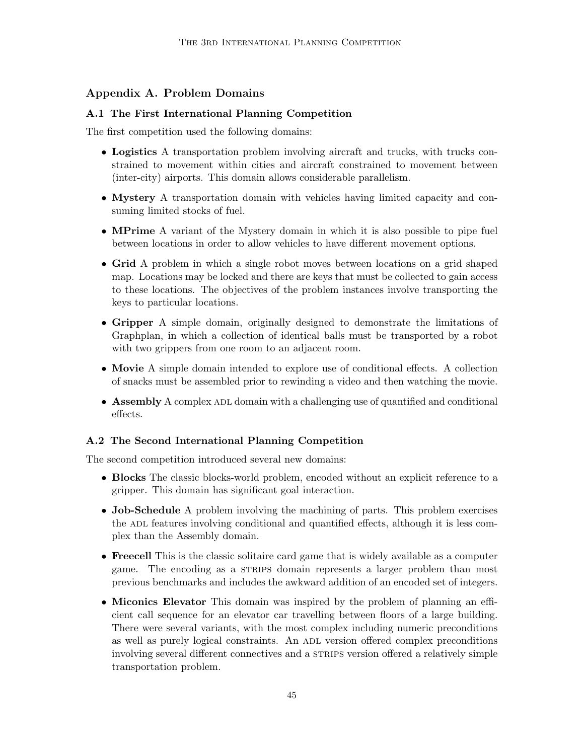## Appendix A. Problem Domains

### A.1 The First International Planning Competition

The first competition used the following domains:

- **Logistics** A transportation problem involving aircraft and trucks, with trucks constrained to movement within cities and aircraft constrained to movement between (inter-city) airports. This domain allows considerable parallelism.
- **Mystery** A transportation domain with vehicles having limited capacity and consuming limited stocks of fuel.
- **MPrime** A variant of the Mystery domain in which it is also possible to pipe fuel between locations in order to allow vehicles to have different movement options.
- **Grid** A problem in which a single robot moves between locations on a grid shaped map. Locations may be locked and there are keys that must be collected to gain access to these locations. The objectives of the problem instances involve transporting the keys to particular locations.
- **Gripper** A simple domain, originally designed to demonstrate the limitations of Graphplan, in which a collection of identical balls must be transported by a robot with two grippers from one room to an adjacent room.
- **Movie** A simple domain intended to explore use of conditional effects. A collection of snacks must be assembled prior to rewinding a video and then watching the movie.
- **Assembly** A complex ADL domain with a challenging use of quantified and conditional effects.

### A.2 The Second International Planning Competition

The second competition introduced several new domains:

- **Blocks** The classic blocks-world problem, encoded without an explicit reference to a gripper. This domain has significant goal interaction.
- **Job-Schedule** A problem involving the machining of parts. This problem exercises the ADL features involving conditional and quantified effects, although it is less complex than the Assembly domain.
- **Freecell** This is the classic solitaire card game that is widely available as a computer game. The encoding as a STRIPS domain represents a larger problem than most previous benchmarks and includes the awkward addition of an encoded set of integers.
- **Miconics Elevator** This domain was inspired by the problem of planning an efficient call sequence for an elevator car travelling between floors of a large building. There were several variants, with the most complex including numeric preconditions as well as purely logical constraints. An ADL version offered complex preconditions involving several different connectives and a STRIPS version offered a relatively simple transportation problem.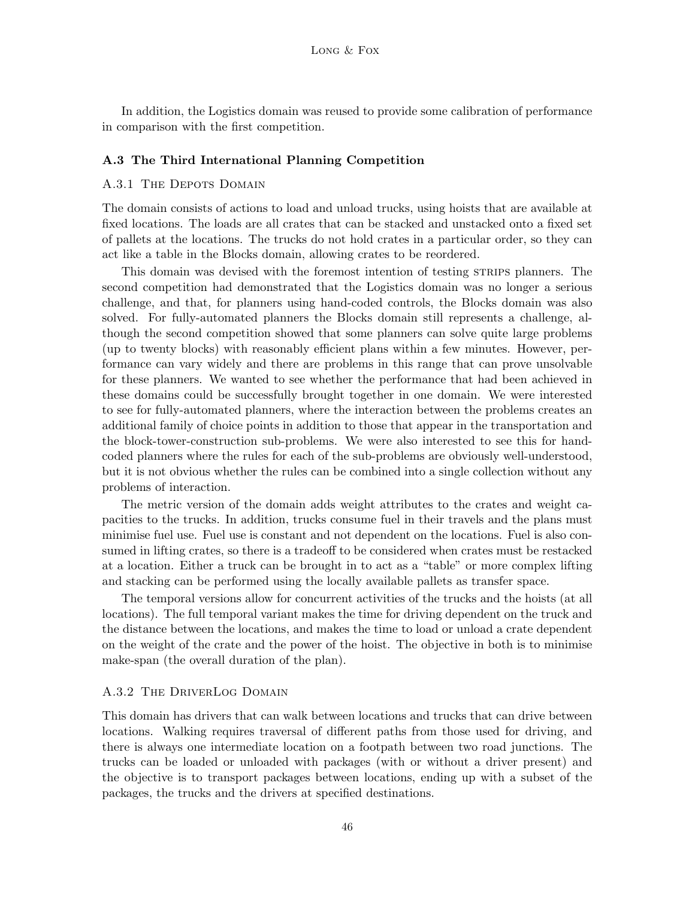In addition, the Logistics domain was reused to provide some calibration of performance in comparison with the first competition.

### A.3 The Third International Planning Competition

#### A.3.1 The Depots Domain

The domain consists of actions to load and unload trucks, using hoists that are available at fixed locations. The loads are all crates that can be stacked and unstacked onto a fixed set of pallets at the locations. The trucks do not hold crates in a particular order, so they can act like a table in the Blocks domain, allowing crates to be reordered.

This domain was devised with the foremost intention of testing STRIPS planners. The second competition had demonstrated that the Logistics domain was no longer a serious challenge, and that, for planners using hand-coded controls, the Blocks domain was also solved. For fully-automated planners the Blocks domain still represents a challenge, although the second competition showed that some planners can solve quite large problems (up to twenty blocks) with reasonably efficient plans within a few minutes. However, performance can vary widely and there are problems in this range that can prove unsolvable for these planners. We wanted to see whether the performance that had been achieved in these domains could be successfully brought together in one domain. We were interested to see for fully-automated planners, where the interaction between the problems creates an additional family of choice points in addition to those that appear in the transportation and the block-tower-construction sub-problems. We were also interested to see this for hand-coded planners where the rules for each of the sub-problems are obviously well-understood, but it is not obvious whether the rules can be combined into a single collection without any problems of interaction.

The metric version of the domain adds weight attributes to the crates and weight capacities to the trucks. In addition, trucks consume fuel in their travels and the plans must minimise fuel use. Fuel use is constant and not dependent on the locations. Fuel is also consumed in lifting crates, so there is a tradeoff to be considered when crates must be restacked at a location. Either a truck can be brought in to act as a "table" or more complex lifting and stacking can be performed using the locally available pallets as transfer space.

The temporal versions allow for concurrent activities of the trucks and the hoists (at all locations). The full temporal variant makes the time for driving dependent on the truck and the distance between the locations, and makes the time to load or unload a crate dependent on the weight of the crate and the power of the hoist. The objective in both is to minimise make-span (the overall duration of the plan).

#### A.3.2 The DriverLog Domain

This domain has drivers that can walk between locations and trucks that can drive between locations. Walking requires traversal of different paths from those used for driving, and there is always one intermediate location on a footpath between two road junctions. The trucks can be loaded or unloaded with packages (with or without a driver present) and the objective is to transport packages between locations, ending up with a subset of the packages, the trucks and the drivers at specified destinations.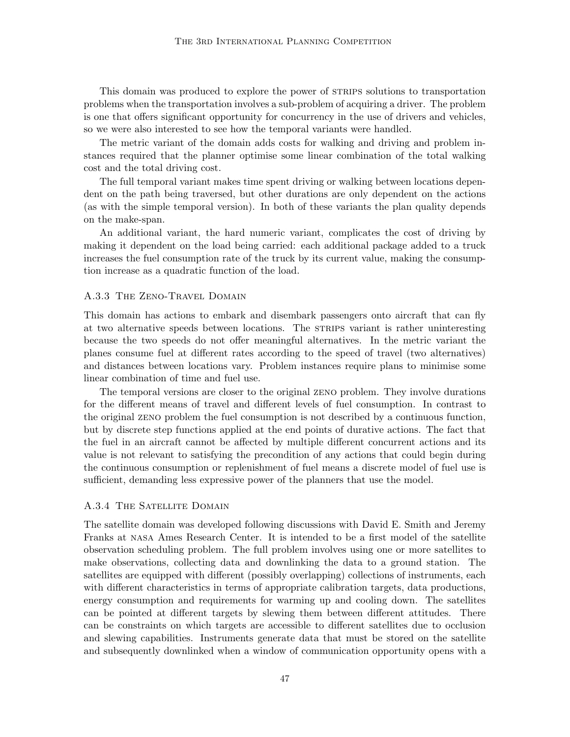This domain was produced to explore the power of STRIPS solutions to transportation problems when the transportation involves a sub-problem of acquiring a driver. The problem is one that offers significant opportunity for concurrency in the use of drivers and vehicles, so we were also interested to see how the temporal variants were handled.

The metric variant of the domain adds costs for walking and driving and problem instances required that the planner optimise some linear combination of the total walking cost and the total driving cost.

The full temporal variant makes time spent driving or walking between locations dependent on the path being traversed, but other durations are only dependent on the actions (as with the simple temporal version). In both of these variants the plan quality depends on the make-span.

An additional variant, the hard numeric variant, complicates the cost of driving by making it dependent on the load being carried: each additional package added to a truck increases the fuel consumption rate of the truck by its current value, making the consumption increase as a quadratic function of the load.

### A.3.3 The Zeno-Travel Domain

This domain has actions to embark and disembark passengers onto aircraft that can fly at two alternative speeds between locations. The STRIPS variant is rather uninteresting because the two speeds do not offer meaningful alternatives. In the metric variant the planes consume fuel at different rates according to the speed of travel (two alternatives) and distances between locations vary. Problem instances require plans to minimise some linear combination of time and fuel use.

The temporal versions are closer to the original ZENO problem. They involve durations for the different means of travel and different levels of fuel consumption. In contrast to the original ZENO problem the fuel consumption is not described by a continuous function, but by discrete step functions applied at the end points of durative actions. The fact that the fuel in an aircraft cannot be affected by multiple different concurrent actions and its value is not relevant to satisfying the precondition of any actions that could begin during the continuous consumption or replenishment of fuel means a discrete model of fuel use is sufficient, demanding less expressive power of the planners that use the model.

### A.3.4 The Satellite Domain

The satellite domain was developed following discussions with David E. Smith and Jeremy Franks at NASA Ames Research Center. It is intended to be a first model of the satellite observation scheduling problem. The full problem involves using one or more satellites to make observations, collecting data and downlinking the data to a ground station. The satellites are equipped with different (possibly overlapping) collections of instruments, each with different characteristics in terms of appropriate calibration targets, data productions, energy consumption and requirements for warming up and cooling down. The satellites can be pointed at different targets by slewing them between different attitudes. There can be constraints on which targets are accessible to different satellites due to occlusion and slewing capabilities. Instruments generate data that must be stored on the satellite and subsequently downlinked when a window of communication opportunity opens with a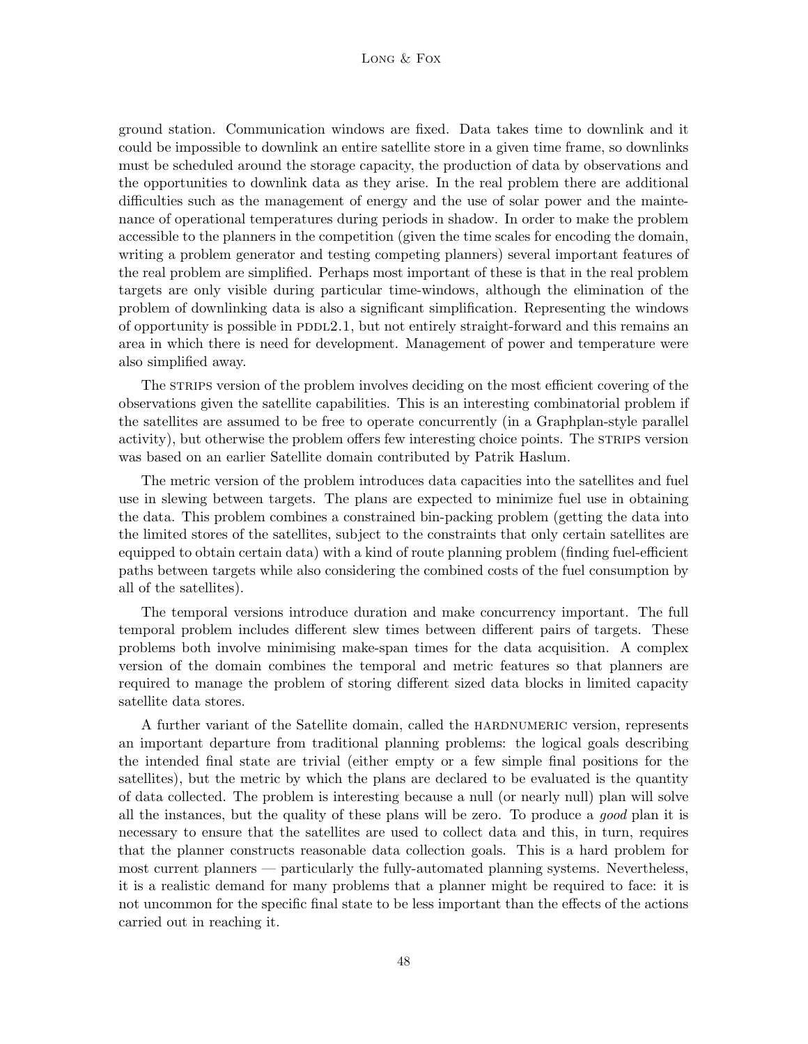ground station. Communication windows are fixed. Data takes time to downlink and it could be impossible to downlink an entire satellite store in a given time frame, so downlinks must be scheduled around the storage capacity, the production of data by observations and the opportunities to downlink data as they arise. In the real problem there are additional difficulties such as the management of energy and the use of solar power and the maintenance of operational temperatures during periods in shadow. In order to make the problem accessible to the planners in the competition (given the time scales for encoding the domain, writing a problem generator and testing competing planners) several important features of the real problem are simplified. Perhaps most important of these is that in the real problem targets are only visible during particular time-windows, although the elimination of the problem of downlinking data is also a significant simplification. Representing the windows of opportunity is possible in PDDL2.1, but not entirely straight-forward and this remains an area in which there is need for development. Management of power and temperature were also simplified away.

The STRIPS version of the problem involves deciding on the most efficient covering of the observations given the satellite capabilities. This is an interesting combinatorial problem if the satellites are assumed to be free to operate concurrently (in a Graphplan-style parallel activity), but otherwise the problem offers few interesting choice points. The STRIPS version was based on an earlier Satellite domain contributed by Patrik Haslum.

The metric version of the problem introduces data capacities into the satellites and fuel use in slewing between targets. The plans are expected to minimize fuel use in obtaining the data. This problem combines a constrained bin-packing problem (getting the data into the limited stores of the satellites, subject to the constraints that only certain satellites are equipped to obtain certain data) with a kind of route planning problem (finding fuel-efficient paths between targets while also considering the combined costs of the fuel consumption by all of the satellites).

The temporal versions introduce duration and make concurrency important. The full temporal problem includes different slew times between different pairs of targets. These problems both involve minimising make-span times for the data acquisition. A complex version of the domain combines the temporal and metric features so that planners are required to manage the problem of storing different sized data blocks in limited capacity satellite data stores.

A further variant of the Satellite domain, called the HARDNUMERIC version, represents an important departure from traditional planning problems: the logical goals describing the intended final state are trivial (either empty or a few simple final positions for the satellites), but the metric by which the plans are declared to be evaluated is the quantity of data collected. The problem is interesting because a null (or nearly null) plan will solve all the instances, but the quality of these plans will be zero. To produce a *good* plan it is necessary to ensure that the satellites are used to collect data and this, in turn, requires that the planner constructs reasonable data collection goals. This is a hard problem for most current planners — particularly the fully-automated planning systems. Nevertheless, it is a realistic demand for many problems that a planner might be required to face: it is not uncommon for the specific final state to be less important than the effects of the actions carried out in reaching it.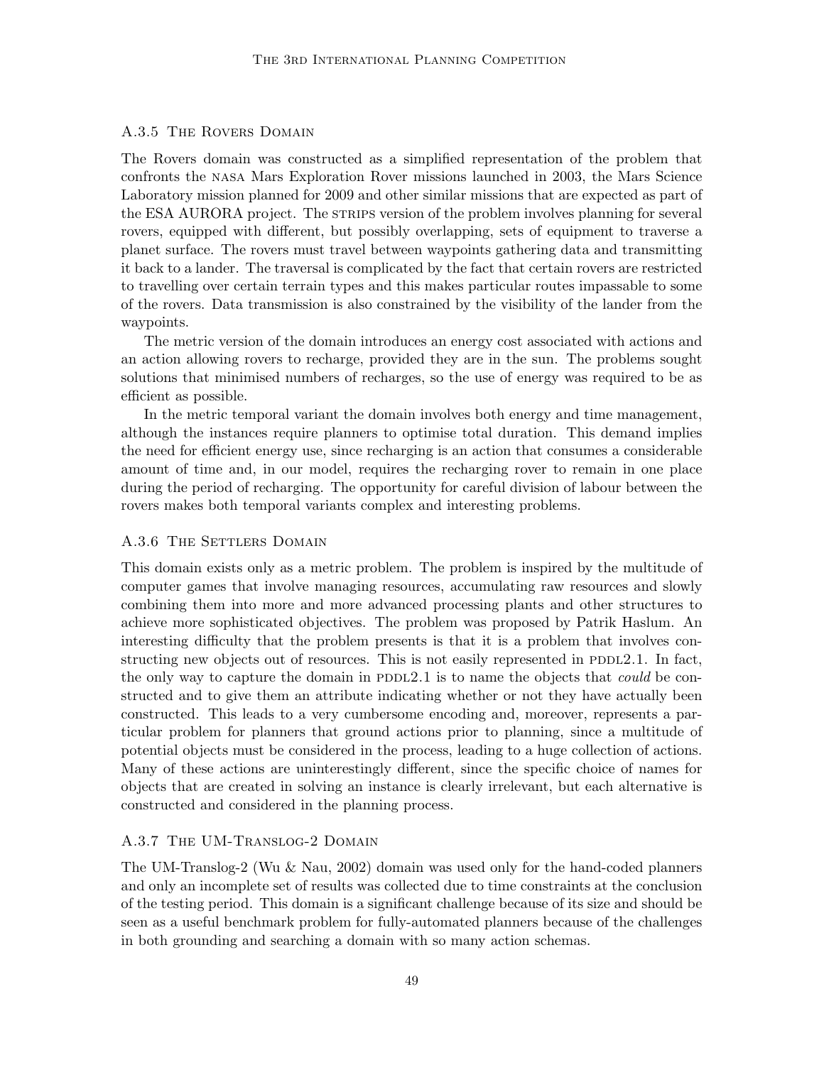### A.3.5 The Rovers Domain

The Rovers domain was constructed as a simplified representation of the problem that confronts the NASA Mars Exploration Rover missions launched in 2003, the Mars Science Laboratory mission planned for 2009 and other similar missions that are expected as part of the ESA AURORA project. The STRIPS version of the problem involves planning for several rovers, equipped with different, but possibly overlapping, sets of equipment to traverse a planet surface. The rovers must travel between waypoints gathering data and transmitting it back to a lander. The traversal is complicated by the fact that certain rovers are restricted to travelling over certain terrain types and this makes particular routes impassable to some of the rovers. Data transmission is also constrained by the visibility of the lander from the waypoints.

The metric version of the domain introduces an energy cost associated with actions and an action allowing rovers to recharge, provided they are in the sun. The problems sought solutions that minimised numbers of recharges, so the use of energy was required to be as efficient as possible.

In the metric temporal variant the domain involves both energy and time management, although the instances require planners to optimise total duration. This demand implies the need for efficient energy use, since recharging is an action that consumes a considerable amount of time and, in our model, requires the recharging rover to remain in one place during the period of recharging. The opportunity for careful division of labour between the rovers makes both temporal variants complex and interesting problems.

### A.3.6 The Settlers Domain

This domain exists only as a metric problem. The problem is inspired by the multitude of computer games that involve managing resources, accumulating raw resources and slowly combining them into more and more advanced processing plants and other structures to achieve more sophisticated objectives. The problem was proposed by Patrik Haslum. An interesting difficulty that the problem presents is that it is a problem that involves constructing new objects out of resources. This is not easily represented in PDDL2.1. In fact, the only way to capture the domain in PDDL2.1 is to name the objects that *could* be constructed and to give them an attribute indicating whether or not they have actually been constructed. This leads to a very cumbersome encoding and, moreover, represents a particular problem for planners that ground actions prior to planning, since a multitude of potential objects must be considered in the process, leading to a huge collection of actions. Many of these actions are uninterestingly different, since the specific choice of names for objects that are created in solving an instance is clearly irrelevant, but each alternative is constructed and considered in the planning process.

### A.3.7 The UM-Translog-2 Domain

The UM-Translog-2 (Wu & Nau, 2002) domain was used only for the hand-coded planners and only an incomplete set of results was collected due to time constraints at the conclusion of the testing period. This domain is a significant challenge because of its size and should be seen as a useful benchmark problem for fully-automated planners because of the challenges in both grounding and searching a domain with so many action schemas.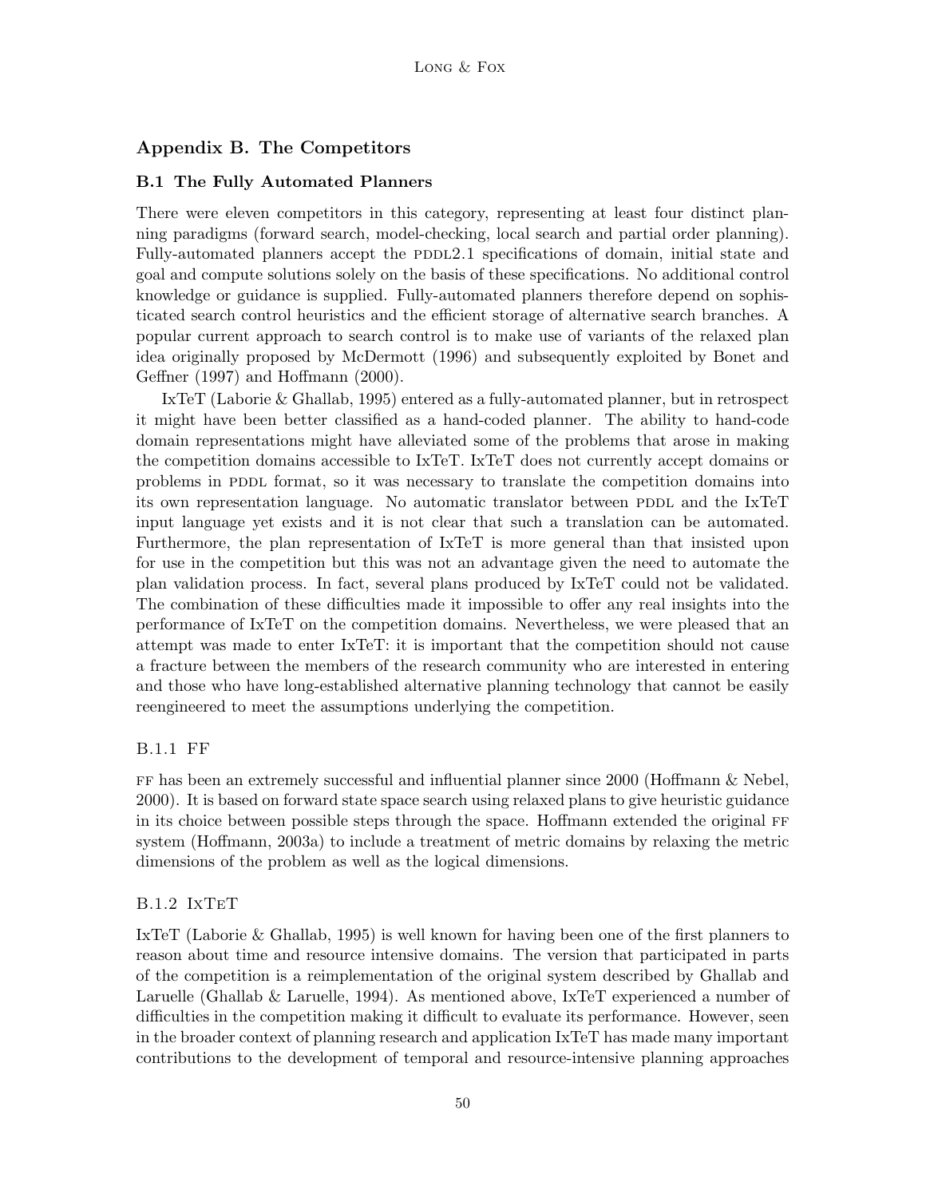## Appendix B. The Competitors

### B.1 The Fully Automated Planners

There were eleven competitors in this category, representing at least four distinct planning paradigms (forward search, model-checking, local search and partial order planning). Fully-automated planners accept the PDDL2.1 specifications of domain, initial state and goal and compute solutions solely on the basis of these specifications. No additional control knowledge or guidance is supplied. Fully-automated planners therefore depend on sophisticated search control heuristics and the efficient storage of alternative search branches. A popular current approach to search control is to make use of variants of the relaxed plan idea originally proposed by McDermott (1996) and subsequently exploited by Bonet and Geffner (1997) and Hoffmann (2000).

IxTeT (Laborie & Ghallab, 1995) entered as a fully-automated planner, but in retrospect it might have been better classified as a hand-coded planner. The ability to hand-code domain representations might have alleviated some of the problems that arose in making the competition domains accessible to IxTeT. IxTeT does not currently accept domains or problems in PDDL format, so it was necessary to translate the competition domains into its own representation language. No automatic translator between PDDL and the IxTeT input language yet exists and it is not clear that such a translation can be automated. Furthermore, the plan representation of IxTeT is more general than that insisted upon for use in the competition but this was not an advantage given the need to automate the plan validation process. In fact, several plans produced by IxTeT could not be validated. The combination of these difficulties made it impossible to offer any real insights into the performance of IxTeT on the competition domains. Nevertheless, we were pleased that an attempt was made to enter IxTeT: it is important that the competition should not cause a fracture between the members of the research community who are interested in entering and those who have long-established alternative planning technology that cannot be easily reengineered to meet the assumptions underlying the competition.

#### B.1.1 FF

FF has been an extremely successful and influential planner since 2000 (Hoffmann & Nebel, 2000). It is based on forward state space search using relaxed plans to give heuristic guidance in its choice between possible steps through the space. Hoffmann extended the original FF system (Hoffmann, 2003a) to include a treatment of metric domains by relaxing the metric dimensions of the problem as well as the logical dimensions.

#### B.1.2 IxTeT

IxTeT (Laborie & Ghallab, 1995) is well known for having been one of the first planners to reason about time and resource intensive domains. The version that participated in parts of the competition is a reimplementation of the original system described by Ghallab and Laruelle (Ghallab & Laruelle, 1994). As mentioned above, IxTeT experienced a number of difficulties in the competition making it difficult to evaluate its performance. However, seen in the broader context of planning research and application IxTeT has made many important contributions to the development of temporal and resource-intensive planning approaches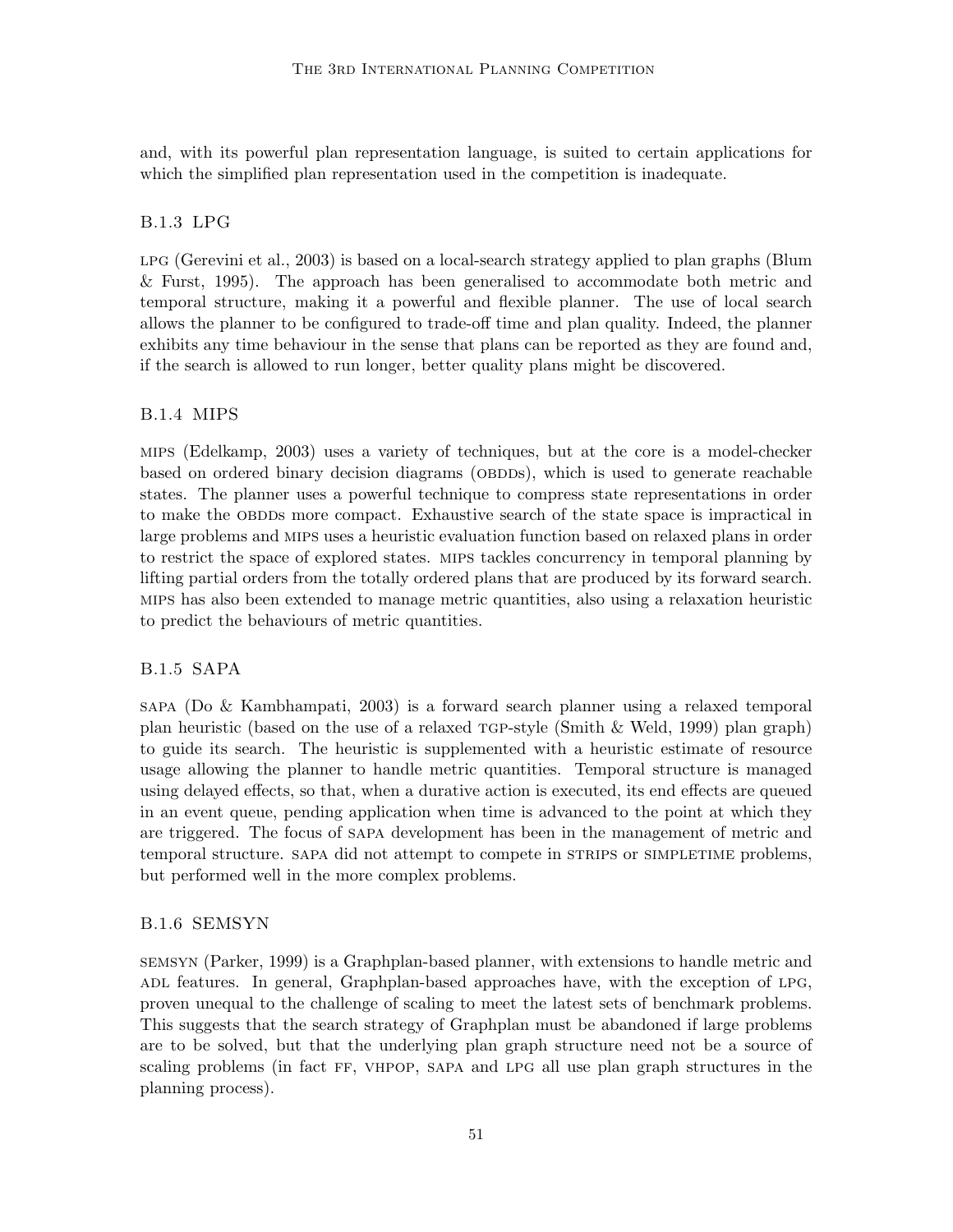and, with its powerful plan representation language, is suited to certain applications for which the simplified plan representation used in the competition is inadequate.

### B.1.3 LPG

LPG (Gerevini et al., 2003) is based on a local-search strategy applied to plan graphs (Blum & Furst, 1995). The approach has been generalised to accommodate both metric and temporal structure, making it a powerful and flexible planner. The use of local search allows the planner to be configured to trade-off time and plan quality. Indeed, the planner exhibits any time behaviour in the sense that plans can be reported as they are found and, if the search is allowed to run longer, better quality plans might be discovered.

### B.1.4 MIPS

MIPS (Edelkamp, 2003) uses a variety of techniques, but at the core is a model-checker based on ordered binary decision diagrams (OBDDs), which is used to generate reachable states. The planner uses a powerful technique to compress state representations in order to make the OBDDs more compact. Exhaustive search of the state space is impractical in large problems and MIPS uses a heuristic evaluation function based on relaxed plans in order to restrict the space of explored states. MIPS tackles concurrency in temporal planning by lifting partial orders from the totally ordered plans that are produced by its forward search. MIPS has also been extended to manage metric quantities, also using a relaxation heuristic to predict the behaviours of metric quantities.

### B.1.5 SAPA

SAPA (Do & Kambhampati, 2003) is a forward search planner using a relaxed temporal plan heuristic (based on the use of a relaxed TGP-style (Smith & Weld, 1999) plan graph) to guide its search. The heuristic is supplemented with a heuristic estimate of resource usage allowing the planner to handle metric quantities. Temporal structure is managed using delayed effects, so that, when a durative action is executed, its end effects are queued in an event queue, pending application when time is advanced to the point at which they are triggered. The focus of SAPA development has been in the management of metric and temporal structure. SAPA did not attempt to compete in STRIPS or SIMPLETIME problems, but performed well in the more complex problems.

### B.1.6 SEMSYN

SEMSYN (Parker, 1999) is a Graphplan-based planner, with extensions to handle metric and ADL features. In general, Graphplan-based approaches have, with the exception of LPG, proven unequal to the challenge of scaling to meet the latest sets of benchmark problems. This suggests that the search strategy of Graphplan must be abandoned if large problems are to be solved, but that the underlying plan graph structure need not be a source of scaling problems (in fact FF, VHPOP, SAPA and LPG all use plan graph structures in the planning process).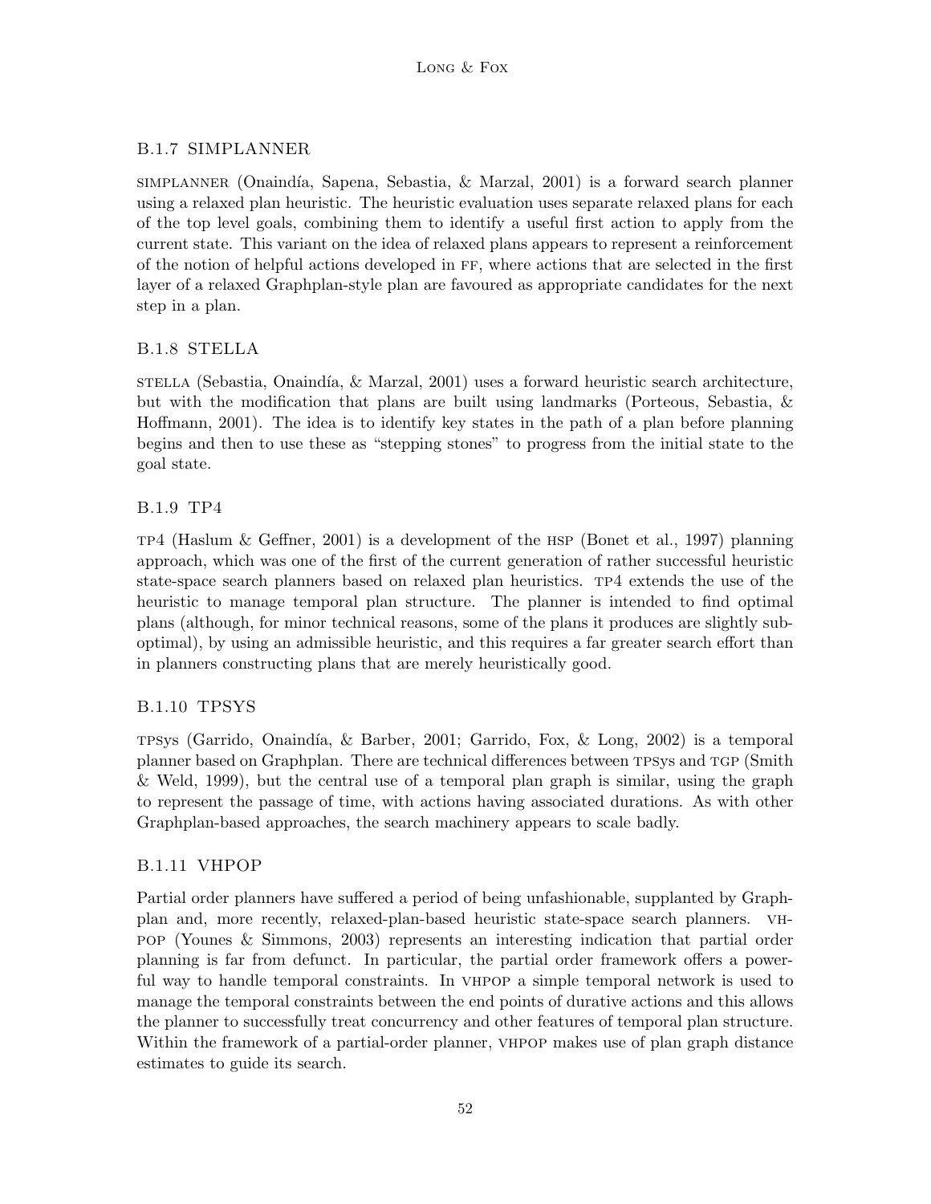### B.1.7 SIMPLANNER

SIMPLANNER (Onaindía, Sapena, Sebastia, & Marzal, 2001) is a forward search planner using a relaxed plan heuristic. The heuristic evaluation uses separate relaxed plans for each of the top level goals, combining them to identify a useful first action to apply from the current state. This variant on the idea of relaxed plans appears to represent a reinforcement of the notion of helpful actions developed in FF, where actions that are selected in the first layer of a relaxed Graphplan-style plan are favoured as appropriate candidates for the next step in a plan.

### B.1.8 STELLA

STELLA (Sebastia, Onaindía, & Marzal, 2001) uses a forward heuristic search architecture, but with the modification that plans are built using landmarks (Porteous, Sebastia, & Hoffmann, 2001). The idea is to identify key states in the path of a plan before planning begins and then to use these as "stepping stones" to progress from the initial state to the goal state.

### B.1.9 TP4

TP4 (Haslum & Geffner, 2001) is a development of the HSP (Bonet et al., 1997) planning approach, which was one of the first of the current generation of rather successful heuristic state-space search planners based on relaxed plan heuristics. TP4 extends the use of the heuristic to manage temporal plan structure. The planner is intended to find optimal plans (although, for minor technical reasons, some of the plans it produces are slightly sub-optimal), by using an admissible heuristic, and this requires a far greater search effort than in planners constructing plans that are merely heuristically good.

### B.1.10 TPSYS

TPSys (Garrido, Onaindía, & Barber, 2001; Garrido, Fox, & Long, 2002) is a temporal planner based on Graphplan. There are technical differences between TPSys and TGP (Smith & Weld, 1999), but the central use of a temporal plan graph is similar, using the graph to represent the passage of time, with actions having associated durations. As with other Graphplan-based approaches, the search machinery appears to scale badly.

### B.1.11 VHPOP

Partial order planners have suffered a period of being unfashionable, supplanted by Graphplan and, more recently, relaxed-plan-based heuristic state-space search planners. VHPOP (Younes & Simmons, 2003) represents an interesting indication that partial order planning is far from defunct. In particular, the partial order framework offers a powerful way to handle temporal constraints. In VHPOP a simple temporal network is used to manage the temporal constraints between the end points of durative actions and this allows the planner to successfully treat concurrency and other features of temporal plan structure. Within the framework of a partial-order planner, VHPOP makes use of plan graph distance estimates to guide its search.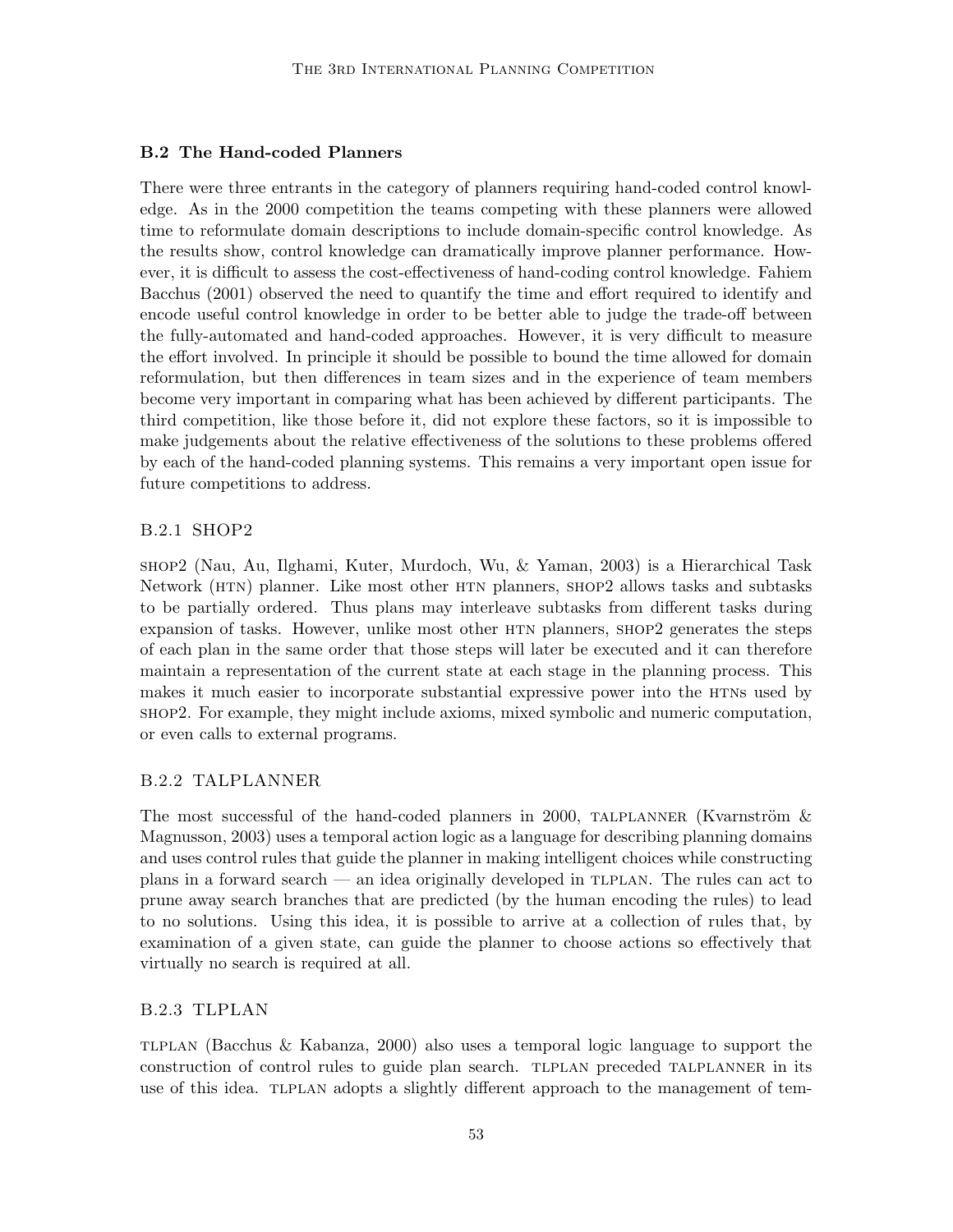### B.2 The Hand-coded Planners

There were three entrants in the category of planners requiring hand-coded control knowledge. As in the 2000 competition the teams competing with these planners were allowed time to reformulate domain descriptions to include domain-specific control knowledge. As the results show, control knowledge can dramatically improve planner performance. However, it is difficult to assess the cost-effectiveness of hand-coding control knowledge. Fahiem Bacchus (2001) observed the need to quantify the time and effort required to identify and encode useful control knowledge in order to be better able to judge the trade-off between the fully-automated and hand-coded approaches. However, it is very difficult to measure the effort involved. In principle it should be possible to bound the time allowed for domain reformulation, but then differences in team sizes and in the experience of team members become very important in comparing what has been achieved by different participants. The third competition, like those before it, did not explore these factors, so it is impossible to make judgements about the relative effectiveness of the solutions to these problems offered by each of the hand-coded planning systems. This remains a very important open issue for future competitions to address.

#### B.2.1 SHOP2

SHOP2 (Nau, Au, Ilghami, Kuter, Murdoch, Wu, & Yaman, 2003) is a Hierarchical Task Network (HTN) planner. Like most other HTN planners, SHOP2 allows tasks and subtasks to be partially ordered. Thus plans may interleave subtasks from different tasks during expansion of tasks. However, unlike most other HTN planners, SHOP2 generates the steps of each plan in the same order that those steps will later be executed and it can therefore maintain a representation of the current state at each stage in the planning process. This makes it much easier to incorporate substantial expressive power into the HTNs used by SHOP2. For example, they might include axioms, mixed symbolic and numeric computation, or even calls to external programs.

#### B.2.2 TALPLANNER

The most successful of the hand-coded planners in 2000, TALPLANNER (Kvarnström & Magnusson, 2003) uses a temporal action logic as a language for describing planning domains and uses control rules that guide the planner in making intelligent choices while constructing plans in a forward search — an idea originally developed in TLPLAN. The rules can act to prune away search branches that are predicted (by the human encoding the rules) to lead to no solutions. Using this idea, it is possible to arrive at a collection of rules that, by examination of a given state, can guide the planner to choose actions so effectively that virtually no search is required at all.

#### B.2.3 TLPLAN

TLPLAN (Bacchus & Kabanza, 2000) also uses a temporal logic language to support the construction of control rules to guide plan search. TLPLAN preceded TALPLANNER in its use of this idea. TLPLAN adopts a slightly different approach to the management of tem-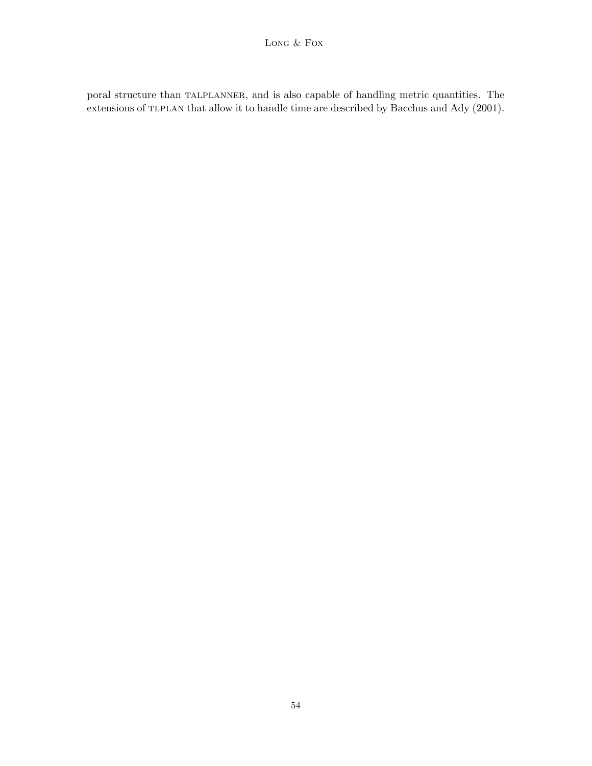poral structure than TALPLANNER, and is also capable of handling metric quantities. The extensions of TLPLAN that allow it to handle time are described by Bacchus and Ady (2001).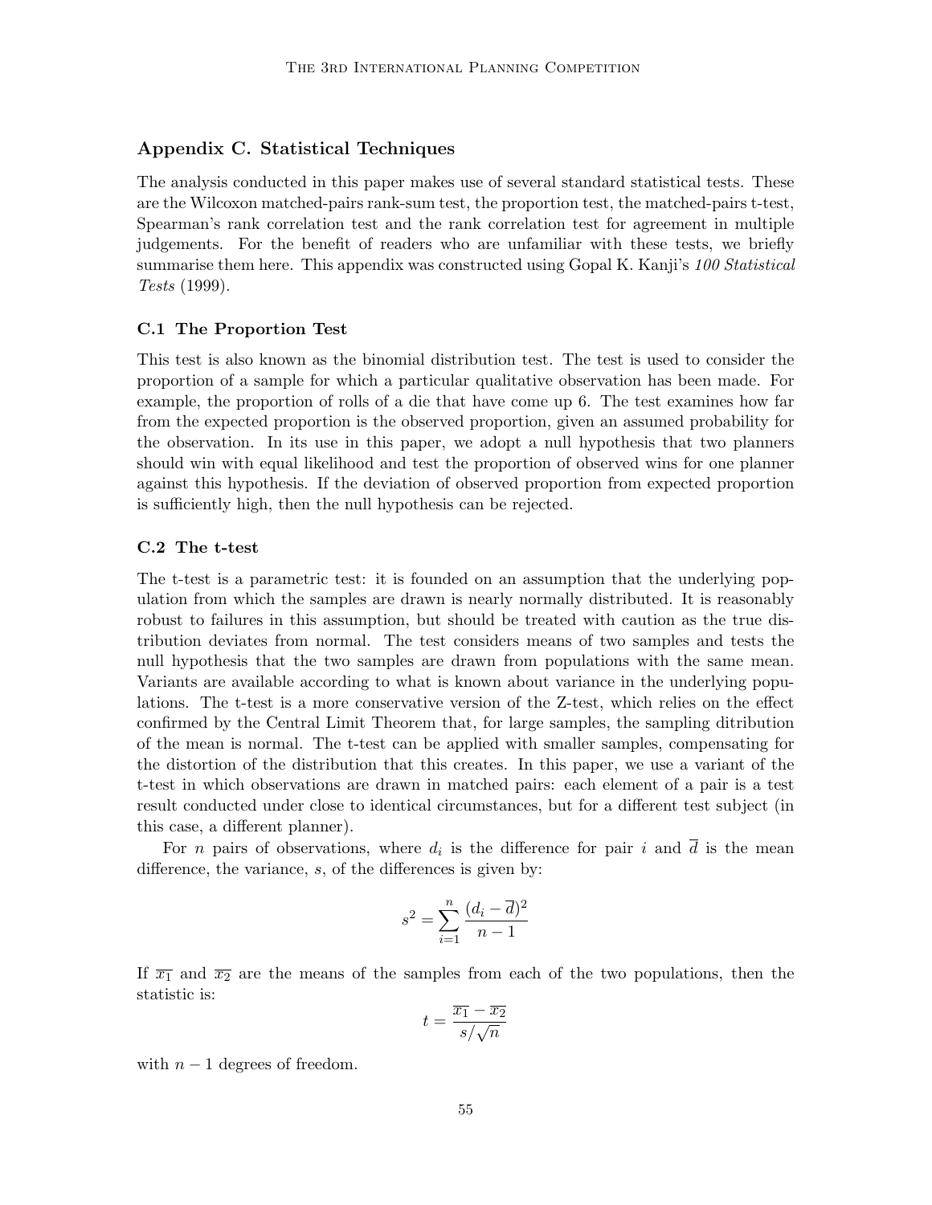## Appendix C. Statistical Techniques

The analysis conducted in this paper makes use of several standard statistical tests. These are the Wilcoxon matched-pairs rank-sum test, the proportion test, the matched-pairs t-test, Spearman's rank correlation test and the rank correlation test for agreement in multiple judgements. For the benefit of readers who are unfamiliar with these tests, we briefly summarise them here. This appendix was constructed using Gopal K. Kanji's *100 Statistical Tests* (1999).

### C.1 The Proportion Test

This test is also known as the binomial distribution test. The test is used to consider the proportion of a sample for which a particular qualitative observation has been made. For example, the proportion of rolls of a die that have come up 6. The test examines how far from the expected proportion is the observed proportion, given an assumed probability for the observation. In its use in this paper, we adopt a null hypothesis that two planners should win with equal likelihood and test the proportion of observed wins for one planner against this hypothesis. If the deviation of observed proportion from expected proportion is sufficiently high, then the null hypothesis can be rejected.

### C.2 The t-test

The t-test is a parametric test: it is founded on an assumption that the underlying population from which the samples are drawn is nearly normally distributed. It is reasonably robust to failures in this assumption, but should be treated with caution as the true distribution deviates from normal. The test considers means of two samples and tests the null hypothesis that the two samples are drawn from populations with the same mean. Variants are available according to what is known about variance in the underlying populations. The t-test is a more conservative version of the Z-test, which relies on the effect confirmed by the Central Limit Theorem that, for large samples, the sampling ditribution of the mean is normal. The t-test can be applied with smaller samples, compensating for the distortion of the distribution that this creates. In this paper, we use a variant of the t-test in which observations are drawn in matched pairs: each element of a pair is a test result conducted under close to identical circumstances, but for a different test subject (in this case, a different planner).

For $n$ pairs of observations, where $d_i$ is the difference for pair $i$ and $\overline{d}$ is the mean difference, the variance, $s$, of the differences is given by:

$$s^2 = \sum_{i=1}^{n} \frac{(d_i - \overline{d})^2}{n-1}$$

If $\overline{x_1}$ and $\overline{x_2}$ are the means of the samples from each of the two populations, then the statistic is:

$$t = \frac{\overline{x_1} - \overline{x_2}}{s/\sqrt{n}}$$

with $n-1$ degrees of freedom.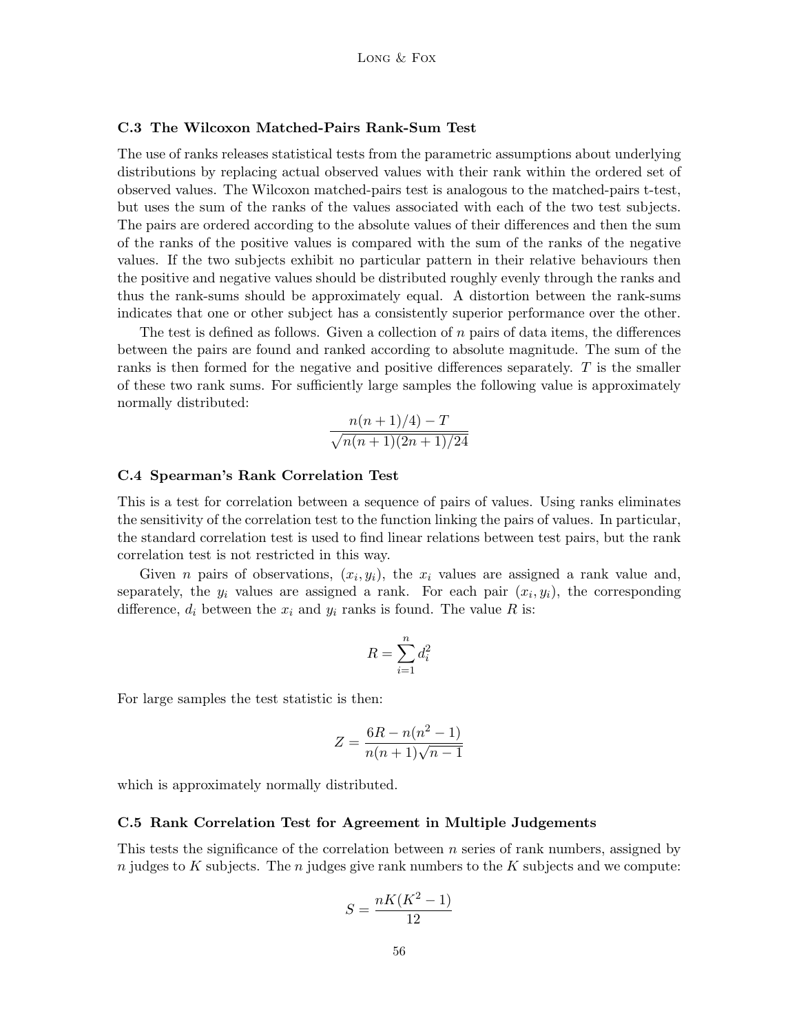### C.3 The Wilcoxon Matched-Pairs Rank-Sum Test

The use of ranks releases statistical tests from the parametric assumptions about underlying distributions by replacing actual observed values with their rank within the ordered set of observed values. The Wilcoxon matched-pairs test is analogous to the matched-pairs t-test, but uses the sum of the ranks of the values associated with each of the two test subjects. The pairs are ordered according to the absolute values of their differences and then the sum of the ranks of the positive values is compared with the sum of the ranks of the negative values. If the two subjects exhibit no particular pattern in their relative behaviours then the positive and negative values should be distributed roughly evenly through the ranks and thus the rank-sums should be approximately equal. A distortion between the rank-sums indicates that one or other subject has a consistently superior performance over the other.

The test is defined as follows. Given a collection of $n$ pairs of data items, the differences between the pairs are found and ranked according to absolute magnitude. The sum of the ranks is then formed for the negative and positive differences separately. $T$ is the smaller of these two rank sums. For sufficiently large samples the following value is approximately normally distributed:

$$\frac{n(n+1)/4) - T}{\sqrt{n(n+1)(2n+1)/24}}$$

### C.4 Spearman's Rank Correlation Test

This is a test for correlation between a sequence of pairs of values. Using ranks eliminates the sensitivity of the correlation test to the function linking the pairs of values. In particular, the standard correlation test is used to find linear relations between test pairs, but the rank correlation test is not restricted in this way.

Given $n$ pairs of observations, $(x_i, y_i)$, the $x_i$ values are assigned a rank value and, separately, the $y_i$ values are assigned a rank. For each pair $(x_i, y_i)$, the corresponding difference, $d_i$ between the $x_i$ and $y_i$ ranks is found. The value $R$ is:

$$R = \sum_{i=1}^{n} d_i^2$$

For large samples the test statistic is then:

$$Z = \frac{6R - n(n^2-1)}{n(n+1)\sqrt{n-1}}$$

which is approximately normally distributed.

### C.5 Rank Correlation Test for Agreement in Multiple Judgements

This tests the significance of the correlation between $n$ series of rank numbers, assigned by $n$ judges to $K$ subjects. The $n$ judges give rank numbers to the $K$ subjects and we compute:

$$S = \frac{nK(K^2-1)}{12}$$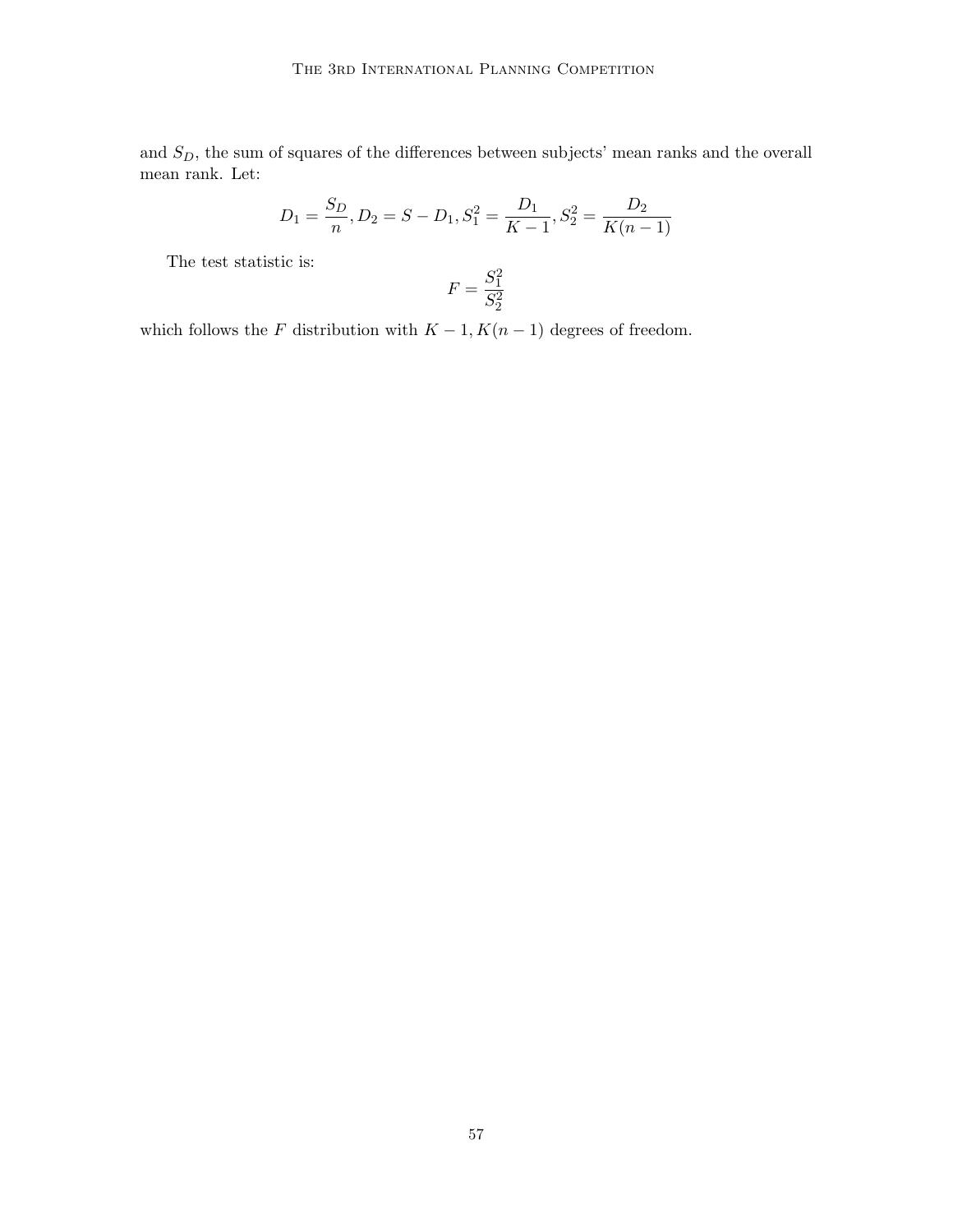and $S_D$, the sum of squares of the differences between subjects' mean ranks and the overall mean rank. Let:

$$D_1 = \frac{S_D}{n}, D_2 = S - D_1, S_1^2 = \frac{D_1}{K-1}, S_2^2 = \frac{D_2}{K(n-1)}$$

The test statistic is:

$$F = \frac{S_1^2}{S_2^2}$$

which follows the $F$ distribution with $K-1, K(n-1)$ degrees of freedom.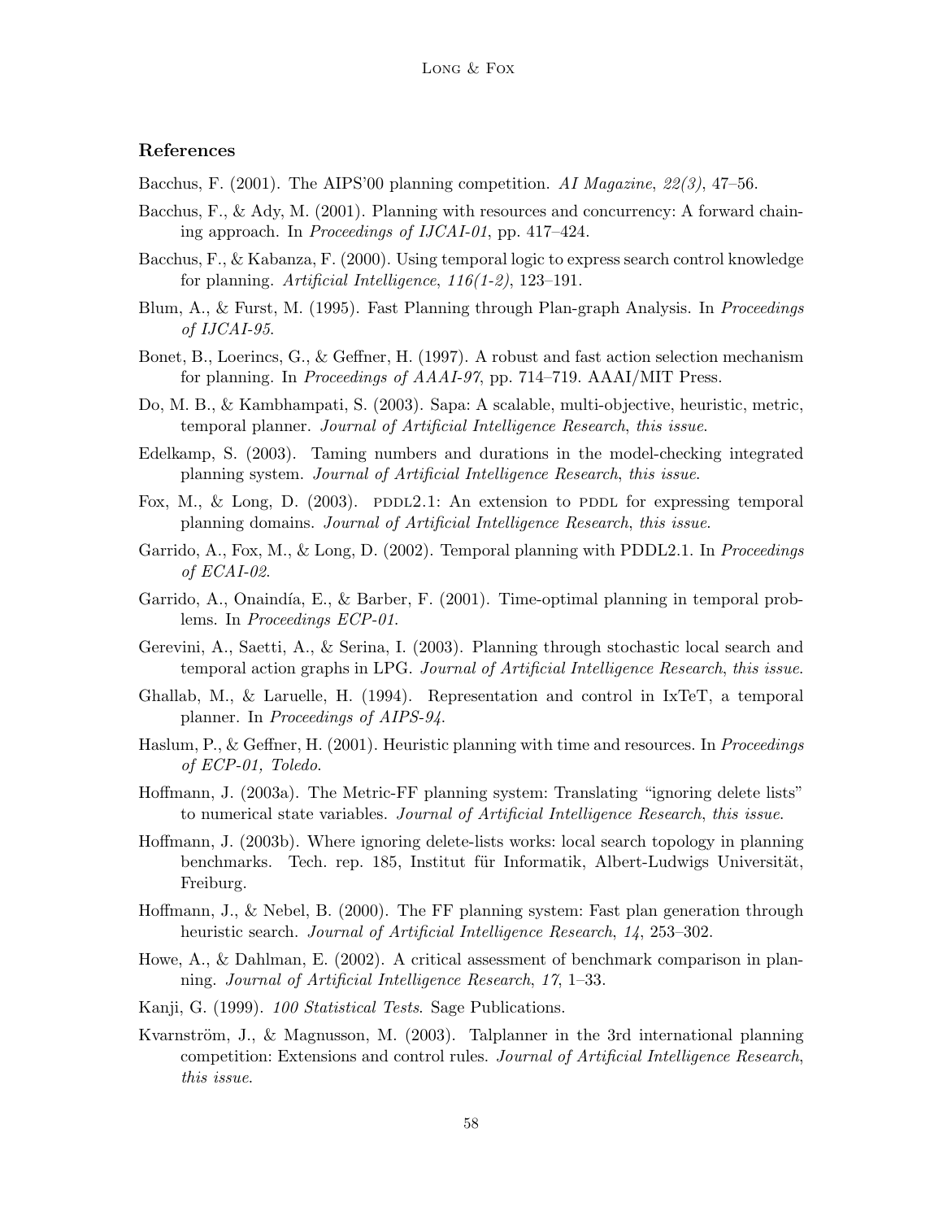## References

Bacchus, F. (2001). The AIPS'00 planning competition. *AI Magazine*, *22(3)*, 47–56.

Bacchus, F., & Ady, M. (2001). Planning with resources and concurrency: A forward chaining approach. In *Proceedings of IJCAI-01*, pp. 417–424.

Bacchus, F., & Kabanza, F. (2000). Using temporal logic to express search control knowledge for planning. *Artificial Intelligence*, *116(1-2)*, 123–191.

Blum, A., & Furst, M. (1995). Fast Planning through Plan-graph Analysis. In *Proceedings of IJCAI-95*.

Bonet, B., Loerincs, G., & Geffner, H. (1997). A robust and fast action selection mechanism for planning. In *Proceedings of AAAI-97*, pp. 714–719. AAAI/MIT Press.

Do, M. B., & Kambhampati, S. (2003). Sapa: A scalable, multi-objective, heuristic, metric, temporal planner. *Journal of Artificial Intelligence Research*, *this issue*.

Edelkamp, S. (2003). Taming numbers and durations in the model-checking integrated planning system. *Journal of Artificial Intelligence Research*, *this issue*.

Fox, M., & Long, D. (2003). PDDL2.1: An extension to PDDL for expressing temporal planning domains. *Journal of Artificial Intelligence Research*, *this issue*.

Garrido, A., Fox, M., & Long, D. (2002). Temporal planning with PDDL2.1. In *Proceedings of ECAI-02*.

Garrido, A., Onaindía, E., & Barber, F. (2001). Time-optimal planning in temporal problems. In *Proceedings ECP-01*.

Gerevini, A., Saetti, A., & Serina, I. (2003). Planning through stochastic local search and temporal action graphs in LPG. *Journal of Artificial Intelligence Research*, *this issue*.

Ghallab, M., & Laruelle, H. (1994). Representation and control in IxTeT, a temporal planner. In *Proceedings of AIPS-94*.

Haslum, P., & Geffner, H. (2001). Heuristic planning with time and resources. In *Proceedings of ECP-01, Toledo*.

Hoffmann, J. (2003a). The Metric-FF planning system: Translating "ignoring delete lists" to numerical state variables. *Journal of Artificial Intelligence Research*, *this issue*.

Hoffmann, J. (2003b). Where ignoring delete-lists works: local search topology in planning benchmarks. Tech. rep. 185, Institut für Informatik, Albert-Ludwigs Universität, Freiburg.

Hoffmann, J., & Nebel, B. (2000). The FF planning system: Fast plan generation through heuristic search. *Journal of Artificial Intelligence Research*, *14*, 253–302.

Howe, A., & Dahlman, E. (2002). A critical assessment of benchmark comparison in planning. *Journal of Artificial Intelligence Research*, *17*, 1–33.

Kanji, G. (1999). *100 Statistical Tests*. Sage Publications.

Kvarnström, J., & Magnusson, M. (2003). Talplanner in the 3rd international planning competition: Extensions and control rules. *Journal of Artificial Intelligence Research*, *this issue*.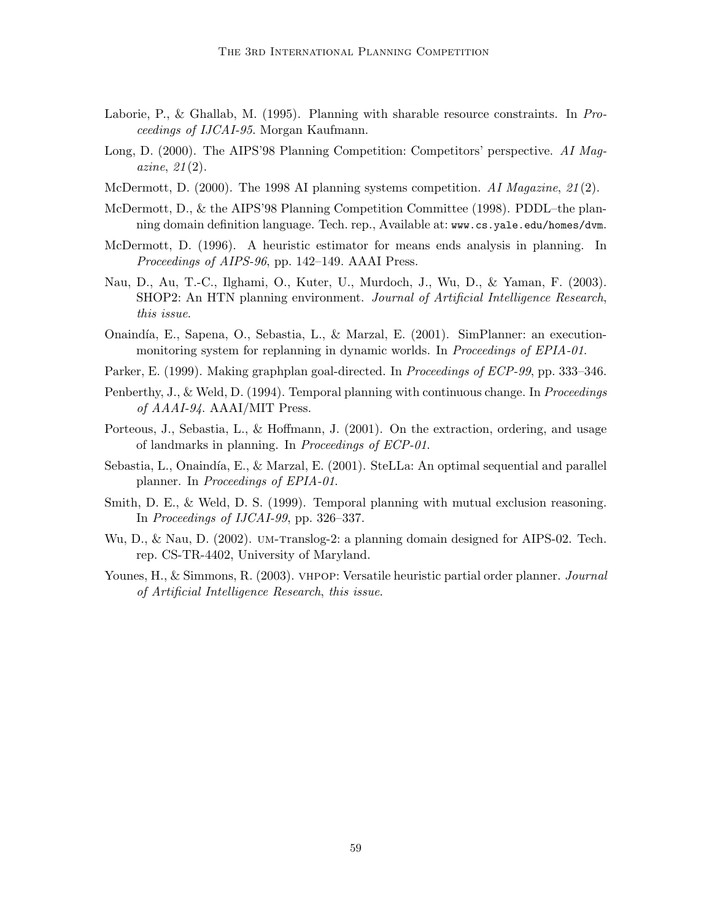Laborie, P., & Ghallab, M. (1995). Planning with sharable resource constraints. In *Proceedings of IJCAI-95*. Morgan Kaufmann.

Long, D. (2000). The AIPS'98 Planning Competition: Competitors' perspective. *AI Magazine*, *21*(2).

McDermott, D. (2000). The 1998 AI planning systems competition. *AI Magazine*, *21*(2).

McDermott, D., & the AIPS'98 Planning Competition Committee (1998). PDDL–the planning domain definition language. Tech. rep., Available at: `www.cs.yale.edu/homes/dvm`.

McDermott, D. (1996). A heuristic estimator for means ends analysis in planning. In *Proceedings of AIPS-96*, pp. 142–149. AAAI Press.

Nau, D., Au, T.-C., Ilghami, O., Kuter, U., Murdoch, J., Wu, D., & Yaman, F. (2003). SHOP2: An HTN planning environment. *Journal of Artificial Intelligence Research*, *this issue*.

Onaindía, E., Sapena, O., Sebastia, L., & Marzal, E. (2001). SimPlanner: an execution-monitoring system for replanning in dynamic worlds. In *Proceedings of EPIA-01*.

Parker, E. (1999). Making graphplan goal-directed. In *Proceedings of ECP-99*, pp. 333–346.

Penberthy, J., & Weld, D. (1994). Temporal planning with continuous change. In *Proceedings of AAAI-94*. AAAI/MIT Press.

Porteous, J., Sebastia, L., & Hoffmann, J. (2001). On the extraction, ordering, and usage of landmarks in planning. In *Proceedings of ECP-01*.

Sebastia, L., Onaindía, E., & Marzal, E. (2001). SteLLa: An optimal sequential and parallel planner. In *Proceedings of EPIA-01*.

Smith, D. E., & Weld, D. S. (1999). Temporal planning with mutual exclusion reasoning. In *Proceedings of IJCAI-99*, pp. 326–337.

Wu, D., & Nau, D. (2002). UM-Translog-2: a planning domain designed for AIPS-02. Tech. rep. CS-TR-4402, University of Maryland.

Younes, H., & Simmons, R. (2003). VHPOP: Versatile heuristic partial order planner. *Journal of Artificial Intelligence Research*, *this issue*.